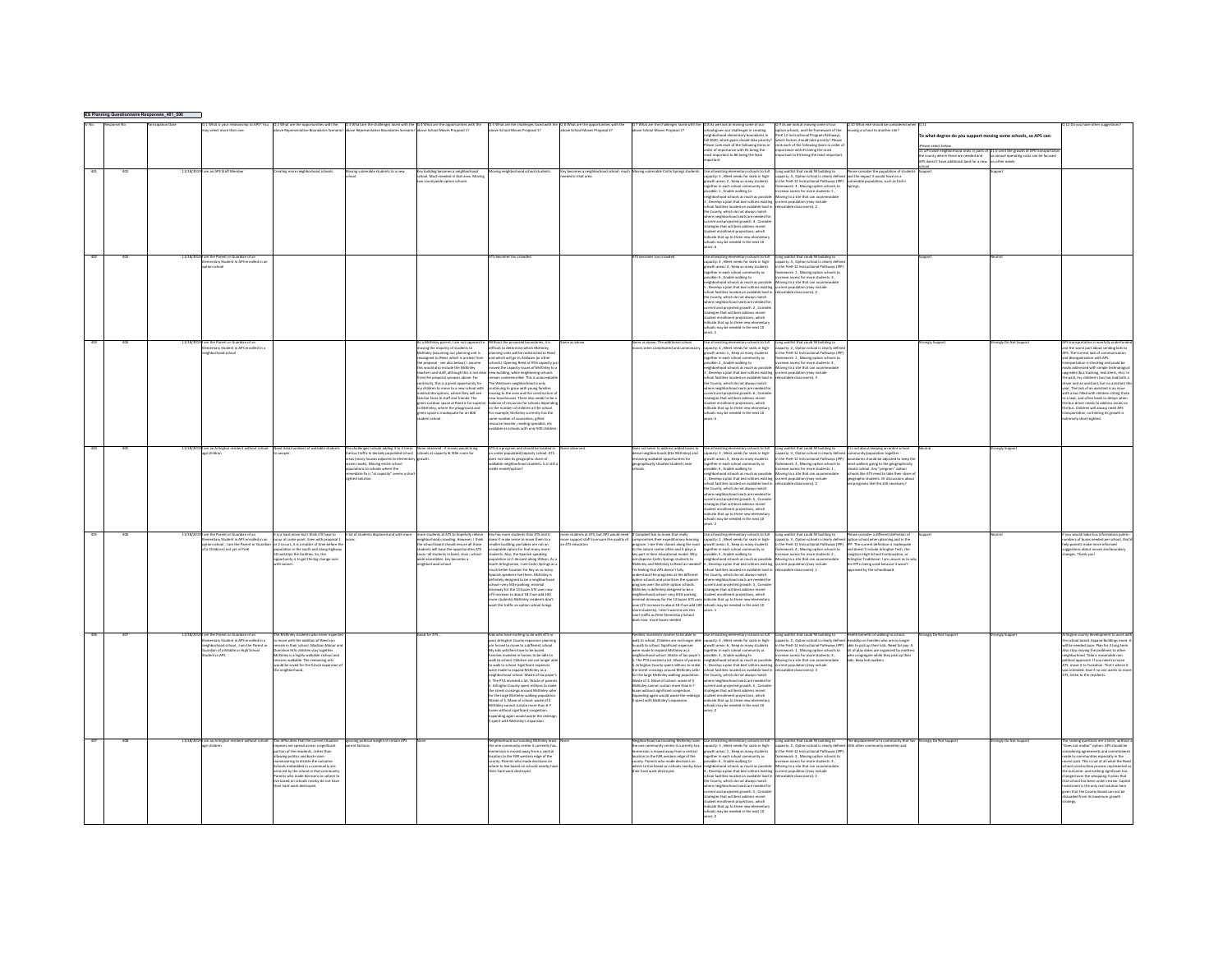**ES Planning Questionnaire Responses_401_500**

| ID No. | Response No. | Participation Date | Q.1 What is your relationship to APS? You may select more than one. | Q.2 What are the opportunities with the above Representative Boundaries Scenario? | Q.3 What are the challenges faced with the above Representative Boundaries Scenario? | Q.4 What are the opportunities with the above School Moves Proposal 1? | Q.5 What are the challenges faced with the above School Moves Proposal 1? | Q.6 What are the opportunities with the above School Moves Proposal 2? | Q.7 What are the challenges faced with the above School Moves Proposal 2? | Q.8 As we look at moving some of our schools given our challenges in creating neighborhood elementary boundaries in Fall 2020, which goals should take priority? Please rank each of the following items in order of importance with #1 being the most important to #8 being the least important. | Q.9 As we look at moving some of our option schools, and the framework of the PreK-12 Instructional Program Pathways, which factors should take priority? Please rank each of the following items in order of importance with #1 being the most important to #4 being the least important. | Q.10 What else should be considered when moving a school to another site? | Q.11 To what degree do you support moving some schools, so APS can: (Please select below) 11.a Provide neighborhood seats in parts of the county where there are needed and APS doesn't have additional land for a new school | 11.b Limit the growth of APS transportation so annual operating costs can be focused on other needs | Q.12 Do you have other suggestions? |
|---|---|---|---|---|---|---|---|---|---|---|---|---|---|---|---|
| 401 | 402 | 11/18/2019 | I am an APS Staff Member | Creating more neighborhood schools. | Moving vulnerable students to a new school. | Key building becomes a neighborhood school. Much needed in that area. Moving two countywide option schools. | Moving neighborhood schools. | Key becomes a neighborhood school - much needed in that area. | Moving vulnerable Carlin Springs students. | Use all existing elementary schools to full capacity: 5 , Meet needs for seats in high-growth areas: 2 , Keep as many students together in each school community as possible: 1 , Enable walking to neighborhood schools as much as possible: 7 , Develop a plan that best utilizes existing school facilities located on available land in the County, which do not always match where neighborhood seats are needed for current and projected growth: 4 , Consider strategies that will best address recent student enrollment projections, which indicate that up to three new elementary schools may be needed in the next 10 years: 8 | Long waitlist that could fill building to capacity: 3 , Option school is clearly defined in the PreK-12 Instructional Pathways (IPP) framework: 4 , Moving option schools to increase access for more students: 1 , Moving to a site that can accommodate current population (may include relocatable classrooms): 2 | Please consider the population of students and the impact it would have on a vulnerable population, such as Carlin Springs. | Support | Support | |
| 402 | 403 | 11/18/2019 | I am the Parent or Guardian of an Elementary Student in APS enrolled in an option school | | | | ATS becomes too crowded | | ATS becomes too crowded | Use all existing elementary schools to full capacity: 4 , Meet needs for seats in high-growth areas: 3 , Keep as many students together in each school community as possible: 6 , Enable walking to neighborhood schools as much as possible: 5 , Develop a plan that best utilizes existing school facilities located on available land in the County, which do not always match where neighborhood seats are needed for current and projected growth: 2 , Consider strategies that will best address recent student enrollment projections, which indicate that up to three new elementary schools may be needed in the next 10 years: 1 | Long waitlist that could fill building to capacity: 4 , Option school is clearly defined in the PreK-12 Instructional Pathways (IPP) framework: 1 , Moving option schools to increase access for more students: 3 , Moving to a site that can accommodate current population (may include relocatable classrooms): 2 | | Support | Neutral | |
| 403 | 404 | 11/18/2019 | I am the Parent or Guardian of an Elementary Student in APS enrolled in a neighborhood school | | | As a McKinley parent, I am not opposed to moving the majority of students to McKinley (assuming our planning unit is reassigned to Reed, which is unclear from the proposal - see also below). I assume this would also include the McKinley teachers and staff, although this is not clear from the proposal synopsis above. For continuity, this is a great opportunity for my children to move to a new school with minimal disruptions, where they will see familiar faces in staff and friends. The green outdoor space at Reed is far superior to McKinley, where the playground and green space is inadequate for an 800 student school. | Without the proposed boundaries, it is difficult to determine which McKinley planning units will be redistricted to Reed and which will go to Ashlawn (or other schools). Opening Reed at 95% capacity just moved the capacity issues of McKinley to a new building, while neighboring schools remain underenrolled. This is unacceptable. The Westover neighborhood is only continuing to grow with young families moving to the area and the construction of new townhouses. There also needs to be a balance of resources for schools depending on the number of children at the school. For example, McKinley currently has the same number of counselors, gifted resource teacher, reading specialist, etc available as schools with only 500 children. | Same as above | Same as above. The additional school moves seem complicated and unnecessary. | Use all existing elementary schools to full capacity: 4 , Meet needs for seats in high-growth areas: 1 , Keep as many students together in each school community as possible: 2 , Enable walking to neighborhood schools as much as possible: 3 , Develop a plan that best utilizes existing school facilities located on available land in the County, which do not always match where neighborhood seats are needed for current and projected growth: 6 , Consider strategies that will best address recent student enrollment projections, which indicate that up to three new elementary schools may be needed in the next 10 years: 5 | Long waitlist that could fill building to capacity: 2 , Option school is clearly defined in the PreK-12 Instructional Pathways (IPP) framework: 1 , Moving option schools to increase access for more students: 4 , Moving to a site that can accommodate current population (may include relocatable classrooms): 3 | | Strongly Support | Strongly Do Not Support | APS transportation is woefully underfunded and the worst part about sending kids to APS. The current lack of communication and disorganization with APS transportation is shocking and could be easily addressed with simple technological upgrades (bus tracking, text alerts, etc). In the past, my children's bus has had both a driver and an assistant, but no assistant this year. The lack of an assistant is an issue with a bus filled with children sitting three to a seat, and often leads to delays when the bus driver needs to address issues on the bus. Children will always need APS transportation, so limiting its growth is extremely short-sighted. |
| 404 | 405 | 11/18/2019 | I am an Arlington resident without school-age children | Need data/numbers of available students to answer. | The challenges include adding 3 to 4 times the bus traffic in densely populated school areas (many houses adjacent to elementary access roads). Moving entire school populations to schools where the immediate focus "at capacity" seems a short-sighted solution. | None observed - it moves would bring schools at capacity & little room for growth. | ATS is a program and should be located in an under-populated/capacity school. ATS does not take its geographic share of available neighborhood students. Is it still a viable model/option? | None observed. | Does not seem to address added buses to dense neighborhoods (like McKinley) and removing walkable opportunities for geographically situated students near schools. | Use all existing elementary schools to full capacity: 3 , Meet needs for seats in high-growth areas: 4 , Keep as many students together in each school community as possible: 6 , Enable walking to neighborhood schools as much as possible: 1 , Develop a plan that best utilizes existing school facilities located on available land in the County, which do not always match where neighborhood seats are needed for current and projected growth: 5 , Consider strategies that will best address recent student enrollment projections, which indicate that up to three new elementary schools may be needed in the next 10 years: 2 | Long waitlist that could fill building to capacity: 1 , Option school is clearly defined in the PreK-12 Instructional Pathways (IPP) framework: 4 , Moving option schools to increase access for more students: 3 , Moving to a site that can accommodate current population (may include relocatable classrooms): 2 | It's not about keeping an entire school community/population together - boundaries should be adjusted to keep the most walkers going to the geographically closest school. Any "program" option schools like ATS need to take their share of geographic students. Or discussions about are programs like this still necessary? | Neutral | Strongly Support | |
| 405 | 406 | 11/18/2019 | I am the Parent or Guardian of an Elementary Student in APS enrolled in an option school , I am the Parent or Guardian of a Child(ren) not yet in PreK | It is a hard move but I think it'll have to occur at some point. Even with proposal 1 or 2 occurs, it is a matter of time before the population in the south and along highway 50 outstrips the facilities. So, the opportunity is to get the big change over with sooner. | A lot of students displaced and with more buses. | more students at ATS to hopefully relieve neighborhood crowding. However, I think the school board should ensure all those students will have the opportunities ATS touts--all students in band, choir, school-wide assemblies. Key becomes a neighborhood school | Key has more students than ATS and it doesn't make sense to move them to a smaller building; portables are not an acceptable option for that many more students. Also, the Spanish speaking population isn't dense along Wilson. As a South Arlingtonian, I see Carlin Springs as a much better location for Key as so many Spanish speakers live there. McKinley is definitely designed to be a neighborhood school--very little parking, minimal driveway for the 13 buses ATS uses now (ATS increase to about 18 if we add 100 more students) McKinley residents don't want the traffic an option school brings. | more students at ATS, but APS would need more support staff to ensure the quality of an ATS education | If Campbell has to move that really compromises their expeditionary learning program. I see their classes along the road to the nature center often and it plays a key part in their educational model. Why not disperse Carlin Springs students to McKinley and McKinley to Reed as needed? I'm feeling that APS doesn't fully understand the programs at the different option schools and prioritizes the Spanish program over the other option schools. McKinley is definitely designed to be a neighborhood school--very little parking, minimal driveway for the 13 buses ATS uses now (ATS increase to about 18 if we add 100 more students). I don't want to see this snarl traffic as Reed Elementary School does now. more buses needed | Use all existing elementary schools to full capacity: 2 , Meet needs for seats in high-growth areas: 4 , Keep as many students together in each school community as possible: 5 , Enable walking to neighborhood schools as much as possible: 6 , Develop a plan that best utilizes existing school facilities located on available land in the County, which do not always match where neighborhood seats are needed for current and projected growth: 3 , Consider strategies that will best address recent student enrollment projections, which indicate that up to three new elementary schools may be needed in the next 10 years: 1 | Long waitlist that could fill building to capacity: 2 , Option school is clearly defined in the PreK-12 Instructional Pathways (IPP) framework: 3 , Moving option schools to increase access for more students: 4 , Moving to a site that can accommodate current population (may include relocatable classrooms): 1 | Please consider a different definition of option school when planning and in the IPP. The current definition is inadequate and doesn't include Arlington Tech, the Langston High School Continuation, or Arlington Traditional. I am unsure as to why the IPP is being used because it wasn't approved by the schoolboard. | Support | Neutral | If you would make bus information public--numbers of buses needed per school, that'd help parents make more informed suggestions about moves and boundary changes. Thank you! |
| 406 | 407 | 11/18/2019 | I am the Parent or Guardian of an Elementary Student in APS enrolled in a neighborhood school , I am the Parent or Guardian of a Middle or High School Student in APS | The McKinley students who move expected to move with the addition of Reed can remain in their school. Madison Manor and Dominion Hills children stay together. McKinley is a highly walkable school and remains walkable. The remaining site would be saved for the future expansion of the neighborhood. | | Good for ATS... | Kids who have nothing to do with ATS or poor Arlington County expansion planning are forced to move to a different school. My kids will then have to be bussed. Families invested in homes to be able to walk to school. Children are not longer able to walk to school. Significant expenses were made to expand McKinley as a neighborhood school. Waste of tax payer's $. The PTA invested a lot. Waste of parents $. Arlington County spent millions to make the street crossings around McKinley safer for the large McKinley walking population. Waste of $. Move of school: waste of $. McKinley cannot sustain more than 6-7 buses without significant congestion. Expanding again would waste the redesign $ spent with McKinley's expansion. | None | Families invested in homes to be able to walk to school. Children are not longer able to walk to school. Significant expenses were made to expand McKinley as a neighborhood school. Waste of tax payer's $. The PTA invested a lot. Waste of parents $. Arlington County spent millions to make the street crossings around McKinley safer for the large McKinley walking population. Waste of $. Move of school: waste of $. McKinley cannot sustain more than 6-7 buses without significant congestion. Expanding again would waste the redesign $ spent with McKinley's expansion. | Use all existing elementary schools to full capacity: 6 , Meet needs for seats in high-growth areas: 4 , Keep as many students together in each school community as possible: 3 , Enable walking to neighborhood schools as much as possible: 1 , Develop a plan that best utilizes existing school facilities located on available land in the County, which do not always match where neighborhood seats are needed for current and projected growth: 5 , Consider strategies that will best address recent student enrollment projections, which indicate that up to three new elementary schools may be needed in the next 10 years: 2 | Long waitlist that could fill building to capacity: 2 , Option school is clearly defined in the PreK-12 Instructional Pathways (IPP) framework: 1 , Moving option schools to increase access for more students: 4 , Moving to a site that can accommodate current population (may include relocatable classrooms): 3 | Health benefits of walking to school. Hardship on families who are no longer able to pick up their kids. Need for pay. A lot of play dates are organized by mothers who congregate while they pick up their kids. Keep kids walkers. | Strongly Do Not Support | Strongly Support | Arlington county development: 5 caves with the school board. Expand Buildings more. It will be needed soon. Plan for it long term. Also stop moving the problems to other neighborhood. Take a reasonable non political approach. If you need to move ATS, move it to Tuckahoe. That's where it was intended. And if no one wants to move ATS, listen to the residents. |
| 407 | 408 | 11/18/2019 | I am an Arlington resident without school-age children | The difficulties that the current situation imposes are spread across a significant portion of the residents, rather than allowing politics and back-room maneuvering to dictate the outcome. Schools embedded in a community are serviced by the school in that community. Parents who made decisions on where to live based on schools nearby do not have their hard work destroyed. | Ignoring political weight of certain APS parent factions. | None | Neighborhood surrounding McKinley loses the one community center it currently has. Immersion is moved away from a central location to the FAR western edge of the county. Parents who made decisions on where to live based on schools nearby have their hard work destroyed. | None | Neighborhood surrounding McKinley loses the one community center it currently has. Immersion is moved away from a central location to the FAR western edge of the county. Parents who made decisions on where to live based on schools nearby have their hard work destroyed. | Use all existing elementary schools to full capacity: 3 , Meet needs for seats in high-growth areas: 5 , Keep as many students together in each school community as possible: 1 , Enable walking to neighborhood schools as much as possible: 6 , Develop a plan that best utilizes existing school facilities located on available land in the County, which do not always match where neighborhood seats are needed for current and projected growth: 4 , Consider strategies that will best address recent student enrollment projections, which indicate that up to three new elementary schools may be needed in the next 10 years: 2 | Long waitlist that could fill building to capacity: 2 , Option school is clearly defined in the PreK-12 Instructional Pathways (IPP) framework: 3 , Moving option schools to increase access for more students: 4 , Moving to a site that can accommodate current population (may include relocatable classrooms): 1 | The displacement of a community that has little other community amenities and | Strongly Do Not Support | Strongly Do Not Support | The ranking questions are a farce; without a "Does not matter" option. APS should be considering agreements and commitments made to communities especially in the recent past. This is not at all what the Reed school construction process represented as the outcome- and nothing significant has changed over the whopping 4 years that that school has been under review. Capital investment is the only real solution here given that the County Board can not be dissuaded from its maximum growth strategy. |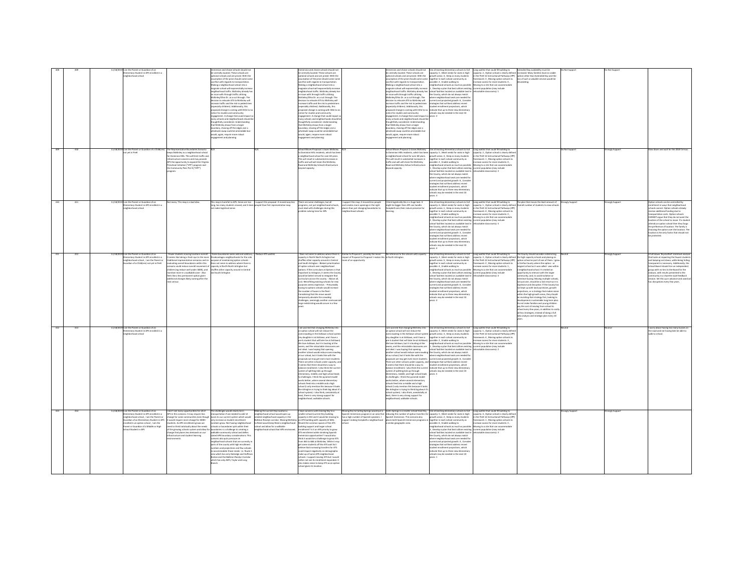| | | | | | | | | | | | | | | | | |
|---|---|---|---|---|---|---|---|---|---|---|---|---|---|---|---|---|
| 408 | 409 | 11/18/2019 | I am the Parent or Guardian of an Elementary Student in APS enrolled in a neighborhood school | | Immersion and choice schools should not be centrally located. These schools are optional schools and are prized. With the assumption of the prize should come some sacrifice with regards to transportation. Making a neighborhood school into a magnate school will exponentially increase neighborhood traffic. McKinley already has an issue with through traffic utilizing McKinley/Ohio Dr. as a cut through. The decision to relocate ATS to McKinley will increase traffic and the risk to pedestrians (especially children). Additionally, this proposed change is coming with little to no notice for student and community engagement. A change that could impact so many schools and neighborhoods should be thoughtfully considered. Understanding that McKinley draws from a larger boundary, shaving off the edges vice a wholesale swap could be amendable but would, again, require more robust engagement and planning. | | Immersion and choice schools should not be centrally located. These schools are optional schools and are prized. With the assumption of the prize should come some sacrifice with regards to transportation. Making a neighborhood school into a magnate school will exponentially increase neighborhood traffic. McKinley already has an issue with through traffic utilizing McKinley/Ohio Dr. as a cut through. The decision to relocate ATS to McKinley will increase traffic and the risk to pedestrians (especially children). Additionally, this proposed change is coming with little to no notice for student and community engagement. A change that could impact so many schools and neighborhoods should be thoughtfully considered. Understanding that McKinley draws from a larger boundary, shaving off the edges vice a wholesale swap could be amendable but would, again, require more robust engagement and planning. | | Immersion and choice schools should not be centrally located. These schools are optional schools and are prized. With the assumption of the prize should come some sacrifice with regards to transportation. Making a neighborhood school into a magnate school will exponentially increase neighborhood traffic. McKinley already has an issue with through traffic utilizing McKinley/Ohio Dr. as a cut through. The decision to relocate ATS to McKinley will increase traffic and the risk to pedestrians (especially children). Additionally, this proposed change is coming with little to no notice for student and community engagement. A change that could impact so many schools and neighborhoods should be thoughtfully considered. Understanding that McKinley draws from a larger boundary, shaving off the edges vice a wholesale swap could be amendable but would, again, require more robust engagement and planning. | Use attending elementary schools to full capacity: 5 , Meet needs for seats in high-growth areas: 3 , Keep as many students together in each school community as possible: 2 , Enable walking to neighborhood schools as much as possible: 1 , Develop a plan that best utilizes existing school facilities located on available land in the County, which do not always match where neighborhood seats are needed for current and projected growth: 6 , Consider strategies that will best address recent student enrollment projections, which indicate that up to three new elementary schools may be needed in the next 10 years: 4 | Long waitlist that could fill building to capacity: 2 , Option school is clearly defined in the PreK-12 Instructional Pathways (IPP) framework: 3 , Moving option schools to increase access for more students: 4 , Moving to a site that can accommodate current population (may include relocatable classrooms): 1 | Extended Day availability must be increased. Many families have no viable option other than Extended Day and the loss of such a valuable service would be devastating. | | Do Not Support | Do Not Support | |
| 409 | 410 | 11/18/2019 | I am the Parent or Guardian of a Child(ren) not yet in PreK | The Representative Boundaries Scenario keeps McKinley as a neighborhood school for Dominion Hills. This will limit traffic and infrastructure concerns and may provide APS the opportunity to expand the Virginia Preschool Initiative ("VPI") program and the Community Peer Pre-K ("CPP") program. | N/A | N/A | School Moves Proposal 1 moves McKinley to Dominion Hills residents, which has been a neighborhood school for over 60 years. This will result in substantial increases in traffic and will will strain the McKinley Road and McKinley School infrastructure beyond capacity. | N/A | School Moves Proposal 2 moves McKinley to Dominion Hills residents, which has been a neighborhood school for over 60 years. This will result in substantial increases in traffic and will will strain the McKinley Road and McKinley School infrastructure beyond capacity. | Use attending elementary schools to full capacity: 5 , Meet needs for seats in high-growth areas: 6 , Keep as many students together in each school community as possible: 1 , Enable walking to neighborhood schools as much as possible: 2 , Develop a plan that best utilizes existing school facilities located on available land in the County, which do not always match where neighborhood seats are needed for current and projected growth: 4 , Consider strategies that will best address recent student enrollment projections, which indicate that up to three new elementary schools may be needed in the next 10 years: 3 | Long waitlist that could fill building to capacity: 2 , Option school is clearly defined in the PreK-12 Instructional Pathways (IPP) framework: 1 , Moving option schools to increase access for more students: 4 , Moving to a site that can accommodate current population (may include relocatable classrooms): 3 | | | Do Not Support | Strongly Support | Slow down and wait for the 2020 Census. |
| 410 | 411 | 11/18/2019 | I am the Parent or Guardian of an Elementary Student in APS enrolled in a neighborhood school | Not many. This map is a bad idea. | This map is harmful to APS. Zones are too long, too many students moved, and it does not make logistical sense. | I support this proposal. It moved way less people than first representative map. | There are some challenges, but all programs, not just neighborhood schools, must deal with challenges along this problem solving time for APS. | I support this map. It moved less people and creates more openings in the right places than just changing boundaries to neighborhood schools. | I think logistically this is a huge task. It might be bigger than APS can handle. Complete cost then value preserve for learning. | Use attending elementary schools to full capacity: 6 , Meet needs for seats in high-growth areas: 5 , Keep as many students together in each school community as possible: 1 , Enable walking to neighborhood schools as much as possible: 3 , Develop a plan that best utilizes existing school facilities located on available land in the County, which do not always match where neighborhood seats are needed for current and projected growth: 2 , Consider strategies that will best address recent student enrollment projections, which indicate that up to three new elementary schools may be needed in the next 10 years: 4 | Long waitlist that could fill building to capacity: 1 , Option school is clearly defined in the PreK-12 Instructional Pathways (IPP) framework: 2 , Moving option schools to increase access for more students: 4 , Moving to a site that can accommodate current population (may include relocatable classrooms): 3 | The plan that moves the least amount of Overall number of students to new schools. | | Strongly Support | Strongly Support | Option schools can be controlled by enrollment in ways that neighborhood schools cannot. Option schools already receive additional funding due to transportation costs. Option schools CANNOT argue that they do not want the location of the school to move. If a student attends an option school then they forgo the preference of location. The family is choosing the option over the location. The location is the only factor that should not be protected. |
| 411 | 412 | 11/18/2019 | I am the Parent or Guardian of an Elementary Student in APS enrolled in a neighborhood school , I am the Parent or Guardian of a Child(ren) not yet in PreK | - Fewer students moving locations overall - It seems like taking a fresh eye to the more traditional/representative scenarios and re-evaluating overall boundaries within this scenario could reduce overall movement of children (eg reduce well under 4000?), and maintain more in a walkable zone - Also feels like a less permanent option given additional changes likely coming after the next census | - Some boundaries seem odd and arbitrary - Disadvantages neighborhoods for the sole purpose of maintaining option schools - Does not seem to address where there is capacity in North/North Arlington but shuffles other capacity around in Central and South Arlington | - Reduce ATS waitlist | - Does not seem to address where there is capacity in North/North Arlington but shuffles other capacity around in Central and South Arlington - Blatant prioritization of option schools over neighborhood options. If the curriculum at Options is that important to Arlington, it seems the County would be better served to integrate that curriculum across the county - Above all, cost. Retrofitting existing schools for new purposes seems expensive - Presumably, busing to options schools would increase the number of buses in the fleet - Considering that the move would temporarily alleviate the crowding challenges, seemingly another controversial large redistricting would occur in a few years | Similar to Proposal 1, possibly the lesser impact of Proposal 2 to Proposal 1 makes this more of an opportunity | No reference to the schools with capacity in North Arlington | Use attending elementary schools to full capacity: 2 , Meet needs for seats in high-growth areas: 5 , Keep as many students together in each school community as possible: 3 , Enable walking to neighborhood schools as much as possible: 4 , Develop a plan that best utilizes existing school facilities located on available land in the County, which do not always match where neighborhood seats are needed for current and projected growth: 1 , Consider strategies that will best address recent student enrollment projections, which indicate that up to three new elementary schools may be needed in the next 10 years: 6 | Long waitlist that could fill building to capacity: 3 , Option school is clearly defined in the PreK-12 Instructional Pathways (IPP) framework: 1 , Moving option schools to increase access for more students: 4 , Moving to a site that can accommodate current population (may include relocatable classrooms): 2 | The County should consider redistricting the high capacity schools and placing an option school as part of one of them. I grew in Fairfax County where the option - or magnet school as it was called - was within a neighborhood school. It created an opportunity to interact with the larger community, and, to avoid isolation or extensive busing. Moving multiple schools, not just one, should be a last resort as it is expensive and disruptive. If the County has not kept up with land purchases, growth projections, or a strategy that makes sense within the high growth areas, they should be revisiting that strategy first, looking to development a sustainable long term plan. Do not make families and young children pay the cost of moving from school to school every few years, in addition to costly ad-hoc strategies, instead of doing a full data analysis and strategic plan every 10 years. | Neutral | | Strongly Support | A full blown "Brystal Ball" statistical analysis that looks at impacting the fewest students and keeping cost down, while being fully transparent to everyone. Additionally, the School Board should hire an independent group with no ties to the Board for the analysis, with results presented to the community in a charette style feedback session. Set this up in advance and avoid ad hoc disruptions every few years. |
| 412 | 413 | 11/18/2019 | I am the Parent or Guardian of an Elementary Student in APS enrolled in a neighborhood school | | | | I am worried that changing McKinley into an option school will not reduce the overcrowding in the Ashlawn school system (my daughter is at Ashlawn, and I have a pre-k student that will later be at Ashlawn). We love Ashlawn, but it is busting at the seams, and the relocatable classrooms are not ideal. I was hoping that opening another school would reduce overcrowding at our school, but it looks like with the proposals we may get even more students. There are other schools under capacity, and it seems that there should be a way to balance enrollment. I also think the current system of splitting kids up through elementary, middle, and high school leads to challenges. I think the pyramid model works better, where several elementary schools feed into a middle and a high school (I only mention this because it looks like Arlington is trying to think big about it's school system). I also think, anecdotally at least, there is very strong support for neighborhood, walkable schools. | | I am worried that changing McKinley into an option school will not reduce the overcrowding in the Ashlawn school system (my daughter is at Ashlawn, and I have a pre-k student that will later be at Ashlawn). We love Ashlawn, but it is busting at the seams, and the relocatable classrooms are not ideal. I was hoping that opening another school would reduce overcrowding at our school, but it looks like with the proposals we may get even more students. There are other schools under capacity, and it seems that there should be a way to balance enrollment. I also think the current system of splitting kids up through elementary, middle, and high school leads to challenges. I think the pyramid model works better, where several elementary schools feed into a middle and a high school (I only mention this because it looks like Arlington is trying to think big about it's school system). I also think, anecdotally at least, there is very strong support for neighborhood, walkable schools. | Use attending elementary schools to full capacity: 4 , Meet needs for seats in high-growth areas: 6 , Keep as many students together in each school community as possible: 2 , Enable walking to neighborhood schools as much as possible: 1 , Develop a plan that best utilizes existing school facilities located on available land in the County, which do not always match where neighborhood seats are needed for current and projected growth: 3 , Consider strategies that will best address recent student enrollment projections, which indicate that up to three new elementary schools may be needed in the next 10 years: 5 | Long waitlist that could fill building to capacity: 3 , Option school is clearly defined in the PreK-12 Instructional Pathways (IPP) framework: 1 , Moving option schools to increase access for more students: 4 , Moving to a site that can accommodate current population (may include relocatable classrooms): 2 | | | Neutral | Neutral | I worry about having too many buses on the road and not having kids be able to walk to school. |
| 413 | 414 | 11/18/2019 | I am the Parent or Guardian of an Elementary Student in APS enrolled in a neighborhood school , I am the Parent or Guardian of an Elementary Student in APS enrolled in an option school , I am the Parent or Guardian of a Middle or High School Student in APS | I don't see many opportunities for all of APS in this scenario. It may require less change for some communities even though it would require more change for 6000+ students. As APS enrollment grows we need to think holistically about the needs of the growing schools system and allow for change that places less demands on our infrastructure and student learning environments. | The challenges would clearly be in transportation if we needed to add 12 buses to our current system which would only increase as student enrollment numbers grow. Not having neighborhood schools as boundaries split within their boundaries is a challenge to creating a walkable community school and defies stated APS boundary considerations. This scenario also puts pressure on neighborhood schools that are currently in parts of the county with high enrollment numbers and projections and few schools to accommodate those needs- i.e. Route 1 area which has only Oakridge and Hoffman Boston and the Ballston-Rosslyn Corridor which has only ASFS, Taylor and Long Branch. | Making the current Key location a neighborhood school would open up needed neighborhood capacity in the Ballston-Rosslyn corridor. Moving McKinley to Reed would keep Reed a neighborhood school and allow for a walkable neighborhood school that APS envisioned. | I have concerns with moving Key to a smaller school (current Key building capacity is 659 and it would be moving to an ATS building with capacity of 466). Should the commonalities of the ATS building support and larger school enrollment? Is it an APS priority to grow ATS enrollment while shrinking Spanish Immersion opportunities? I would also think it would be a challenge to grow ATS from 466 to 684 at McKinley. While it may get some students off the ATS wait list I believe that increasing transfers for ATS could impact negatively on demographic make up of some APS neighborhood schools. I support moving ATS but I would rather not see its enrollment expanded. It also makes sense to keep ATS as an option school given its location. | Moving Key to Carlin Springs would put a Spanish Immersion program in an area that has a high number of Spanish speakers. I support making Campbell a neighborhood school. | Carlin Springs is a smaller school than Key, reducing the number of option transfers for Spanish Immersion. This scenario also places both Spanish Immersion programs in a similar geographic area. | Use attending elementary schools to full capacity: 5 , Meet needs for seats in high-growth areas: 2 , Keep as many students together in each school community as possible: 4 , Enable walking to neighborhood schools as much as possible: 6 , Develop a plan that best utilizes existing school facilities located on available land in the County, which do not always match where neighborhood seats are needed for current and projected growth: 3 , Consider strategies that will best address recent student enrollment projections, which indicate that up to three new elementary schools may be needed in the next 10 years: 1 | Long waitlist that could fill building to capacity: 3 , Option school is clearly defined in the PreK-12 Instructional Pathways (IPP) framework: 2 , Moving option schools to increase access for more students: 1 , Moving to a site that can accommodate current population (may include relocatable classrooms): 4 | | | Strongly Support | Strongly Support | |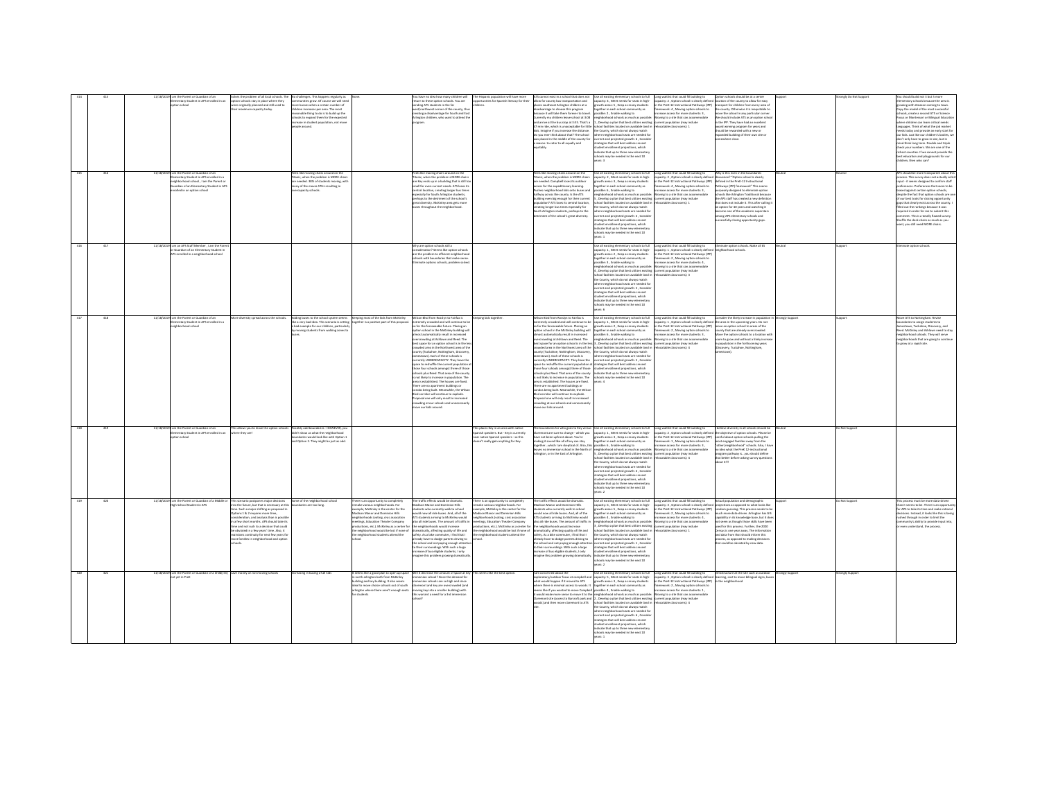| | | | | | | | | | | | | | | | |
|---|---|---|---|---|---|---|---|---|---|---|---|---|---|---|---|
| 414 | 415 | 11/18/2019 | I am the Parent or Guardian of an Elementary Student in APS enrolled in an option school | Solves the problem of all local schools. The option schools stay in place where they were originally planned and still used to their maximum capacity today. | No challenges. This happens regularly as communities grow. Of course we will need more busses when a certain number of children increases per area. The most reasonable thing to do is to build up the schools to expand them for the expected increase in student population, not move people around. | None. | You have no idea how many children will return to these option schools. You are sending ATS students in the far west/northwest corner of the county, thus creating a disadvantage for South and East Arlington children, who want to attend the program. | The Hispanic population will have more opportunities for Spanish literacy for their children. | ATS cannot rest in a school that does not allow for county bus transportation and places southeast Arlington children at a disadvantage to choose this program because it will take them forever to travel. Currently my children leave school at 3:08 and arrive at the bus stop at 3:55. That's a 47 min ride, which is unacceptable for little kids. Imagine if you increase the distance. Do you ever think about that? The school was placed in the middle of the county for a reason: to cater to all equally and equitably. | Use all existing elementary schools to full capacity: 2, Meet needs for seats in high-growth areas: 3, Keep as many students together in each school community as possible: 2, Enable walking to neighborhood schools as much as possible: 1, Develop a plan that best utilizes existing school facilities located on available land in the County, which do not always match where neighborhood seats are needed for current and projected growth: 6, Consider strategies that will best address recent student enrollment projections, which indicate that up to three new elementary schools may be needed in the next 10 years: 4 | Long waitlist that could fill building to capacity: 2, Option school is clearly defined in the PreK-12 Instructional Pathways (IPP) framework: 4, Moving option schools to increase access for more students: 3, Moving to a site that can accommodate current population (may include relocatable classrooms): 1 | Option schools should be at a center location of the county to allow for easy transport for children from every area of the county. Otherwise it is inequitable to move the school in any particular corner. We should include ATS as an option school in the IPP. They have had an excellent award-winning program for years and should be rewarded with a new or expanded building of their own site or somewhere close. | Support | Strongly Do Not Support | You should build not 1 but 3 more elementary schools because the area is growing with Amazon coming to town. Copy the model of the most successful schools, create a second ATS or Science Focus or Montessori or Bilingual Education where children can learn critical needs languages. Think of what the job market needs today and provide an early start for our kids. Just like our children's bodies, we don't only have to grow in size, but in mind think long term. Double and triple check your numbers. We are one of the richest counties. If we cannot provide the best education and playgrounds for our children, then who can? |
| 415 | 416 | 11/18/2019 | I am the Parent or Guardian of an Elementary Student in APS enrolled in a neighborhood school , I am the Parent or Guardian of an Elementary Student in APS enrolled in an option school | | Feels like moving chairs around on the Titanic, when the problem is MORE chairs are needed. 36% of students moving, with many of the moves STILL resulting in overcapacity schools. | | Feels like moving chairs around on the Titanic, when the problem is MORE chairs are needed. Key ends up in a building that is still too small for even current needs. ATS loses its central location, creating longer bus times especially for South Arlington students, perhaps to the detriment of the school's great diversity. McKinley area gets more buses throughout the neighborhood. | | Feels like moving chairs around on the Titanic, when the problem is MORE chairs are needed. Campbell loses its outdoor access for the expeditionary learning. Pushes neighborhood kids onto buses and halfway across the county. Is the ATS building even big enough for their current population? ATS loses its central location, creating longer bus times especially for South Arlington students, perhaps to the detriment of the school's great diversity. | Use all existing elementary schools to full capacity: 2, Meet needs for seats in high-growth areas: 3, Keep as many students together in each school community as possible: 4, Enable walking to neighborhood schools as much as possible: 5, Develop a plan that best utilizes existing school facilities located on available land in the County, which do not always match where neighborhood seats are needed for current and projected growth: 6, Consider strategies that will best address recent student enrollment projections, which indicate that up to three new elementary schools may be needed in the next 10 years: 1 | Long waitlist that could fill building to capacity: 2, Option school is clearly defined in the PreK-12 Instructional Pathways (IPP) framework: 4, Moving option schools to increase access for more students: 3, Moving to a site that can accommodate current population (may include relocatable classrooms): 1 | Why is this even in the boundaries discussion? "Option school is clearly defined in the PreK-12 Instructional Pathways (IPP) framework" This seems purposely designed to eliminate option schools like Arlington Traditional because the APS staff has created a new definition that does not include it. This after calling it an option for 40 years and watching it become one of the academic superstars among APS elementary schools and successfully closing opportunity gaps. | Neutral | Neutral | APS should be more transparent about this process. This survey does not actually solicit input - it seems designed to confirm staff preferences. Preferences that seem to be slanted against certain option schools, despite the fact that option schools are one of our best tools for closing opportunity gaps that clearly exist across the county. I filled out the rankings because it was required in order for me to submit this comment. This is a totally flawed survey. Shuffle the deck chairs as much as you want, you still need MORE chairs. |
| 416 | 417 | 11/18/2019 | I am an APS Staff Member , I am the Parent or Guardian of an Elementary Student in APS enrolled in a neighborhood school | | | | Why are option schools still a consideration? Seems like the problem is efficient neighborhood schools with boundaries that make sense. Eliminate options schools, problem solved. | | | Use all existing elementary schools to full capacity: 1, Meet needs for seats in high-growth areas: 2, Keep as many students together in each school community as possible: 3, Enable walking to neighborhood schools as much as possible: 4, Develop a plan that best utilizes existing school facilities located on available land in the County, which do not always match where neighborhood seats are needed for current and projected growth: 5, Consider strategies that will best address recent student enrollment projections, which indicate that up to three new elementary schools may be needed in the next 10 years: 6 | Long waitlist that could fill building to capacity: 1, Option school is clearly defined in the PreK-12 Instructional Pathways (IPP) framework: 2, Moving option schools to increase access for more students: 4, Moving to a site that can accommodate current population (may include relocatable classrooms): 3 | Eliminate option schools. Make all ES neighborhood schools. | Neutral | Support | Eliminate option schools. |
| 417 | 418 | 11/18/2019 | I am the Parent or Guardian of an Elementary Student in APS enrolled in a neighborhood school | More diversity spread across the schools. | Adding buses to the school system seems like a very bad idea. This scenario is setting a bad example for our children, particularly by moving students from walking zones to buses. | Keeping most of the kids from McKinley together is a positive part of this proposal | Wilson Blvd from Rosslyn to Fairfax is extremely crowded and will continue to be so for the foreseeable future. Placing an option school in the McKinley building will almost automatically result in increased overcrowding at Ashlawn and Reed. The best space for an option school is in the less crowded area in the Northwest area of the county (Tuckahoe, Nottingham, Discovery, Jamestown). Each of these schools is currently UNDERCAPACITY. They have the space to reshuffle the current population of those four schools amongst three of those schools plus Reed. That area of the county is not likely to increase in population. The area is established. The houses are fixed. There are no apartment buildings or condos being built. Meanwhile, the Wilson Blvd corridor will continue to explode. Proposal one will only result in increased crowding at our schools and unnecessarily move our kids around. | Keeping kids together. | Wilson Blvd from Rosslyn to Fairfax is extremely crowded and will continue to be so for the foreseeable future. Placing an option school in the McKinley building will almost automatically result in increased overcrowding at Ashlawn and Reed. The best space for an option school is in the less crowded area in the Northwest area of the county (Tuckahoe, Nottingham, Discovery, Jamestown). Each of these schools is currently UNDERCAPACITY. They have the space to reshuffle the current population of those four schools amongst three of those schools plus Reed. That area of the county is not likely to increase in population. The area is established. The houses are fixed. There are no apartment buildings or condos being built. Meanwhile, the Wilson Blvd corridor will continue to explode. Proposal one will only result in increased crowding at our schools and unnecessarily move our kids around. | Use all existing elementary schools to full capacity: 1, Meet needs for seats in high-growth areas: 2, Keep as many students together in each school community as possible: 5, Enable walking to neighborhood schools as much as possible: 4, Develop a plan that best utilizes existing school facilities located on available land in the County, which do not always match where neighborhood seats are needed for current and projected growth: 3, Consider strategies that will best address recent student enrollment projections, which indicate that up to three new elementary schools may be needed in the next 10 years: 6 | Long waitlist that could fill building to capacity: 1, Option school is clearly defined in the PreK-12 Instructional Pathways (IPP) framework: 2, Moving option schools to increase access for more students: 4, Moving to a site that can accommodate current population (may include relocatable classrooms): 3 | Consider the likely increase in population in the area in the upcoming years. Do not move an option school to areas of the county that are already overcrowded. Move the option schools to a location with room to grow and without a likely increase in population in the forthcoming years (Discovery, Tuckahoe, Nottingham, Jamestown). | Strongly Support | Support | Move ATS to Nottingham. Revise boundaries to assign students to Jamestown, Tuckahoe, Discovery, and Reed. McKinley and Ashlawn need to stay neighborhood schools. They will serve neighborhoods that are going to continue to grow at a rapid rate. |
| 418 | 419 | 11/18/2019 | I am the Parent or Guardian of an Elementary Student in APS enrolled in an option school | This allows you to leave the option schools where they are! | Possibly odd boundaries - HOWEVER, you didn't show us what the neighborhood boundaries would look like with Option 1 and Option 2. They might be just as odd. | | | This places Key in an area with native Spanish speakers - but - Key is currently near native Spanish speakers - so this doesn't really gain anything for Key. | The boundaries for who goes to Key versus Claremont are sure to change - which you have not been upfront about. You're making it sound like all they can stay together - which I am skeptical of. Also, this leaves no immersion school in the North of Arlington, or in the East of Arlington. | Use all existing elementary schools to full capacity: 1, Meet needs for seats in high-growth areas: 3, Keep as many students together in each school community as possible: 4, Enable walking to neighborhood schools as much as possible: 6, Develop a plan that best utilizes existing school facilities located on available land in the County, which do not always match where neighborhood seats are needed for current and projected growth: 5, Consider strategies that will best address recent student enrollment projections, which indicate that up to three new elementary schools may be needed in the next 10 years: 2 | Long waitlist that could fill building to capacity: 1, Option school is clearly defined in the PreK-12 Instructional Pathways (IPP) framework: 3, Moving option schools to increase access for more students: 2, Moving to a site that can accommodate current population (may include relocatable classrooms): 4 | I believe diversity in all schools should be the objective of option schools. Please be careful about option schools pulling the most engaged families away from the "other/neighborhood" schools. Also, I have no idea what the PreK-12 Instructional program pathway is - you should define that better before asking survey questions about it!!! | Neutral | Do Not Support | |
| 419 | 420 | 11/18/2019 | I am the Parent or Guardian of a Middle or High School Student in APS | This scenario postpones major decisions into the future, but that is necessary at this time. Such a major shifting as proposed in Options 1 & 2 requires more time, consideration, and analysis than is possible in a few short months. APS should take its time and not rush to a decision that could be obviated in a few years' time. Also, it maintains continuity for next few years for most families in neighborhood and option schools. | Some of the neighborhood school boundaries are too long. | There is an opportunity to completely reshape various neighborhoods. For example, McKinley is the center for the Madison Manor and Dominion Hills neighborhoods (voting, civic association meetings, Education Theater Company productions, etc.). McKinley as a center for the neighborhood would be lost if none of the neighborhood students attend the school. | The traffic effects would be dramatic. Madison Manor and Dominion Hills students who currently walk to school would now all ride buses. And, all of the ATS students arriving to McKinley would also ride buses. The amount of traffic in the neighborhoods would increase dramatically, affecting quality of life and safety. As a bike commuter, I find that I already have to dodge parents driving to the school and not paying enough attention to their surroundings. With such a large increase of bus eligible students, I only imagine this problem growing dramatically. | There is an opportunity to completely reshape various neighborhoods. For example, McKinley is the center for the Madison Manor and Dominion Hills neighborhoods (voting, civic association meetings, Education Theater Company productions, etc.). McKinley as a center for the neighborhood would be lost if none of the neighborhood students attend the school. | The traffic effects would be dramatic. Madison Manor and Dominion Hills students who currently walk to school would now all ride buses. And, all of the ATS students arriving to McKinley would also ride buses. The amount of traffic in the neighborhoods would increase dramatically, affecting quality of life and safety. As a bike commuter, I find that I already have to dodge parents driving to the school and not paying enough attention to their surroundings. With such a large increase of bus eligible students, I only imagine this problem growing dramatically. | Use all existing elementary schools to full capacity: 6, Meet needs for seats in high-growth areas: 5, Keep as many students together in each school community as possible: 3, Enable walking to neighborhood schools as much as possible: 4, Develop a plan that best utilizes existing school facilities located on available land in the County, which do not always match where neighborhood seats are needed for current and projected growth: 1, Consider strategies that will best address recent student enrollment projections, which indicate that up to three new elementary schools may be needed in the next 10 years: 2 | Long waitlist that could fill building to capacity: 2, Option school is clearly defined in the PreK-12 Instructional Pathways (IPP) framework: 3, Moving option schools to increase access for more students: 4, Moving to a site that can accommodate current population (may include relocatable classrooms): 1 | Actual population and demographic projections as opposed to what looks like random guessing. This process needs to be much more data-driven. Arlington has GIS capability in its knowledge base, but it does not seem as though those skills have been used for this process. Further, the 2020 Census is one year away. The information and data from that should inform this process, as opposed to making decisions that could be obviated by new data. | Support | Do Not Support | This process must be more data-driven than it seems to be. There is an opportunity for APS to listen to and make rational decisions. Instead, it looks like this is being rushed through in order to limit the community's ability to provide input into, or even understand, the process. |
| 420 | 421 | 11/18/2019 | I am the Parent or Guardian of a Child(ren) not yet in PreK | Save money on not moving schools | Increasing in busing of all kids | It seems like a good plan to open up space in north arlington both from McKinley building and key building. It also seems ideal to move choice schools out of north arlington where there aren't enough seats for students | Will it decrease the amount of space at Key immersion school? Since the demand for immersion schools are so high and since claremont and key are oversubscribed (and moving key into a smaller building) will this warrant a need for a 3rd immersion school? | This seems like the best option. | I am concerned about the exploratory/outdoor focus at campbell and what would happen if it moved to ATS where there is minimal access to woods. It seems like if you wanted to move Campbell it would make more sense to move it to the Claremont site (access to Barcroft park and woods) and then move claremont to ATS site. | Use all existing elementary schools to full capacity: 3, Meet needs for seats in high-growth areas: 5, Keep as many students together in each school community as possible: 6, Enable walking to neighborhood schools as much as possible: 4, Develop a plan that best utilizes existing school facilities located on available land in the County, which do not always match where neighborhood seats are needed for current and projected growth: 2, Consider strategies that will best address recent student enrollment projections, which indicate that up to three new elementary schools may be needed in the next 10 years: 1 | Long waitlist that could fill building to capacity: 4, Option school is clearly defined in the PreK-12 Instructional Pathways (IPP) framework: 2, Moving option schools to increase access for more students: 1, Moving to a site that can accommodate current population (may include relocatable classrooms): 3 | Infrastructure at the site such as outdoor learning, cost to move bilingual signs, buses to the neighborhood | Strongly Support | Strongly Support | |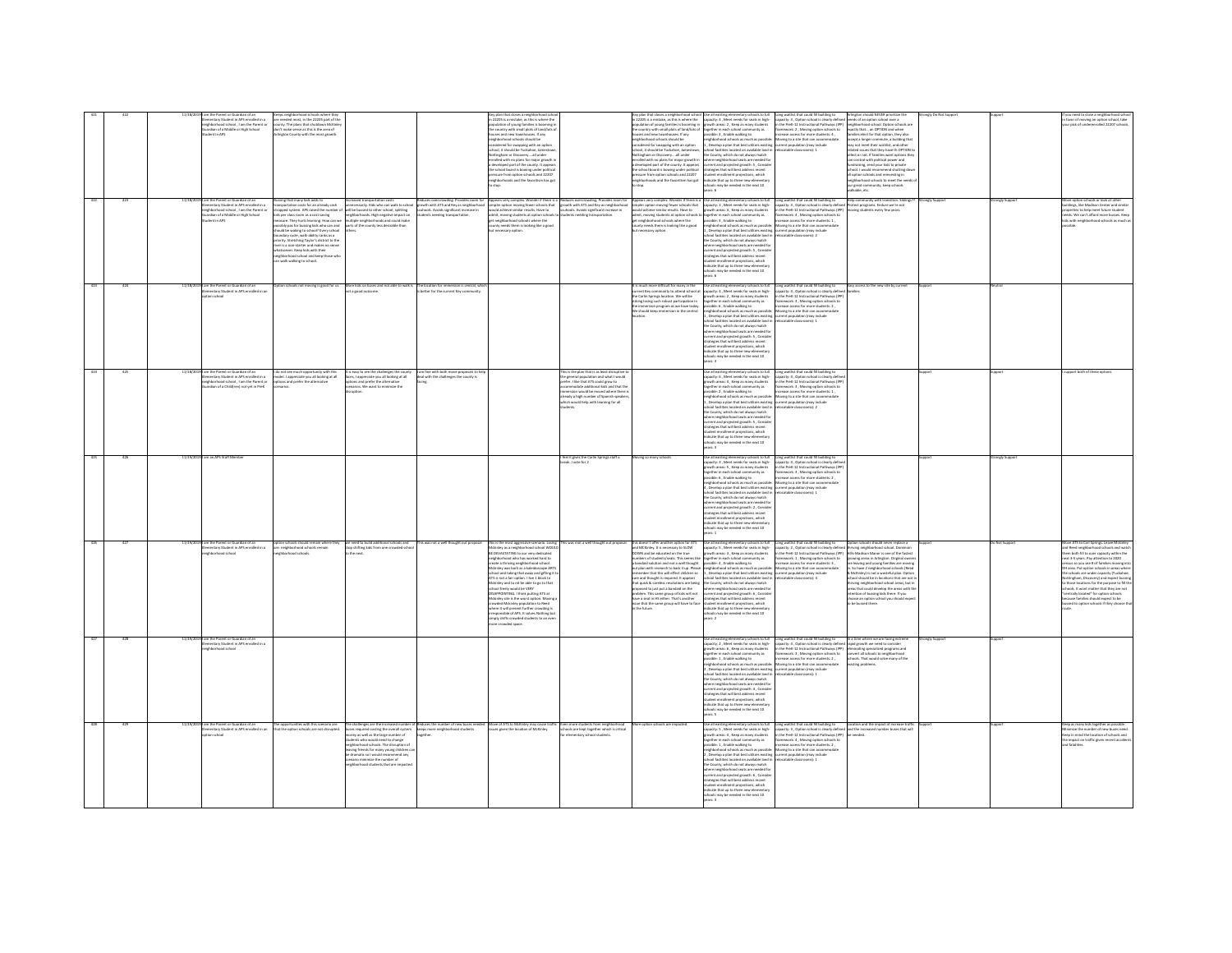| | | | | | | | | | | | | | | | |
|---|---|---|---|---|---|---|---|---|---|---|---|---|---|---|---|
| 421 | 422 | 11/18/2019 | I am the Parent or Guardian of an Elementary Student in APS enrolled in a neighborhood school , I am the Parent or Guardian of a Middle or High School Student in APS | Keeps neighborhood schools where they are needed most, in the 22205 part of the county. The plans that shutdown McKinley don't make sense as this is the area of Arlington County with the most growth | | | Any plan that closes a neighborhood school in 22205 is a mistake, as this is where the population of young families is booming in the country with small plots of land/lots of houses and new townhouses. If any neighborhood schools should be considered for swapping with an option school, it should be Tuckahoe, Jamestown, Nottingham or Discovery... all under enrolled with no plans for major growth in a developed part of the county. It appears the school board is bowing under political pressure from option schools and 22207 neighborhoods and the favoritism has got to stop. | | Any plan that closes a neighborhood school in 22205 is a mistake, as this is where the population of young families is booming in the country with small plots of land/lots of houses and new townhouses. If any neighborhood schools should be considered for swapping with an option school, it should be Tuckahoe, Jamestown, Nottingham or Discovery... all under enrolled with no plans for major growth in a developed part of the county. It appears the school board is bowing under political pressure from option schools and 22207 neighborhoods and the favoritism has got to stop. | Use all existing elementary schools to full capacity: 4 , Meet needs for seats in high-growth areas: 2 , Keep as many students together in each school community as possible: 3 , Enable walking to neighborhood schools as much as possible: 1 , Develop a plan that best utilizes existing school facilities located on available land in the County, which do not always match where neighborhood seats are needed for current and projected growth: 5 , Consider strategies that will best address recent student enrollment projections, which indicate that up to three new elementary schools may be needed in the next 10 years: 6 | Long waitlist that could fill building to capacity: 3 , Option school is clearly defined in the PreK-12 Instructional Pathways (IPP) framework: 2 , Moving option schools to increase access for more students: 4 , Moving to a site that can accommodate current population (may include relocatable classrooms): 1 | Arlington should NEVER prioritize the needs of an option school over a neighborhood school. Option schools are exactly that... an OPTION and when families elect for that option, they also accept a longer commute, a building that may not meet their wishlist, and other related issues that they have th OPTION to select or not. If families want options they can contend with political power and fundraising, send your kids to private school. I would recommend shutting down all option schools and reinvesting in neighborhood schools to meet the needs of our great community, keep schools walkable, etc. | Strongly Do Not Support | Support | If you need to close a neighborhood school in favor of moving an option school, take your pick of underenrolled 22207 schools. |
| 422 | 423 | 11/18/2019 | I am the Parent or Guardian of an Elementary Student in APS enrolled in a neighborhood school , I am the Parent or Guardian of a Middle or High School Student in APS | Bussing that many kids adds to transportation costs for an already cash strapped system. APS raised the number of kids per class room as a cost saving measure. They hurts learning. How can we possibly pay for bussing kids who can and should be walking to school? Every school boundary cycle, walk-ability ranks as a priority. Stretching Taylor's district to the river is a non-starter and makes no sense whatsoever. Keep kids with their neighborhood school and keep those who can walk walking to school. | Increased transportation costs unnecessarily. Kids who can walk to school will be bussed to other school, splitting neighborhoods. High negative impact on multiple neighborhoods and could make parts of the county less desirable than others. | Reduces overcrowding. Provides room for growth with ATS and Key as neighborhood schools. Avoids significant increase in students needing transportation. | Appears very complex. Wonder if there is a simpler option moving fewer schools that would achieve similar results. Have to admit, moving students at option schools to get neighborhood schools where the county needs them is looking like a good but necessary option. | Reduces overcrowding. Provides room for growth with ATS and Key as neighborhood schools. Avoids significant increase in students needing transportation. | Appears very complex. Wonder if there is a simpler option moving fewer schools that would achieve similar results. Have to admit, moving students at option schools to get neighborhood schools where the county needs them is looking like a good but necessary option. | Use all existing elementary schools to full capacity: 2 , Meet needs for seats in high-growth areas: 3 , Keep as many students together in each school community as possible: 5 , Enable walking to neighborhood schools as much as possible: 1 , Develop a plan that best utilizes existing school facilities located on available land in the County, which do not always match where neighborhood seats are needed for current and projected growth: 4 , Consider strategies that will best address recent student enrollment projections, which indicate that up to three new elementary schools may be needed in the next 10 years: 6 | Long waitlist that could fill building to capacity: 3 , Option school is clearly defined in the PreK-12 Instructional Pathways (IPP) framework: 4 , Moving option schools to increase access for more students: 1 , Moving to a site that can accommodate current population (may include relocatable classrooms): 2 | Help community with transition. Siblings? Protect programs. Ensure we're not moving students every few years. | Strongly Support | Strongly Support | Move option schools or look at other buildings, like Madison Center and similar properties to help meet future student needs. We can't afford more buses. Keep kids with neighborhood schools as much as possible. |
| 423 | 424 | 11/18/2019 | I am the Parent or Guardian of an Elementary Student in APS enrolled in an option school | Option schools not moving is good for us. | More kids on buses and not able to walk is not a good outcome. | The location for immersion is central, which is better for the current Key community. | | | It is much more difficult for many in the current Key community to attend school at the Carlin Springs location. We will be risking losing such robust participation in the immersion program as we have today. We should keep immersion in the central location. | Use all existing elementary schools to full capacity: 4 , Meet needs for seats in high-growth areas: 2 , Keep as many students together in each school community as possible: 6 , Enable walking to neighborhood schools as much as possible: 1 , Develop a plan that best utilizes existing school facilities located on available land in the County, which do not always match where neighborhood seats are needed for current and projected growth: 5 , Consider strategies that will best address recent student enrollment projections, which indicate that up to three new elementary schools may be needed in the next 10 years: 3 | Long waitlist that could fill building to capacity: 3 , Option school is clearly defined in the PreK-12 Instructional Pathways (IPP) framework: 4 , Moving option schools to increase access for more students: 2 , Moving to a site that can accommodate current population (may include relocatable classrooms): 1 | Keep access to the new site by current families. | Support | Neutral | |
| 424 | 425 | 11/18/2019 | I am the Parent or Guardian of an Elementary Student in APS enrolled in a neighborhood school , I am the Parent or Guardian of a Child(ren) not yet in PreK | I do not see much opportunity with this model. I appreciate you all looking at all options and prefer the alternative scenarios. | It is easy to see the challenges the county faces, I appreciate you all looking at all options and prefer the alternative scenarios. We want to minimize the disruption. | I am fine with both move proposals to help deal with the challenges the county is facing. | | This is the plan that is as least disruptive to the general population and what I would prefer. I like that ATS could grow to accommodate additional kids and that the immersion would be moved where there is already a high number of Spanish speakers, which would help with learning for all students. | | Use all existing elementary schools to full capacity: 6 , Meet needs for seats in high-growth areas: 4 , Keep as many students together in each school community as possible: 2 , Enable walking to neighborhood schools as much as possible: 1 , Develop a plan that best utilizes existing school facilities located on available land in the County, which do not always match where neighborhood seats are needed for current and projected growth: 5 , Consider strategies that will best address recent student enrollment projections, which indicate that up to three new elementary schools may be needed in the next 10 years: 3 | Long waitlist that could fill building to capacity: 4 , Option school is clearly defined in the PreK-12 Instructional Pathways (IPP) framework: 3 , Moving option schools to increase access for more students: 1 , Moving to a site that can accommodate current population (may include relocatable classrooms): 2 | | Support | Support | I support both of these options |
| 425 | 426 | 11/19/2019 | I am an APS Staff Member | | | | | I feel it gives the Carlin Springs staff a break. I vote for 2 | Moving so many schools | Use all existing elementary schools to full capacity: 3 , Meet needs for seats in high-growth areas: 5 , Keep as many students together in each school community as possible: 6 , Enable walking to neighborhood schools as much as possible: 4 , Develop a plan that best utilizes existing school facilities located on available land in the County, which do not always match where neighborhood seats are needed for current and projected growth: 2 , Consider strategies that will best address recent student enrollment projections, which indicate that up to three new elementary schools may be needed in the next 10 years: 1 | Long waitlist that could fill building to capacity: 2 , Option school is clearly defined in the PreK-12 Instructional Pathways (IPP) framework: 4 , Moving option schools to increase access for more students: 3 , Moving to a site that can accommodate current population (may include relocatable classrooms): 1 | | Support | Strongly Support | |
| 426 | 427 | 11/19/2019 | I am the Parent or Guardian of an Elementary Student in APS enrolled in a neighborhood school | Option schools should remain where they are. neighborhood schools remain neighborhood schools. | we need to build additional schools and stop shifting kids from one crowded school to the next. | This was not a well thought out proposal. | This is the most aggressive scenario. Losing McKinley as a neighborhood school WOULD BE DEVASTATING to our very dedicated neighborhood who has worked hard to create a thriving neighborhood school. McKinley was built as a kaleidoscope ARTS school and taking that away and gifting it to ATS is not a fair option. I live 1 block to McKinley and to not be able to go to that school freely would be VERY DISAPPOINTING. I think putting ATS at McKinley site is the worst option. Moving a crowded McKinley population to Reed where it will present further crowding is irresponsible of APS. It solves Nothing but simply shifts crowded students to an even more crowded space. | This was not a well thought out proposal. | this doesn't offer another option for ATS and McKinley. It is necessary to SLOW DOWN and be educated on the true numbers of students/seats. This seems like a bandaid solution and not a well thought out plan with research to back it up. Please remember that this will effect children so care and thought is required. It appears that quick & careless resolutions are being proposed to just put a bandaid on the problem. This same group of kids will end have a seat in HS either. That's another issue that the same group will have to face in the future. | Use all existing elementary schools to full capacity: 5 , Meet needs for seats in high-growth areas: 3 , Keep as many students together in each school community as possible: 4 , Enable walking to neighborhood schools as much as possible: 1 , Develop a plan that best utilizes existing school facilities located on available land in the County, which do not always match where neighborhood seats are needed for current and projected growth: 6 , Consider strategies that will best address recent student enrollment projections, which indicate that up to three new elementary schools may be needed in the next 10 years: 2 | Long waitlist that could fill building to capacity: 2 , Option school is clearly defined in the PreK-12 Instructional Pathways (IPP) framework: 4 , Moving option schools to increase access for more students: 1 , Moving to a site that can accommodate current population (may include relocatable classrooms): 3 | Option schools should never replace a thriving neighborhood school. Dominion Hills/Madison Manor is one of the fastest growing areas in Arlington. Original owners are leaving and young families are moving in. So have 2 neighborhood schools (Reed & McKinley) is not a wasteful plan. Option school should be in locations that are not in thriving neighborhood school areas, but in areas that could develop the areas with the retention of bussing kids there. If you choose an option school you should expect to be bussed there. | Support | Do Not Support | Move ATS to Carl Springs. Leave McKinley and Reed neighborhood schools and watch them both fill to over capacity within the next 3-5 years. Pay attention to 2020 census so you are ill of families moving into OH area. Put option schools in areas where the schools are under capacity (Tuckahoe, Nottingham, Discovery) and expect busing to those locations for the purpose to fill the schools. It wont matter that they are not "centrally located" for option schools because families should expect to be bussed to option schools if they choose that route. |
| 427 | 428 | 11/19/2019 | I am the Parent or Guardian of an Elementary Student in APS enrolled in a neighborhood school | | | | | | | Use all existing elementary schools to full capacity: 2 , Meet needs for seats in high-growth areas: 6 , Keep as many students together in each school community as possible: 3 , Enable walking to neighborhood schools as much as possible: 1 , Develop a plan that best utilizes existing school facilities located on available land in the County, which do not always match where neighborhood seats are needed for current and projected growth: 4 , Consider strategies that will best address recent student enrollment projections, which indicate that up to three new elementary schools may be needed in the next 10 years: 5 | Long waitlist that could fill building to capacity: 4 , Option school is clearly defined in the PreK-12 Instructional Pathways (IPP) framework: 3 , Moving option schools to increase access for more students: 2 , Moving to a site that can accommodate current population (may include relocatable classrooms): 1 | At a time where we are facing extreme rapid growth we need to consider eliminating specialized programs and convert all schools to neighborhood schools. That would solve many of the existing problems. | Strongly Support | Support | |
| 428 | 429 | 11/19/2019 | I am the Parent or Guardian of an Elementary Student in APS enrolled in an option school | The opportunities with this scenario are that the option schools are not disrupted. | The challenges are the increased number of buses required costing the overall system money as well as the large number of students who would need to change neighborhood schools. The disruption of moving friends for every young children can be dramatic so I would recommend very careful considered minimize the number of neighborhood students that are impacted. | Reduces the number of new buses needed keeps more neighborhood students together. | Move of ATS to McKinley may cause traffic issues given the location of McKinley. | Even more students from neighborhood schools are kept together which is critical for elementary school students. | More option schools are impacted. | Use all existing elementary schools to full capacity: 5 , Meet needs for seats in high-growth areas: 4 , Keep as many students together in each school community as possible: 2 , Enable walking to neighborhood schools as much as possible: 1 , Develop a plan that best utilizes existing school facilities located on available land in the County, which do not always match where neighborhood seats are needed for current and projected growth: 6 , Consider strategies that will best address recent student enrollment projections, which indicate that up to three new elementary schools may be needed in the next 10 years: 3 | Long waitlist that could fill building to capacity: 3 , Option school is clearly defined in the PreK-12 Instructional Pathways (IPP) framework: 4 , Moving option schools to increase access for more students: 2 , Moving to a site that can accommodate current population (may include relocatable classrooms): 1 | Location and the impact of increase traffic and the increased number buses that will be needed. | Support | Support | Keep as many kids together as possible. Minimize the number of new buses need. Keep in mind the location of schools and the impact on traffic given recent accidents and fatalities. |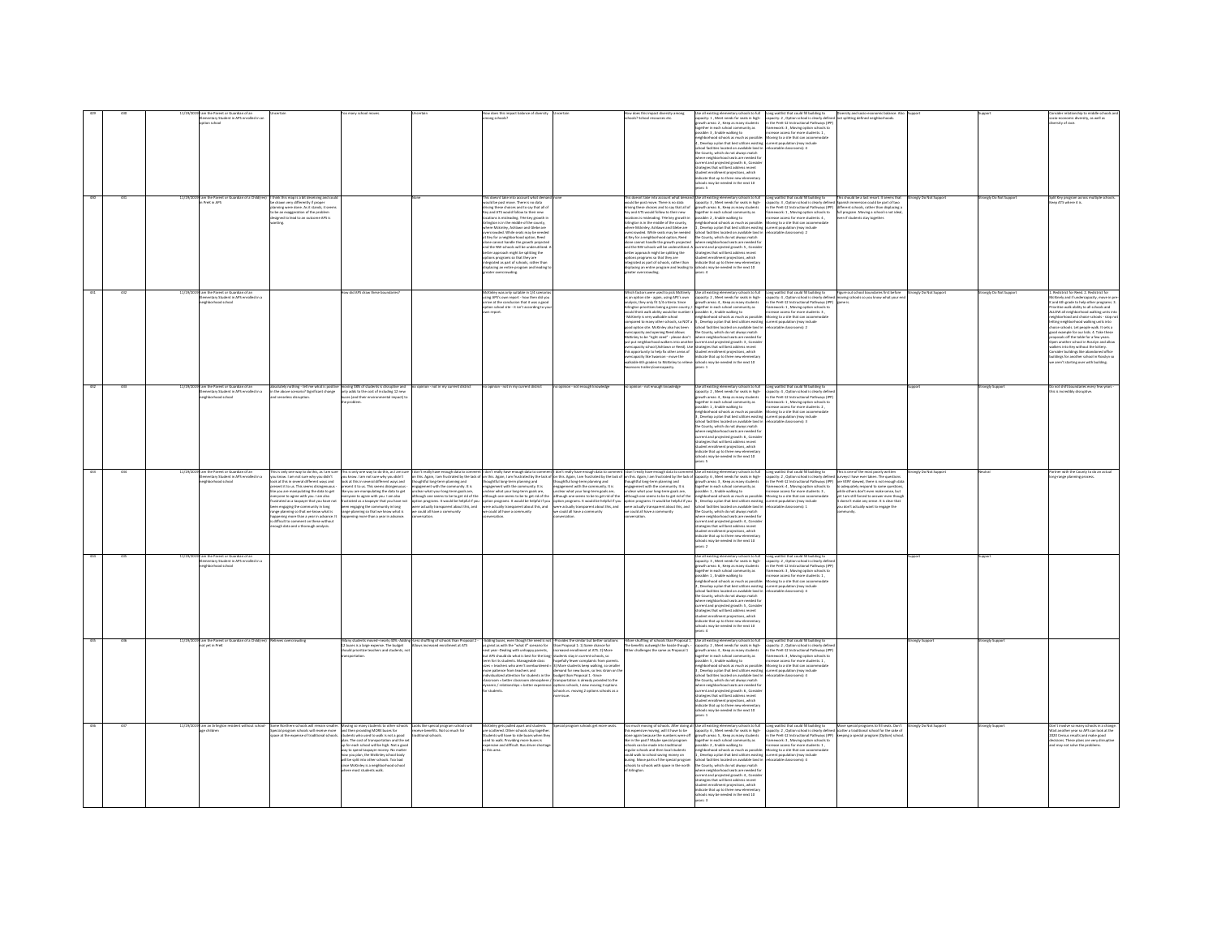| | | | | | | | | | | | | | | | |
|---|---|---|---|---|---|---|---|---|---|---|---|---|---|---|---|
| 429 | 430 | 11/19/2019 | I am the Parent or Guardian of an Elementary Student in APS enrolled in an option school | Uncertain | Too many school moves. | Uncertain | How does this impact balance of diversity among schools? | Uncertain | How does this impact diversity among schools? School resources etc. | Use all existing elementary schools to full capacity: 1, Meet needs for seats in high-growth areas: 2, Keep as many students together in each school community as possible: 3, Enable walking to neighborhood schools as much as possible: 4, Develop a plan that best utilizes existing school facilities located on available land in the County, which do not always match where neighborhood seats are needed for current and projected growth: 6, Consider strategies that will best address recent student enrollment projections, which indicate that up to three new elementary schools may be needed in the next 10 years: 5 | Long waitlist that could fill building to capacity: 2, Option school is clearly defined in the PreK-12 Instructional Pathways (IPP) framework: 3, Moving option schools to increase access for more students: 1, Moving to a site that can accommodate current population (may include relocatables classrooms): 4 | Diversity and socio-economic balance. Also not splitting defined neighborhoods. | Support | Support | Consider relationship to middle schools and socio economic diversity, as well as diversity of race. |
| 430 | 431 | 11/19/2019 | I am the Parent or Guardian of a Child(ren) in PreK in APS | I think this map is a bit deceiving and could be drawn very differently if proper planning were done. As it stands, it seems to be an exaggeration of the problem designed to lead to an outcome APS is wanting. | None | | This doesn't take into account what demand would be post move. There is no data driving these choices and to say that all of Key and ATS would follow to their new locations is misleading. The key growth in Arlington is in the middle of the county, where McKinley, Ashlawn and Glebe are overcrowded. While seats may be needed at Key for a neighborhood option, Reed alone cannot handle the growth projected and the NW schools will be underutilized. A better approach might be splitting the options programs so that they are integrated as part of schools, rather than displacing an entire program and leading to greater overcrowding. | None | This doesn't take into account what demand would be post move. There is no data driving these choices and to say that all of Key and ATS would follow to their new locations is misleading. The key growth in Arlington is in the middle of the county, where McKinley, Ashlawn and Glebe are overcrowded. While seats may be needed at Key for a neighborhood option, Reed alone cannot handle the growth projected and the NW schools will be underutilized. A better approach might be splitting the options programs so that they are integrated as part of schools, rather than displacing an entire program and leading to greater overcrowding. | Use all existing elementary schools to full capacity: 6, Meet needs for seats in high-growth areas: 6, Keep as many students together in each school community as possible: 2, Enable walking to neighborhood schools as much as possible: 1, Develop a plan that best utilizes existing school facilities located on available land in the County, which do not always match where neighborhood seats are needed for current and projected growth: 5, Consider strategies that will best address recent student enrollment projections, which indicate that up to three new elementary schools may be needed in the next 10 years: 4 | Long waitlist that could fill building to capacity: 3, Option school is clearly defined in the PreK-12 Instructional Pathways (IPP) framework: 1, Moving option schools to increase access for more students: 4, Moving to a site that can accommodate current population (may include relocatables classrooms): 2 | This should be a last resort. It seems that Spanish immersion could be part of two different schools, rather than displacing a full program. Moving a school is not ideal, even if students stay together. | Strongly Do Not Support | Strongly Do Not Support | Split Key program across multiple schools. Keep ATS where it is. |
| 431 | 432 | 11/19/2019 | I am the Parent or Guardian of an Elementary Student in APS enrolled in a neighborhood school | | How did APS draw these boundaries? | | McKinley was only suitable in 1/4 scenarios using APS's own report - how then did you arrive at the conclusion that it was a good option school site - it isn't according to your own report. | | Which factors were used to pick McKinley as an option site - again, using APS's own analysis, they only fit 1/4 criteria. Since Arlington prioritizes being a green county, I would think walkability would be number 1 - McKinley is very walkable school compared to many other schools, so NOT a good option site. McKinley also has been overcapacity and opening Reed allows McKinley to be "right sized" - please don't just put neighborhood walkers into another overcapacity school (Ashlawn or Reed). Use this opportunity to help fix other areas of overcapacity like Swanson - move the walkable 6th graders to McKinley to relieve Swansons trailers/overcapacity. | Use all existing elementary schools to full capacity: 2, Meet needs for seats in high-growth areas: 4, Keep as many students together in each school community as possible: 3, Enable walking to neighborhood schools as much as possible: 6, Develop a plan that best utilizes existing school facilities located on available land in the County, which do not always match where neighborhood seats are needed for current and projected growth: 5, Consider strategies that will best address recent student enrollment projections, which indicate that up to three new elementary schools may be needed in the next 10 years: 1 | Long waitlist that could fill building to capacity: 3, Option school is clearly defined in the PreK-12 Instructional Pathways (IPP) framework: 1, Moving option schools to increase access for more students: 3, Moving to a site that can accommodate current population (may include relocatables classrooms): 2 | Figure out school boundaries first before moving schools so you know what your end game is. | Strongly Do Not Support | Strongly Do Not Support | 1. Redistrict for Reed. 2. Redistrict for McKinley and if undercapacity, move in pre-K and 6th grade to help other programs. 3. Prioritize walkability to all schools and ALLOW all neighborhood walking units into neighborhood and choice schools - stop not letting neighborhood walking units into choice schools. Let people walk. It sets a good example for our kids. 4. Take these proposals off the table for a few years. Open another school in Rosslyn and allow walkers into Key without the lottery. Consider buildings like abandoned office buildings for another school in Rosslyn so we aren't starting over with building. |
| 432 | 433 | 11/19/2019 | I am the Parent or Guardian of an Elementary Student in APS enrolled in a neighborhood school | Absolutely nothing - tell me what is positive in the above scenario? Significant change and senseless disruption. | Moving 38% of students is disruptive and only adds to the cost of including 12 new buses (and their environmental impact) to the problem. | No opinion - not in my current district | No opinion - not in my current district | No opinion - not enough knowledge | No opinion - not enough knowledge | Use all existing elementary schools to full capacity: 2, Meet needs for seats in high-growth areas: 4, Keep as many students together in each school community as possible: 1, Enable walking to neighborhood schools as much as possible: 1, Develop a plan that best utilizes existing school facilities located on available land in the County, which do not always match where neighborhood seats are needed for current and projected growth: 3, Consider strategies that will best address recent student enrollment projections, which indicate that up to three new elementary schools may be needed in the next 10 years: 5 | Long waitlist that could fill building to capacity: 4, Option school is clearly defined in the PreK-12 Instructional Pathways (IPP) framework: 1, Moving option schools to increase access for more students: 2, Moving to a site that can accommodate current population (may include relocatables classrooms): 3 | | Support | Strongly Support | Do not shift boundaries every few years - this is incredibly disruptive. |
| 433 | 434 | 11/19/2019 | I am the Parent or Guardian of an Elementary Student in APS enrolled in a neighborhood school | This is only one way to do this, as I am sure you know. I am not sure why you didn't look at this in several different ways and present it to us. This seems disingenuous - like you are manipulating the data to get everyone to agree with you. I am also frustrated as a taxpayer that you have not been engaging the community in long range planning so that we know what is happening more than a year in advance. It is difficult to comment on these without enough data and a thorough analysis. | This is only one way to do this, as I am sure you know. I am not sure why you didn't look at this in several different ways and present it to us. This seems disingenuous - like you are manipulating the data to get everyone to agree with you. I am also frustrated as a taxpayer that you have not been engaging the community in long range planning so that we know what is happening more than a year in advance. | I don't really have enough data to comment on this. Again, I am frustrated by the lack of thoughtful long-term planning and engagement with the community. It is unclear what your long term goals are, although one seems to be to get rid of the option programs. It would be helpful if you were actually transparent about this, and we could all have a community conversation. | I don't really have enough data to comment on this. Again, I am frustrated by the lack of thoughtful long-term planning and engagement with the community. It is unclear what your long term goals are, although one seems to be to get rid of the option programs. It would be helpful if you were actually transparent about this, and we could all have a community conversation. | I don't really have enough data to comment on this. Again, I am frustrated by the lack of thoughtful long-term planning and engagement with the community. It is unclear what your long term goals are, although one seems to be to get rid of the option programs. It would be helpful if you were actually transparent about this, and we could all have a community conversation. | I don't really have enough data to comment on this. Again, I am frustrated by the lack of thoughtful long-term planning and engagement with the community. It is unclear what your long term goals are, although one seems to be to get rid of the option programs. It would be helpful if you were actually transparent about this, and we could all have a community conversation. | Use all existing elementary schools to full capacity: 6, Meet needs for seats in high-growth areas: 3, Keep as many students together in each school community as possible: 1, Enable walking to neighborhood schools as much as possible: 5, Develop a plan that best utilizes existing school facilities located on available land in the County, which do not always match where neighborhood seats are needed for current and projected growth: 4, Consider strategies that will best address recent student enrollment projections, which indicate that up to three new elementary schools may be needed in the next 10 years: 2 | Long waitlist that could fill building to capacity: 2, Option school is clearly defined in the PreK-12 Instructional Pathways (IPP) framework: 4, Moving option schools to increase access for more students: 3, Moving to a site that can accommodate current population (may include relocatables classrooms): 1 | This is one of the most poorly written surveys I have ever taken. The questions are VERY skewed, there is not enough data to adequately respond to some questions, while others don't even make sense, but yet I am still forced to answer even though it doesn't make any sense. It is clear that you don't actually want to engage the community. | Strongly Do Not Support | Neutral | Partner with the County to do an actual long range planning process. |
| 434 | 435 | 11/19/2019 | I am the Parent or Guardian of an Elementary Student in APS enrolled in a neighborhood school | | | | | | | Use all existing elementary schools to full capacity: 3, Meet needs for seats in high-growth areas: 6, Keep as many students together in each school community as possible: 1, Enable walking to neighborhood schools as much as possible: 2, Develop a plan that best utilizes existing school facilities located on available land in the County, which do not always match where neighborhood seats are needed for current and projected growth: 5, Consider strategies that will best address recent student enrollment projections, which indicate that up to three new elementary schools may be needed in the next 10 years: 4 | Long waitlist that could fill building to capacity: 2, Option school is clearly defined in the PreK-12 Instructional Pathways (IPP) framework: 4, Moving option schools to increase access for more students: 1, Moving to a site that can accommodate current population (may include relocatables classrooms): 3 | | Support | Support | |
| 435 | 436 | 11/19/2019 | I am the Parent or Guardian of a Child(ren) not yet in PreK | Relieves overcrowding | -Many students moved—nearly 40% -Adding 12 buses is a large expense. The budget should prioritize teachers and students, not transportation. | -Less shuffling of schools than Proposal 2 -Allows increased enrollment at ATS | -Adding buses, even though the need is not as great as with the "what if" scenario for next year -Dealing with unhappy parents, but APS should do what is best for the long term for its students. Manageable class sizes = teachers who aren't overburdened = more patience from teachers and individualized attention for students in the classroom = better classroom atmosphere / dynamics / relationships = better experience for students. | Provides the similar but better solution than Proposal 1: 1) Same chance for increased enrollment at ATS. 2) More students stay in current schools, so hopefully fewer complaints from parents. 3) More students keep walking, so smaller demand for new buses, so less strain on the budget than Proposal 1. Since transportation is already provided to the options schools, I view moving 2 options schools as a non-issue. | -More shuffling of schools than Proposal 1. The benefits outweigh the hassle though. -Other challenges the same as Proposal 1 | Use all existing elementary schools to full capacity: 1, Meet needs for seats in high-growth areas: 2, Keep as many students together in each school community as possible: 4, Enable walking to neighborhood schools as much as possible: 5, Develop a plan that best utilizes existing school facilities located on available land in the County, which do not always match where neighborhood seats are needed for current and projected growth: 3, Consider strategies that will best address recent student enrollment projections, which indicate that up to three new elementary schools may be needed in the next 10 years: 6 | Long waitlist that could fill building to capacity: 2, Option school is clearly defined in the PreK-12 Instructional Pathways (IPP) framework: 3, Moving option schools to increase access for more students: 1, Moving to a site that can accommodate current population (may include relocatables classrooms): 4 | | Strongly Support | Strongly Support | |
| 436 | 437 | 11/19/2019 | I am an Arlington resident without school age children | Some Northern schools will remain smaller. Special program schools will receive more space at the expense of traditional schools. | Moving so many students to other schools and then providing MORE buses for students who used to walk is not a good plan. The cost of transportation and the set up for each school will be high. Not a good way to spend taxpayer money. No matter how you plan, the McKinley school body will be split into other schools. Too bad since McKinley is a neighborhood school where most students walk. | Looks like special program schools will receive benefits. Not so much for traditional schools. | McKinley gets pulled apart and students are scattered. Other schools stay together. Students will have to ride buses when they used to walk. Providing more buses is expensive and difficult. Bus driver shortage in this area. | Special program schools get more seats. | Too much moving of schools. After doing all this expensive moving, will it have to be done again because the numbers were off like in the past? Maybe special program schools can be made into traditional regular schools and then local students could walk to school saving money on busing. Move parts of the special program schools to schools with space in the north of Arlington. | Use all existing elementary schools to full capacity: 6, Meet needs for seats in high-growth areas: 5, Keep as many students together in each school community as possible: 2, Enable walking to neighborhood schools as much as possible: 1, Develop a plan that best utilizes existing school facilities located on available land in the County, which do not always match where neighborhood seats are needed for current and projected growth: 4, Consider strategies that will best address recent student enrollment projections, which indicate that up to three new elementary schools may be needed in the next 10 years: 3 | Long waitlist that could fill building to capacity: 2, Option school is clearly defined in the PreK-12 Instructional Pathways (IPP) framework: 1, Moving option schools to increase access for more students: 3, Moving to a site that can accommodate current population (may include relocatables classrooms): 4 | More special programs to fill seats. Don't scatter a traditional school for the sake of keeping a special program (Option) school. | Strongly Do Not Support | Strongly Support | Don't involve so many schools in a change. Wait another year so APS can look at the 2020 Census results and make good decisions. These plans are very disruptive and may not solve the problems. |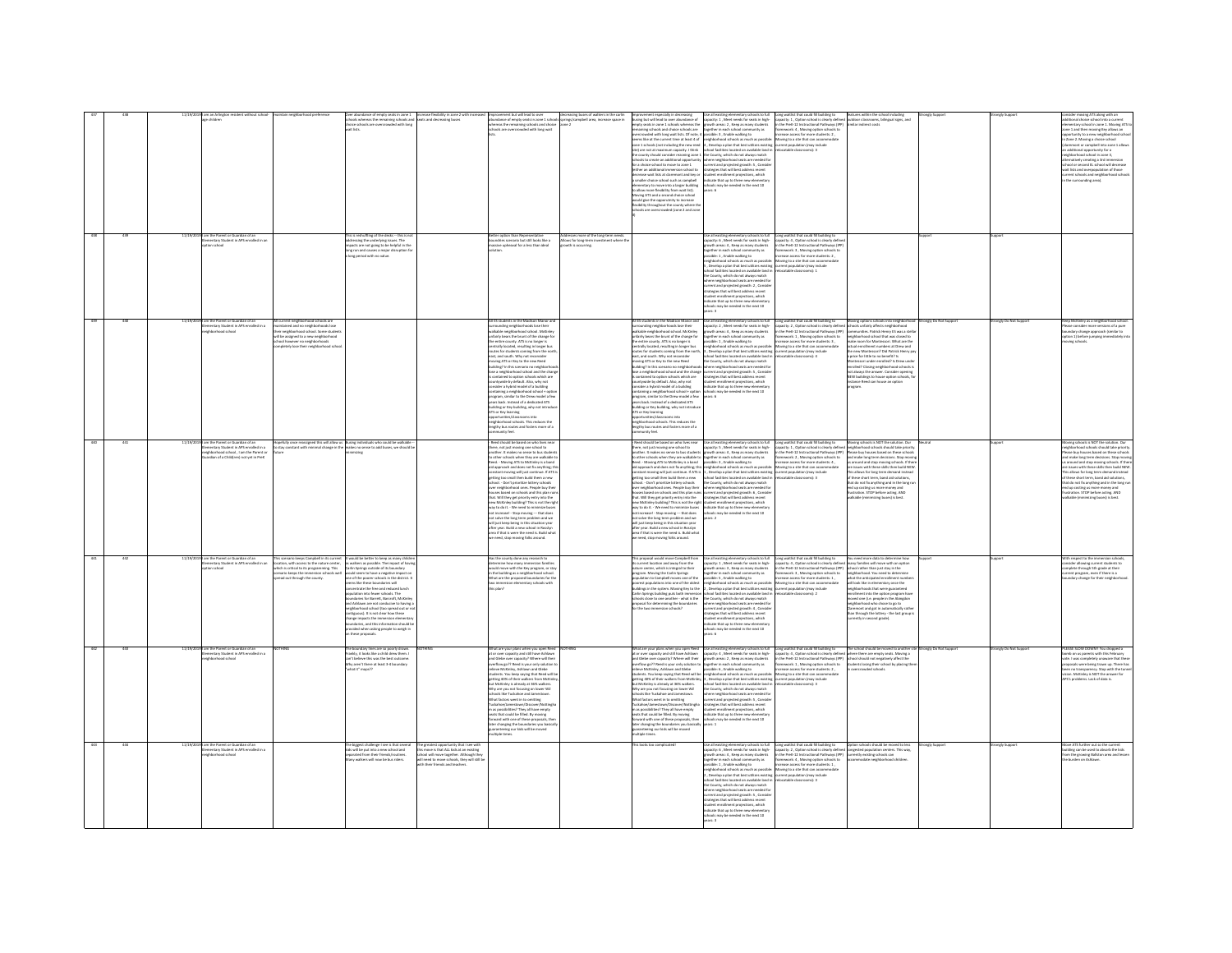| | | | | | | | | | | | | | | | |
|---|---|---|---|---|---|---|---|---|---|---|---|---|---|---|---|
| 437 | 438 | 11/19/2019 | I am an Arlington resident without school-age children | maintain neighborhood preference | Over abundance of empty seats in zone 1 schools whereas the remaining schools and choice schools are overcrowded with long wait lists. | Increase flexibility in zone 2 with increased seats and decreasing buses | Improvement but will lead to over abundance of empty seats in zone 1 schools whereas the remaining schools and choice schools are overcrowded with long wait lists. | decreasing buses of walkers in the carlin springs/campbell area, increase space in zone 2 | Improvement especially in decreasing busing but will lead to over abundance of empty seats in zone 1 schools whereas the remaining schools and choice schools are overcrowded with long wait lists. Of note, it seems like at the current time at least 4 of zone 1 schools (not including the new reed site) are not at maximum capacity. I think the county should consider moving zone 1 schools to create an additional opportunity for a choice school to move to zone 1 (either an additional immersion school to decrease wait lists at claremont and key or a smaller choice school such as campbell elementary to move into a larger building to allow more flexibility from wait list). Moving ATS and a second choice school would give the opportunity to increase flexibility throughout the county where the schools are overcrowded (zone 2 and zone 3) | Use all existing elementary schools to full capacity: 1, Meet needs for seats in high-growth areas: 2, Keep as many students together in each school community as possible: 3, Enable walking to neighborhood schools as much as possible: 4, Develop a plan that best utilizes existing school facilities located on available land in the County, which do not always match where neighborhood seats are needed for current and projected growth: 5, Consider strategies that will best address recent student enrollment projections, which indicate that up to three new elementary schools may be needed in the next 10 years: 6 | Long waitlist that could fill building to capacity: 1, Option school is clearly defined in the PreK-12 Instructional Pathways (IPP) framework: 4, Moving option schools to increase access for more students: 2, Moving to a site that can accommodate current population (may include relocatable classrooms): 3 | Features within the school including outdoor classrooms, bilingual signs, and similar indirect costs | Strongly Support | Strongly Support | Consider moving ATS along with an additional choice school into a current elementary school in zone 1. Moving ATS to zone 1 and then moving key allows an opportunity to a new neighborhood school in zone 2. Moving a choice school (claremont or campbell) into zone 1 allows an additional opportunity for a neighborhood school in zone 3. (alternatively creating a 3rd immersion school or second EL school will decrease wait lists and overpopulation of these current schools and neighborhood schools in the surrounding area). |
| 438 | 439 | 11/19/2019 | I am the Parent or Guardian of an Elementary Student in APS enrolled in an option school | | This is reshuffling of the decks -- this is not addressing the underlying issues. The impacts are not going to be helpful in the long run and causes a major disruption for a long period with no value. | | Better option than Representative boundaries scenario but still looks like a massive upheaval for a less than ideal solution. | Addresses more of the long term needs. Allows for long term investment where the growth is occurring. | | Use all existing elementary schools to full capacity: 3, Meet needs for seats in high-growth areas: 4, Keep as many students together in each school community as possible: 2, Enable walking to neighborhood schools as much as possible: 1, Develop a plan that best utilizes existing school facilities located on available land in the County, which do not always match where neighborhood seats are needed for current and projected growth: 5, Consider strategies that will best address recent student enrollment projections, which indicate that up to three new elementary schools may be needed in the next 10 years: 6 | Long waitlist that could fill building to capacity: 2, Option school is clearly defined in the PreK-12 Instructional Pathways (IPP) framework: 3, Moving option schools to increase access for more students: 4, Moving to a site that can accommodate current population (may include relocatable classrooms): 1 | | Support | Support | |
| 439 | 440 | 11/19/2019 | I am the Parent or Guardian of an Elementary Student in APS enrolled in a neighborhood school | All current neighborhood schools are maintained and no neighborhoods lose their neighborhood school. Some students will be assigned to a new neighborhood school however no neighborhoods completely lose their neighborhood school. | Use of the building | | All ES students in the Madison Manor and surrounding neighborhoods lose their walkable neighborhood school. McKinley unfairly bears the brunt of the change for the entire county. ATS is no longer is centrally located, resulting in longer bus routes for students coming from the north, east, and south. Why not reconsider moving ATS or Key to the new Reed building? For this scenario no neighborhoods lose a neighborhood school and the change is contained to option schools which are countywide by default. Also, why not consider a hybrid model of a building containing a neighborhood school + option program, similar to the Drew model a few years back. Instead of a dedicated ATS building or Key building, why not introduce ATS or Key learning opportunities/classrooms into neighborhood schools. This reduces the lengthy bus routes and fosters more of a community feel. | | All ES students in the Madison Manor and surrounding neighborhoods lose their walkable neighborhood school. McKinley unfairly bears the brunt of the change for the entire county. ATS is no longer is centrally located, resulting in longer bus routes for students coming from the north, east, and south. Why not reconsider moving ATS or Key to the new Reed building? For this scenario no neighborhoods lose a neighborhood school and the change is contained to option schools which are countywide by default. Also, why not consider a hybrid model of a building containing a neighborhood school + option program, similar to the Drew model a few years back. Instead of a dedicated ATS building or Key building, why not introduce ATS or Key learning opportunities/classrooms into neighborhood schools. This reduces the lengthy bus routes and fosters more of a community feel. | Use all existing elementary schools to full capacity: 2, Meet needs for seats in high-growth areas: 4, Keep as many students together in each school community as possible: 1, Enable walking to neighborhood schools as much as possible: 3, Develop a plan that best utilizes existing school facilities located on available land in the County, which do not always match where neighborhood seats are needed for current and projected growth: 5, Consider strategies that will best address recent student enrollment projections, which indicate that up to three new elementary schools may be needed in the next 10 years: 6 | Long waitlist that could fill building to capacity: 2, Option school is clearly defined in the PreK-12 Instructional Pathways (IPP) framework: 4, Moving option schools to increase access for more students: 1, Moving to a site that can accommodate current population (may include relocatable classrooms): 3 | Moving options schools into neighborhood schools unfairly affects neighborhood communities. Patrick Henry ES was a stellar neighborhood school that was closed to make room for Montessori. What are the actual enrollment numbers at Drew and the new Montessori? Did Patrick Henry pay a price for little to no benefit? Is Montessori under enrolled? Is Drew under enrolled? Closing neighborhood schools is not always the answer. Consider opening NEW buildings to house option schools, for instance Reed can house an option program. | Strongly Do Not Support | Strongly Do Not Support | Keep McKinley as a neighborhood school. Please consider more versions of a pure boundary change approach (similar to option 1) before jumping immediately into moving schools. |
| 440 | 441 | 11/19/2019 | I am the Parent or Guardian of an Elementary Student in APS enrolled in a neighborhood school ; I am the Parent or Guardian of a Child(ren) not yet in PreK | Hopefully once reassigned this will allow us to stay constant with minimal change in the future | Busing individuals who could be walkable -- makes no sense to add buses; we should be minimizing | | - Reed should be based on who lives near there, not just moving one school to another. It makes no sense to bus students to other schools when they are walkable to Reed. - Moving ATS to McKinley is a band aid approach and does not fix anything; this constant moving will just continue. If ATS is getting too small then build them a new school. - Don't prioritize lottery schools over neighborhood ones. People buy their houses based on schools and this plan ruins that. Will they get priority entry into the new McKinley building? This is not the right way to do it. - We need to minimize buses not increase! - Stop moving -- that does not solve the long term problem and we will just keep being in this situation year after year. Build a new school in Rosslyn area if that is were the need is. Build what we need, stop moving folks around. | | - Reed should be based on who lives near there, not just moving one school to another. It makes no sense to bus students to other schools when they are walkable to Reed. - Moving ATS to McKinley is a band aid approach and does not fix anything; this constant moving will just continue. If ATS is getting too small then build them a new school. - Don't prioritize lottery schools over neighborhood ones. People buy their houses based on schools and this plan ruins that. Will they get priority entry into the new McKinley building? This is not the right way to do it. - We need to minimize buses not increase! - Stop moving -- that does not solve the long term problem and we will just keep being in this situation year after year. Build a new school in Rosslyn area if that is were the need is. Build what we need, stop moving folks around. | Use all existing elementary schools to full capacity: 3, Meet needs for seats in high-growth areas: 4, Keep as many students together in each school community as possible: 5, Enable walking to neighborhood schools as much as possible: 1, Develop a plan that best utilizes existing school facilities located on available land in the County, which do not always match where neighborhood seats are needed for current and projected growth: 6, Consider strategies that will best address recent student enrollment projections, which indicate that up to three new elementary schools may be needed in the next 10 years: 2 | Long waitlist that could fill building to capacity: 1, Option school is clearly defined in the PreK-12 Instructional Pathways (IPP) framework: 2, Moving option schools to increase access for more students: 4, Moving to a site that can accommodate current population (may include relocatable classrooms): 3 | Moving schools is NOT the solution. Our neighborhood schools should take priority. Please buy houses based on these schools and make long term decisions. Stop moving us around and stop moving schools. If there are issues with these skills then build NEW. This allows for long term demand instead of these short term, band aid solutions that do not fix anything and in the long run end up costing us more money and frustration. STOP before acting. AND walkable (minimizing buses) is best. | Neutral | Support | Moving schools is NOT the solution. Our neighborhood schools should take priority. Please buy houses based on these schools and make long term decisions. Stop moving us around and stop moving schools. If there are issues with these skills then build NEW. This allows for long term demand instead of these short term, band aid solutions that do not fix anything and in the long run end up costing us more money and frustration. STOP before acting. AND walkable (minimizing buses) is best. |
| 441 | 442 | 11/19/2019 | I am the Parent or Guardian of an Elementary Student in APS enrolled in an option school | This scenario keeps Campbell in its current location, with access to the nature center, which is critical to its programming. This scenario keeps the immersion schools well spread out through the county. | It would be better to keep as many children as walkers as possible. The impact of having Carlin Springs outside of its boundary would seem to have a negative impact on one of the poorer schools in the district. It seems like these boundaries will concentrate the free and reduced lunch population into fewer schools. The boundaries for Barrett, Barcroft, McKinley and Ashlawn are not conducive to having a neighborhood school (too spread out or not contiguous). It is not clear how these change impacts the immersion elementary boundaries, and this information should be provided when asking people to weigh in on these proposals. | | Has the county done any research to determine how many immersion families would move with the Key program, or stay in the building as a neighborhood school. What are the proposed boundaries for the two immersion elementary schools with this plan? | | This proposal would move Campbell from its current location and away from the nature center, which is integral to their program. Moving the Carlin Springs population to Campbell moves one of the poorest populations into one of the oldest buildings in the system. Moving Key to the Carlin Springs building puts both immersion schools close to one another - what is the proposal for determining the boundaries for the two immersion schools? | Use all existing elementary schools to full capacity: 1, Meet needs for seats in high-growth areas: 3, Keep as many students together in each school community as possible: 5, Enable walking to neighborhood schools as much as possible: 2, Develop a plan that best utilizes existing school facilities located on available land in the County, which do not always match where neighborhood seats are needed for current and projected growth: 4, Consider strategies that will best address recent student enrollment projections, which indicate that up to three new elementary schools may be needed in the next 10 years: 6 | Long waitlist that could fill building to capacity: 1, Option school is clearly defined in the PreK-12 Instructional Pathways (IPP) framework: 3, Moving option schools to increase access for more students: 4, Moving to a site that can accommodate current population (may include relocatable classrooms): 2 | You need more data to determine how many families will move with an option school rather than just stay in the building as a neighborhood school. You need to determine what the anticipated enrollment numbers will look like in immersion once the neighborhoods that were guaranteed enrollment into the option program have moved one (i.e. people in the Abingdon neighborhood who chose to go to Claremont and got in automatically rather than through the lottery - the last group is currently in second grade). | Support | Support | With respect to the immersion schools, consider allowing current students to complete through 5th grade at their current program, even if there is a boundary change for their neighborhood. |
| 442 | 443 | 11/19/2019 | I am the Parent or Guardian of an Elementary Student in APS enrolled in a neighborhood school | NOTHING | The boundary lines are so poorly drawn. Frankly, it looks like a child drew them. I can't believe this was the best outcome. Why aren't there at least 3-4 boundary "what if" maps?? | NOTHING | What are your plans when you open Reed at or over capacity and still have Ashlawn and Glebe over capacity? Where will then overflow go?? Reed is your only solution to relieve McKinley, Ashlawn and Glebe students. You keep saying that Reed will be getting 40% of their walkers from McKinley, but McKinley is already at 98% walkers. Why are you not focusing on lower WC schools like Tuckahoe and Jamestown. What factors went in to omitting Tuckahoe/Jamestown/Discovery/Nottingham as possibilities? They all have empty seats that could be filled. By moving forward with one of these proposals, then later changing the boundaries you basically guaranteeing our kids will be moved multiple times. | NOTHING | What are your plans when you open Reed at or over capacity and still have Ashlawn and Glebe over capacity? Where will then overflow go?? Reed is your only solution to relieve McKinley, Ashlawn and Glebe students. You keep saying that Reed will be getting 40% of their walkers from McKinley, but McKinley is already at 98% walkers. Why are you not focusing on lower WC schools like Tuckahoe and Jamestown. What factors went in to omitting Tuckahoe/Jamestown/Discovery/Nottingham as possibilities? They all have empty seats that could be filled. By moving forward with one of these proposals, then later changing the boundaries you basically guaranteeing our kids will be moved multiple times. | Use all existing elementary schools to full capacity: 4, Meet needs for seats in high-growth areas: 2, Keep as many students together in each school community as possible: 6, Enable walking to neighborhood schools as much as possible: 3, Develop a plan that best utilizes existing school facilities located on available land in the County, which do not always match where neighborhood seats are needed for current and projected growth: 5, Consider strategies that will best address recent student enrollment projections, which indicate that up to three new elementary schools may be needed in the next 10 years: 1 | Long waitlist that could fill building to capacity: 4, Option school is clearly defined in the PreK-12 Instructional Pathways (IPP) framework: 1, Moving option schools to increase access for more students: 2, Moving to a site that can accommodate current population (may include relocatable classrooms): 3 | The school should be moved to another site where there are empty seats. Moving a school should not negatively affect the students losing their school by placing them in overcrowded schools. | Strongly Do Not Support | Strongly Do Not Support | PLEASE SLOW DOWN! You dropped a bomb on us parents with this February vote. I was completely unaware that these proposals were being drawn up. There has been no transparency. Stop with the tunnel vision. McKinley is NOT the answer for APS's problems. Lack of data is. |
| 443 | 444 | 11/19/2019 | I am the Parent or Guardian of an Elementary Student in APS enrolled in a neighborhood school | | The biggest challenge I see is that several kids will be put into a new school and separated from their friends/routines. Many walkers will now be bus riders. | The greatest opportunity that I see with this move is that ALL kids at an existing school will move together. Although they will need to move schools, they will still be with their friends and teachers. | | | This looks too complicated! | Use all existing elementary schools to full capacity: 6, Meet needs for seats in high-growth areas: 4, Keep as many students together in each school community as possible: 1, Enable walking to neighborhood schools as much as possible: 2, Develop a plan that best utilizes existing school facilities located on available land in the County, which do not always match where neighborhood seats are needed for current and projected growth: 5, Consider strategies that will best address recent student enrollment projections, which indicate that up to three new elementary schools may be needed in the next 10 years: 3 | Long waitlist that could fill building to capacity: 2, Option school is clearly defined in the PreK-12 Instructional Pathways (IPP) framework: 4, Moving option schools to increase access for more students: 1, Moving to a site that can accommodate current population (may include relocatable classrooms): 3 | Option schools should be moved to less congested population centers. This way, currently existing school can accommodate neighborhood children. | Strongly Support | Strongly Support | Move ATS further out so the current building can be used to absorb the kids from the growing Ballston area and lessen the burden on Ashlawn. |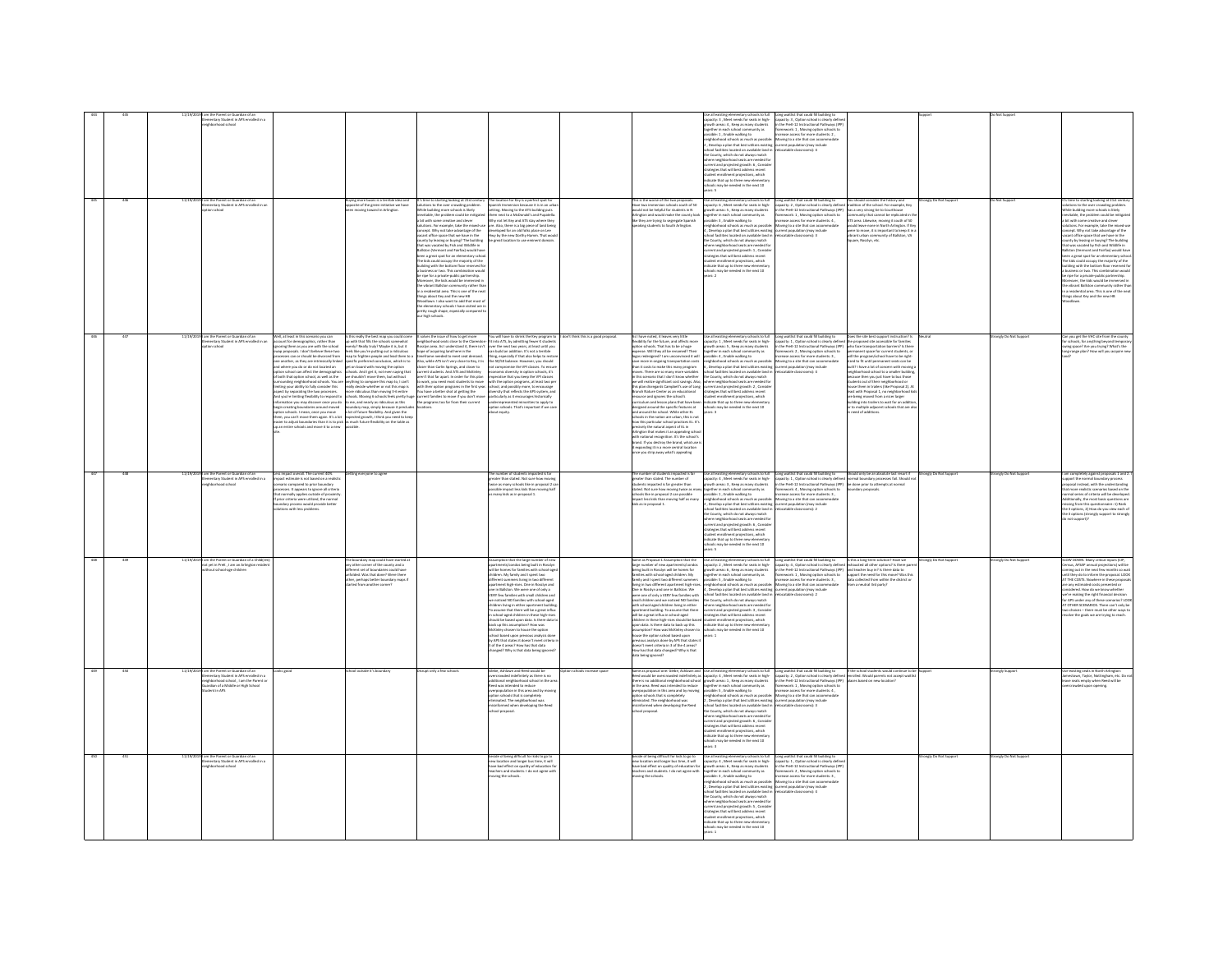| 444 | 445 | 11/19/2019 | I am the Parent or Guardian of an Elementary Student in APS enrolled in a neighborhood school | | | | | | | Use all existing elementary schools to full capacity: 3 , Meet needs for seats in high-growth areas : 4 , Keep as many students together in each school community as possible: 1 , Enable walking to neighborhood schools as much as possible: 2 , Develop a plan that best utilizes existing school facilities located on available land in the County, which do not always match where neighborhood seats are needed for current and projected growth: 6 , Consider strategies that will best address recent student enrollment projections, which indicate that up to three new elementary schools may be needed in the next 10 years: 5 | Long waitlist that could fill building to capacity: 3 , Option schools in clearly defined in the PreK-12 Instructional Pathways (IPP) framework: 1 , Moving option schools to increase access for more students: 2 , Moving to a site that can accommodate current population (may include relocatable classrooms): 4 | | Support | Do Not Support | |
|---|---|---|---|---|---|---|---|---|---|---|---|---|---|---|---|
| 445 | 446 | 11/19/2019 | I am the Parent or Guardian of an Elementary Student in APS enrolled in an option school | | Buying more buses is a terrible idea and opposite of the green initiative we have been moving toward in Arlington. | It's time to starting looking at 21st century solutions to the ever crowding problem. While building more schools is likely inevitable, the problem could be mitigated a bit with some creative and clever solutions. For example, take the mixed use concept. Why not take advantage of the vacant office space that we have in the county by leasing or buying? The building that was vacated by Fish and Wildlife in Ballston (Vermont and Fairfax) would have been a great spot for an elementary school. The kids could occupy the majority of the building with the bottom floor reserved for a business or two. This combination would be ripe for a private public partnership. Moreover, the kids would be immersed in the vibrant Ballston community rather than in a residential area. This is one of the next things about Key and the new HB Woodlawn. I also want to add that most of the elementary schools I have visited are in pretty rough shape, especially compared to our high schools. | The location for Key is a perfect spot for Spanish Immersion because it is in an urban setting. Moving to the ATS building puts them next to a McDonald's and Popeye's. Why not let Key and ATS stay where they are. Also, there is a big piece of land being developed for an old field place on Lee Hwy by the new Dorthy Hamm. That would be great location to use eminent domain. | | This is the worst of the two proposals. These two immersion schools south of 50 would not be helpful for students in N Arlington and would make the county look like they are trying to segregate Spanish speaking students to South Arlington | Use all existing elementary schools to full capacity: 6 , Meet needs for seats in high-growth areas : 5 , Keep as many students together in each school community as possible: 3 , Enable walking to neighborhood schools as much as possible: 4 , Develop a plan that best utilizes existing school facilities located on available land in the County, which do not always match where neighborhood seats are needed for current and projected growth: 1 , Consider strategies that will best address recent student enrollment projections, which indicate that up to three new elementary schools may be needed in the next 10 years: 2 | Long waitlist that could fill building to capacity: 2 , Option schools in clearly defined in the PreK-12 Instructional Pathways (IPP) framework: 1 , Moving option schools to increase access for more students: 4 , Moving to a site that can accommodate current population (may include relocatable classrooms): 3 | You should consider the history and tradition of the school. For example, Key has a very strong tie to Courthouse Community that cannot be replicated in the ATS area. Likewise, moving it south of 50 would leave none in North Arlington. If Key were to move, it is important to keep it in a vibrant urban community of Ballston, VA Square, Rosslyn, etc. | Strongly Do Not Support | Do Not Support | It's time to starting looking at 21st century solutions to the ever crowding problem. While building more schools is likely inevitable, the problem could be mitigated a bit with some creative and clever solutions. For example, take the mixed use concept. Why not take advantage of the vacant office space that we have in the county by leasing or buying? The building that was vacated by Fish and Wildlife in Ballston (Vermont and Fairfax) would have been a great spot for an elementary school. The kids could occupy the majority of the building with the bottom floor reserved for a business or two. This combination would be ripe for a private public partnership. Moreover, the kids would be immersed in the vibrant Ballston community rather than in a residential area. This is one of the next things about Key and the new HB Woodlawn. |
| 446 | 447 | 11/19/2019 | I am the Parent or Guardian of an Elementary Student in APS enrolled in an option school | Well, at least in this scenario you can account for demographics, rather than ignoring them as you are with the school swap proposals. I don't believe these two processes can or should be divorced from one another, as they are intrinsically linked and where you do or do not located an option school can affect the demographics of both that option school, as well as the surrounding neighborhood schools. You are limiting your ability to fully consider this aspect by separating the two processes. And you're limiting flexibility to respond to information you may discover once you do begin creating boundaries around moved option schools. I mean, once you move them, you can't move them again. It's a lot easier to adjust boundaries than it is to pick up an entire schools and move it to a new site. | Is this really the best map you could come up with that fills the schools somewhat evenly? Really truly? Maybe it is, but it feels like you're putting out a ridiculous map to frighten people and lead them to a specific preferred conclusion, which is to get on board with moving the option schools. And I get it, not even saying that we shouldn't move them, but without anything to compare this map to, I can't really decide whether or not this map is more ridiculous than moving 3-6 entire schools. Moving 6 schools feels pretty huge to me, and nearly as ridiculous as this boundary map, simply because it precludes a lot of future flexibility. And given the expected growth, I think you need to keep as much future flexibility on the table as possible. | It solves the issue of how to get more neighborhood seats close to the Clarendon Rosslyn area. As I understand it, there isn't land available in that area, at least not in the timeframe needed to meet seat demand. Also, while ATS isn't very close to Key, it's closer than Carlin Springs, and closer to current students. And ATS and McKinley aren't that far apart. In order for this plan to work, you need most students to move with their option programs in the first year. You have a better shot at getting the current families to move if you don't move the programs too far from their current locations. | You will have to shrink the Key program to fit into ATS, by admitting fewer K students over the next few years, at least until you can build an addition. It's not a terrible thing, especially if that also helps to restore the 50/50 balance. However, you should not compromise the IPP classes. To ensure economic diversity in option schools, it's imperative that you keep the IPP classes with the option programs, at least two per school, and possibly more, to encourage diversity that reflects the APS system, and particularly as it encourages historically underrepresented minorities to apply to option schools. That's important if we care about equity. | I don't think this is a good proposal. | As I have noted, it leaves very little flexibility for the future, and affects more option schools. That has to be a huge expense that isn't being accounted for. I can imagine it will have more in ongoing transportation costs than it costs to make this many program moves. There are so many more variables in this scenario that I don't know whether we will realize significant cost savings. Also, this plan disregards Campbell's use of Long Branch Nature Center as an educational resource and ignores the school's curriculum and lesson plans that have been designed around the specific features of and around the school. While other EL schools in the nation are urban, this is not how this particular school practices EL. It's precisely the natural aspect of EL in Arlington that makes it an appealing school with national recognition. It's the school's brand. If you destroy the brand, what use is it expanding it to a more central location once you strip away what's appealing | Use all existing elementary schools to full capacity: 1 , Meet needs for seats in high-growth areas : 5 , Keep as many students together in each school community as possible: 2 , Enable walking to neighborhood schools as much as possible: 4 , Develop a plan that best utilizes existing school facilities located on available land in the County, which do not always match where neighborhood seats are needed for current and projected growth: 6 , Consider strategies that will best address recent student enrollment projections, which indicate that up to three new elementary schools may be needed in the next 10 years: 3 | Long waitlist that could fill building to capacity: 3 , Option schools in clearly defined in the PreK-12 Instructional Pathways (IPP) framework: 1 , Moving option schools to increase access for more students: 2 , Moving to a site that can accommodate current population (may include relocatable classrooms): 4 | Does the site best support instruction? Is the proposed site accessible for families who face transportation barriers? Is there permanent space for current students, or will the program/school have to be right-sized to fit until permanent seats can be built? I have a lot of concerns with moving a neighborhood school to a smaller building, because then you just have to bus those students out of their neighborhood or house them in trailers (like Proposal 2). At least with Proposal 1, no neighborhood kids are being moved from a nicer larger building into trailers to wait for an addition, or to multiple adjacent schools that are also in need of additions. | Neutral | Strongly Do Not Support | Can you get the VHC site from the county for schools, for anything beyond temporary swing space? Are you trying? What's the long range plan? How will you acquire new land? |
| 447 | 448 | 11/19/2019 | I am the Parent or Guardian of an Elementary Student in APS enrolled in a neighborhood school | Less impact overall. The current 40% impact estimate is not based on a realistic scenario compared to prior boundary processes. It appears to ignore all criteria that normally applies outside of proximity. If prior criteria were utilized, the normal boundary process would provide better solutions with less problems. | Getting everyone to agree | | The number of students impacted is far greater than stated. Not sure how moving twice as many schools like in proposal 2 can possible impact less kids than moving half as many kids as in proposal 1. | | The number of students impacted is far greater than stated. The number of students impacted is far greater than stated. Not sure how moving twice as many schools like in proposal 2 can possible impact less kids than moving half as many kids as in proposal 1. | Use all existing elementary schools to full capacity: 4 , Meet needs for seats in high-growth areas : 3 , Keep as many students together in each school community as possible: 2 , Enable walking to neighborhood schools as much as possible: 1 , Develop a plan that best utilizes existing school facilities located on available land in the County, which do not always match where neighborhood seats are needed for current and projected growth: 6 , Consider strategies that will best address recent student enrollment projections, which indicate that up to three new elementary schools may be needed in the next 10 years: 5 | Long waitlist that could fill building to capacity: 4 , Option schools in clearly defined in the PreK-12 Instructional Pathways (IPP) framework: 1 , Moving option schools to increase access for more students: 3 , Moving to a site that can accommodate current population (may include relocatable classrooms): 2 | Should only be an absolute last resort if normal boundary processes fail. Should not be done prior to attempt at normal boundary proposals. | Strongly Do Not Support | Strongly Do Not Support | I can completely against proposals 1 and 2. I support the normal boundary process proposal instead, with the understanding that more realistic scenarios based on the normal series of criteria will be developed. Additionally, the most basic questions are missing from this questionnaire: 1) Rank the 3 options, 2) How do you view each of the 3 options (strongly support to strongly do not support)? |
| 448 | 449 | 11/19/2019 | I am the Parent or Guardian of a Child(ren) not yet in PreK , I am an Arlington resident without school-age children | | The boundary map could have started at any other corner of the county and a different set of boundaries could have unfolded. Was that done? Were there other, perhaps better boundary maps if started from another corner? | Disrupt only a few schools | Assumption that the large number of new apartments/condos being built in Rosslyn will be homes for families with school-aged children. My family and I spent two different summers living in two different apartment high-rises. One in Rosslyn and one in Ballston. We were one of only a VERY few families with small children and we noticed NO families with school-aged children living in either apartment building. To assume that there will be a great influx in school-aged children in these high-rises should be based upon data. Is there data to back up this assumption? How was McKinley chosen to house the option school based upon previous analysis done by APS that states it doesn't meet criteria in 3 of the 4 areas? How has that data changed? Why is that data being ignored? | | Same as Proposal 1. Assumption that the large number of new apartments/condos being built in Rosslyn will be homes for families with school-aged children. My family and I spent two different summers living in two different apartment high-rises. One in Rosslyn and one in Ballston. We were one of only a VERY few families with small children and we noticed NO families with school-aged children living in either apartment building. To assume that there will be a great influx in school-aged children in these high-rises should be based upon data. Is there data to back up this assumption? How was McKinley chosen to house the option school based upon previous analysis done by APS that states it doesn't meet criteria in 3 of the 4 areas? How has that data changed? Why is that data being ignored? | Use all existing elementary schools to full capacity: 2 , Meet needs for seats in high-growth areas : 4 , Keep as many students together in each school community as possible: 5 , Enable walking to neighborhood schools as much as possible: 6 , Develop a plan that best utilizes existing school facilities located on available land in the County, which do not always match where neighborhood seats are needed for current and projected growth: 3 , Consider strategies that will best address recent student enrollment projections, which indicate that up to three new elementary schools may be needed in the next 10 years: 1 | Long waitlist that could fill building to capacity: 4 , Option schools in clearly defined in the PreK-12 Instructional Pathways (IPP) framework: 1 , Moving option schools to increase access for more students: 3 , Moving to a site that can accommodate current population (may include relocatable classrooms): 2 | Is this a long-term solution? Have we exhausted all other options? Is there parent and teacher buy-in? Is there data to support the need for this move? Was this data collected from within the district or from a neutral 3rd party? | Strongly Do Not Support | Strongly Do Not Support | SLOW DOWN. Many critical inputs (CIP, Census, AFSAP annual projections) will be coming out in the next few months so wait until they do to inform the proposal. LOOK AT THE COSTS. Nowhere in these proposals are any estimated costs presented or considered. How do we know whether we're making the right financial decision for APS under any of these scenarios? LOOK AT OTHER SCENARIOS. There can't only be two choices – there must be other ways to resolve the goals we are trying to reach. |
| 449 | 450 | 11/19/2019 | I am the Parent or Guardian of an Elementary Student in APS enrolled in a neighborhood school , I am the Parent or Guardian of a Middle or High School Student in APS | Looks good | School outside it's boundary | Disrupt only a few schools | Glebe, Ashlawn and Reed would be overcrowded indefinitely as there is no additional neighborhood school in the area. Reed was intended to reduce overpopulation in this area and by moving option schools that is completely eliminated. The neighborhood was misinformed when developing the Reed school proposal. | Option schools increase space | Same as proposal one. Glebe, Ashlawn and Reed would be overcrowded indefinitely as there is no additional neighborhood school in the area. Reed was intended to reduce overpopulation in this area and by moving option schools that is completely eliminated. The neighborhood was misinformed when developing the Reed school proposal. | Use all existing elementary schools to full capacity: 4 , Meet needs for seats in high-growth areas : 1 , Keep as many students together in each school community as possible: 5 , Enable walking to neighborhood schools as much as possible: 2 , Develop a plan that best utilizes existing school facilities located on available land in the County, which do not always match where neighborhood seats are needed for current and projected growth: 6 , Consider strategies that will best address recent student enrollment projections, which indicate that up to three new elementary schools may be needed in the next 10 years: 3 | Long waitlist that could fill building to capacity: 2 , Option schools in clearly defined in the PreK-12 Instructional Pathways (IPP) framework: 1 , Moving option schools to increase access for more students: 4 , Moving to a site that can accommodate current population (may include relocatable classrooms): 3 | If the school students would continue to be enrolled. Would parents not accept waitlist places based on new location? | Support | Strongly Support | Use existing seats in North Arlington: Jamestown, Taylor, Nottingham, etc. Do not leave seats empty when Reed will be overcrowded upon opening. |
| 450 | 451 | 11/19/2019 | I am the Parent or Guardian of an Elementary Student in APS enrolled in a neighborhood school | | | | Beside of being difficult for kids to go to new location and longer bus time, it will have bad effect on quality of education for teachers and students. I do not agree with moving the schools. | | Beside of being difficult for kids to go to new location and longer bus time, it will have bad effect on quality of education for teachers and students. I do not agree with moving the schools. | Use all existing elementary schools to full capacity: 4 , Meet needs for seats in high-growth areas : 2 , Keep as many students together in each school community as possible: 3 , Enable walking to neighborhood schools as much as possible: 6 , Develop a plan that best utilizes existing school facilities located on available land in the County, which do not always match where neighborhood seats are needed for current and projected growth: 5 , Consider strategies that will best address recent student enrollment projections, which indicate that up to three new elementary schools may be needed in the next 10 years: 1 | Long waitlist that could fill building to capacity: 3 , Option schools in clearly defined in the PreK-12 Instructional Pathways (IPP) framework: 1 , Moving option schools to increase access for more students: 2 , Moving to a site that can accommodate current population (may include relocatable classrooms): 4 | | Strongly Do Not Support | | |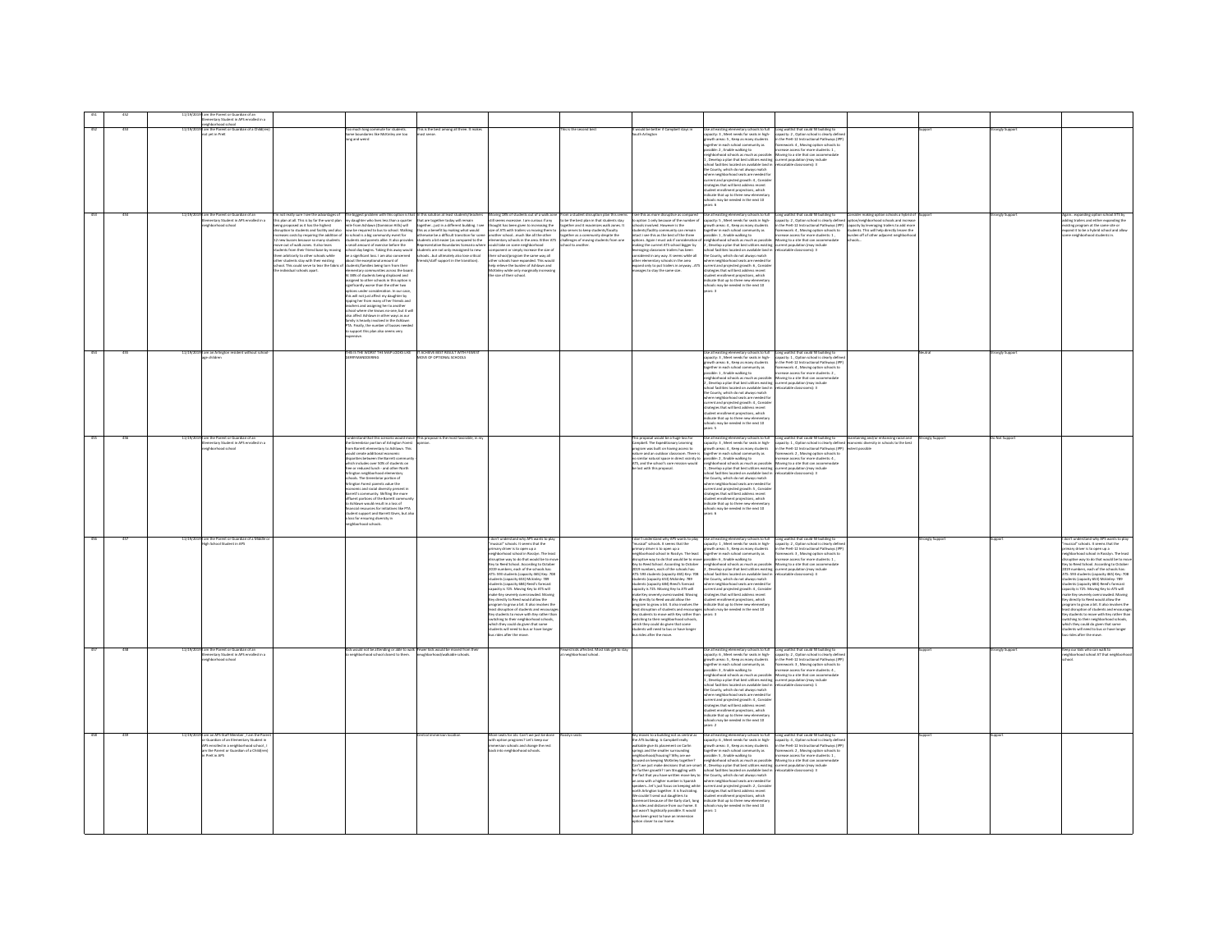| | | | | | | | | | | | | | | | |
|---|---|---|---|---|---|---|---|---|---|---|---|---|---|---|---|
| 451 | 452 | 11/19/2019 | I am the Parent or Guardian of an Elementary Student in APS enrolled in a neighborhood school | | | | | | | | | | | | |
| 452 | 453 | 11/19/2019 | I am the Parent or Guardian of a Child(ren) not yet in PreK | | Too much long commute for students. Some boundaries for McKinley are too long and weird | This is the best among all three. It makes most sense. | | This is the second best | It would be better if Campbell stays in South Arlington | Use all existing elementary schools to full capacity: 3 , Meet needs for seats in high-growth areas: 5 , Keep as many students together in each school community as possible: 2 , Enable walking to neighborhood schools as much as possible: 1 , Develop a plan that best utilizes existing school facilities located on available land in the County, which do not always match where neighborhood seats are needed for current and projected growth: 6 , Consider strategies that will best address recent student enrollment projections, which indicate that up to three new elementary schools may be needed in the next 10 years: 4 | Long waitlist that could fill building to capacity: 2 , Option school is clearly defined in the PreK-12 Instructional Pathways (IPP) framework: 4 , Moving option schools to increase access for more students: 1 , Moving to a site that can accommodate current population (may include relocatable classrooms): 3 | | Support | Strongly Support | |
| 453 | 454 | 11/19/2019 | I am the Parent or Guardian of an Elementary Student in APS enrolled in a neighborhood school | I'm not really sure I see the advantages of this plan at all. This is by far the worst plan being proposed as it has the highest disruption to students and facility and also increases costs by requiring the addition of 12 new busses because so many students move out of walk zones. It also takes students from their friend base by moving them arbitrarily to other schools while other students stay with their existing school. This could serve to tear the fabric of the individual schools apart. | The biggest problem with this option is that my daughter who lives less than a quarter mile from Ashlawn (Dominion Hills) will now be required to bus to school. Walking to school is a big community event for students and parents alike. It also provides a small amount of exercise before the school day begins. Taking this away would be a significant loss. I am also concerned about the exceptional amount of students/families being torn from their elementary communities across the board. 30-38% of students being displaced and assigned to other schools in this option is significantly worse than the other two options under consideration. In our case, this will not just affect my daughter by ripping her from many of her friends and teachers and assigning her to another school where she knows no one, but it will also affect Ashlawn in other ways as our family is heavily involved in the Ashlawn PTA. Finally, the number of busses needed to support this plan also seems very expensive. | In this solution at least students/teachers that are together today will remain together...just in a different building. I see this as a benefit by making what would otherwise be a difficult transition for some students a bit easier (as compared to the Representative Boundaries Scenario where students are not only reassigned to new schools...but ultimately also lose critical friends/staff support in the transition). | Moving 18% of students out of a walk zone still seems excessive. I am curious if any thought has been given to increasing the size of ATS with trailers vs moving them to another school...much like all the other elementary schools in the area. Either ATS could take on some neighborhood component or simply increase the size of their school/program the same way all other schools have expanded. This would help relieve the burden of Ashlawn and McKinley while only marginally increasing the size of their school. | From a student disruption plan this seems to be the best plan in that students stay together and it maximizes walk zones. It also seems to keep students/faculty together as a community despite the challenges of moving students from one school to another. | I see this as more disruptive as compared to option 1 only because of the number of schools involved. However is the students/faculty community can remain intact I see this as the best of the three options. Again I must ask if consideration of making the current ATS school bigger by leveraging classroom trailers has been considered in any way. It seems while all other elementary schools in the area expand only to put trailers in anyway...ATS manages to stay the same size. | Use all existing elementary schools to full capacity: 5 , Meet needs for seats in high-growth areas: 4 , Keep as many students together in each school community as possible: 1 , Enable walking to neighborhood schools as much as possible: 2 , Develop a plan that best utilizes existing school facilities located on available land in the County, which do not always match where neighborhood seats are needed for current and projected growth: 6 , Consider strategies that will best address recent student enrollment projections, which indicate that up to three new elementary schools may be needed in the next 10 years: 3 | Long waitlist that could fill building to capacity: 2 , Option school is clearly defined in the PreK-12 Instructional Pathways (IPP) framework: 4 , Moving option schools to increase access for more students: 1 , Moving to a site that can accommodate current population (may include relocatable classrooms): 3 | Consider making option schools a hybrid of option/neighborhood schools and increase capacity by leveraging trailers to add more students. This will help directly lessen the burden of all other adjacent neighborhood schools. | Support | Strongly Support | Again...expanding option school ATS by adding trailers and either expanding the existing program at the same site or expand it to be a hybrid school and allow some neighborhood students in. |
| 454 | 455 | 11/19/2019 | I am an Arlington resident without school-age children | | THIS IS THE WORST. THE MAP LOOKS LIKE GERRYMANDERING. | IT ACHIEVE BEST RESULT WITH FEWEST MOVE OF OPTIONAL SCHOOLS | | | | Use all existing elementary schools to full capacity: 3 , Meet needs for seats in high-growth areas: 6 , Keep as many students together in each school community as possible: 4 , Enable walking to neighborhood schools as much as possible: 1 , Develop a plan that best utilizes existing school facilities located on available land in the County, which do not always match where neighborhood seats are needed for current and projected growth: 2 , Consider strategies that will best address recent student enrollment projections, which indicate that up to three new elementary schools may be needed in the next 10 years: 5 | Long waitlist that could fill building to capacity: 1 , Option school is clearly defined in the PreK-12 Instructional Pathways (IPP) framework: 4 , Moving option schools to increase access for more students: 2 , Moving to a site that can accommodate current population (may include relocatable classrooms): 3 | | Neutral | Strongly Support | |
| 455 | 456 | 11/19/2019 | I am the Parent or Guardian of an Elementary Student in APS enrolled in a neighborhood school | | I understand that this scenario would move the Greenbrier portion of Arlington Forest from Barrett elementary to Ashlawn. This would create additional economic disparities between the Barrett community, which includes over 50% of students on free or reduced lunch - and other North Arlington neighborhood elementary schools. The Greenbrier portion of Arlington Forest parents value the economic and social diversity present in Barrett's community. Shifting the more affluent portions of the Barrett community to Ashlawn would result in a loss of financial resources for initiatives like PTA student support and Barrett Bears, but also a loss for ensuring diversity in neighborhood schools. | This proposal is the most favorable, in my opinion. | | | This proposal would be a huge loss for Campbell. The Expeditionary Learning program was built on having access to nature and an outdoor classroom. There is no similar natural space in close vicinity to ATS, and the school's core mission would be lost with this proposal. | Use all existing elementary schools to full capacity: 5 , Meet needs for seats in high-growth areas: 3 , Keep as many students together in each school community as possible: 4 , Enable walking to neighborhood schools as much as possible: 2 , Develop a plan that best utilizes existing school facilities located on available land in the County, which do not always match where neighborhood seats are needed for current and projected growth: 1 , Consider strategies that will best address recent student enrollment projections, which indicate that up to three new elementary schools may be needed in the next 10 years: 6 | Long waitlist that could fill building to capacity: 3 , Option school is clearly defined in the PreK-12 Instructional Pathways (IPP) framework: 1 , Moving option schools to increase access for more students: 2 , Moving to a site that can accommodate current population (may include relocatable classrooms): 4 | Maintaining and/or enhancing racial and economic diversity in schools to the best extent possible | Strongly Support | Do Not Support | |
| 456 | 457 | 11/19/2019 | I am the Parent or Guardian of a Middle or High School Student in APS | | | | I don't understand why APS wants to play "musical" schools. It seems that the primary driver is to open up a neighborhood school in Rosslyn. The least disruptive way to do that would be to move Key to Reed School. According to October 2019 numbers, each of the schools has: ATS: 593 students (capacity 656) Key: 708 students (capacity 653) McKinley: 789 students (capacity 686) Reed's forecast capacity is 725. Moving Key to ATS will make Key severely overcrowded. Moving Key directly to Reed would allow the program to grow a bit. It also involves the least disruption of students and encourages Key students to move with Key rather than switching to their neighborhood schools, which they could do given that some students will need to bus or have longer bus rides after the move. | | I don't understand why APS wants to play "musical" schools. It seems that the primary driver is to open up a neighborhood school in Rosslyn. The least disruptive way to do that would be to move Key to Reed School. According to October 2019 numbers, each of the schools has: ATS: 593 students (capacity 656) Key: 708 students (capacity 653) McKinley: 789 students (capacity 686) Reed's forecast capacity is 725. Moving Key to ATS will make Key severely overcrowded. Moving Key directly to Reed would allow the program to grow a bit. It also involves the least disruption of students and encourages Key students to move with Key rather than switching to their neighborhood schools, which they could do given that some students will need to bus or have longer bus rides after the move. | Use all existing elementary schools to full capacity: 1 , Meet needs for seats in high-growth areas: 5 , Keep as many students together in each school community as possible: 2 , Enable walking to neighborhood schools as much as possible: 6 , Develop a plan that best utilizes existing school facilities located on available land in the County, which do not always match where neighborhood seats are needed for current and projected growth: 4 , Consider strategies that will best address recent student enrollment projections, which indicate that up to three new elementary schools may be needed in the next 10 years: 3 | Long waitlist that could fill building to capacity: 2 , Option school is clearly defined in the PreK-12 Instructional Pathways (IPP) framework: 3 , Moving option schools to increase access for more students: 1 , Moving to a site that can accommodate current population (may include relocatable classrooms): 4 | | Strongly Support | Support | I don't understand why APS wants to play "musical" schools. It seems that the primary driver is to open up a neighborhood school in Rosslyn. The least disruptive way to do that would be to move Key to Reed School. According to October 2019 numbers, each of the schools has: ATS: 593 students (capacity 656) Key: 708 students (capacity 653) McKinley: 789 students (capacity 686) Reed's forecast capacity is 725. Moving Key to ATS will make Key severely overcrowded. Moving Key directly to Reed would allow the program to grow a bit. It also involves the least disruption of students and encourages Key students to move with Key rather than switching to their neighborhood schools, which they could do given that some students will need to bus or have longer bus rides after the move. |
| 457 | 458 | 11/19/2019 | I am the Parent or Guardian of an Elementary Student in APS enrolled in a neighborhood school | | Kids would not be attending or able to walk to neighborhood school closest to them. | Fewer kids would be moved from their neighborhood/walkable schools. | | Fewest kids affected. Most kids get to stay at neighborhood school. | | Use all existing elementary schools to full capacity: 6 , Meet needs for seats in high-growth areas: 5 , Keep as many students together in each school community as possible: 3 , Enable walking to neighborhood schools as much as possible: 1 , Develop a plan that best utilizes existing school facilities located on available land in the County, which do not always match where neighborhood seats are needed for current and projected growth: 4 , Consider strategies that will best address recent student enrollment projections, which indicate that up to three new elementary schools may be needed in the next 10 years: 2 | Long waitlist that could fill building to capacity: 2 , Option school is clearly defined in the PreK-12 Instructional Pathways (IPP) framework: 3 , Moving option schools to increase access for more students: 4 , Moving to a site that can accommodate current population (may include relocatable classrooms): 1 | | Support | Strongly Support | Keep our kids who can walk to neighborhood school AT that neighborhood school. |
| 458 | 459 | 11/19/2019 | I am an APS Staff Member , I am the Parent or Guardian of an Elementary Student in APS enrolled in a neighborhood school , I am the Parent or Guardian of a Child(ren) in PreK in APS | | | Central immersion location | Move seats for ats. Can't we just be done with option programs? Let's keep our immersion schools and change the rest back into neighborhood schools. | Rosslyn seats | Key moves to a building not as central as the ATS building. Is Campbell really walkable given its placement on Carlin Springs and the smaller surrounding neighborhood/housing? Why are we focused on keeping McKinley together? Can't we just make decisions that are smart for further growth? I am struggling with the fact that you have written move Key to an area with a higher number is Spanish speakers...let's just focus on keeping white north Arlington together. It is frustrating. We couldn't send out daughters to Claremont because of the Early start, long bus rides and distance from our home. It just wasn't logistically possible. It would have been great to have an immersion option closer to our home. | Use all existing elementary schools to full capacity: 6 , Meet needs for seats in high-growth areas: 3 , Keep as many students together in each school community as possible: 4 , Enable walking to neighborhood schools as much as possible: 5 , Develop a plan that best utilizes existing school facilities located on available land in the County, which do not always match where neighborhood seats are needed for current and projected growth: 2 , Consider strategies that will best address recent student enrollment projections, which indicate that up to three new elementary schools may be needed in the next 10 years: 1 | Long waitlist that could fill building to capacity: 4 , Option school is clearly defined in the PreK-12 Instructional Pathways (IPP) framework: 2 , Moving option schools to increase access for more students: 1 , Moving to a site that can accommodate current population (may include relocatable classrooms): 3 | | Support | Support | |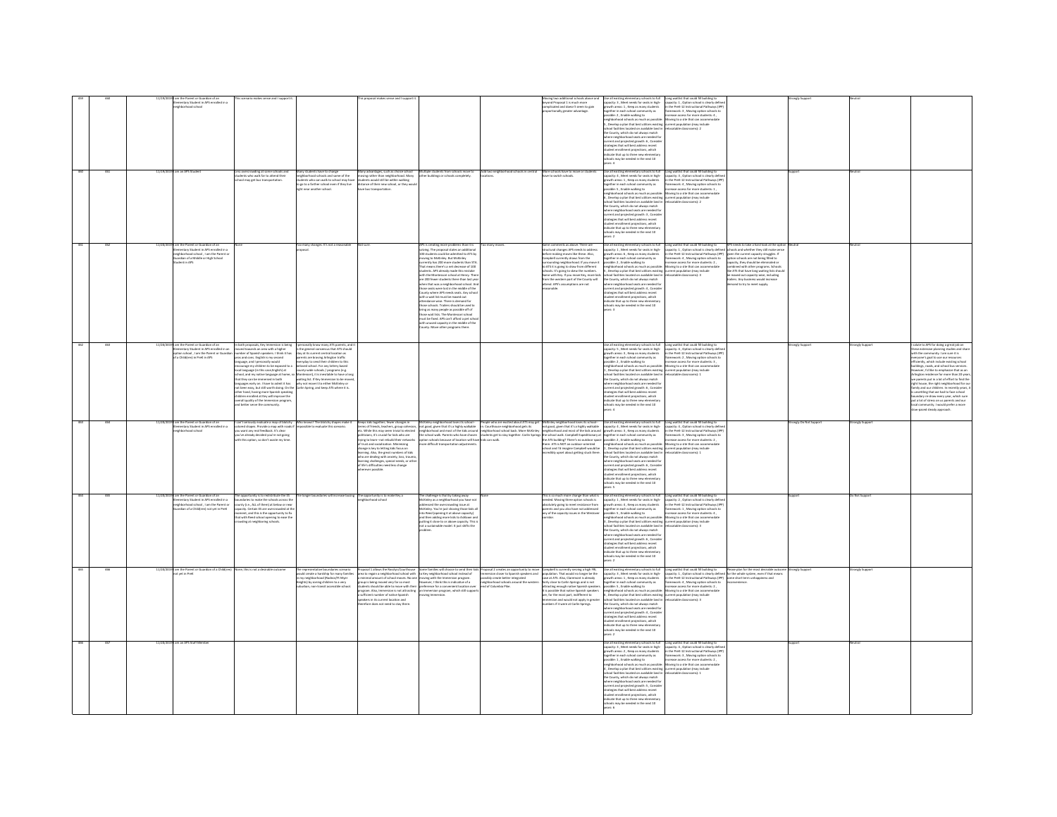| | | | | | | | | | | | | | | |
|---|---|---|---|---|---|---|---|---|---|---|---|---|---|---|
| 459 | 460 | 11/19/2019 | I am the Parent or Guardian of an Elementary Student in APS enrolled in a neighborhood school | This scenario makes sense and I support it. | | This proposal makes sense and I support it. | | | Moving two additional schools above and beyond Proposal 1 is much more complicated and doesn't seem to gain proportionally greater advantage. | Use all existing elementary schools to full capacity: 3 , Meet needs for seats in high-growth areas: 1 , Keep as many students together in each school community as possible: 2 , Enable walking to neighborhood schools as much as possible: 5 , Develop a plan that best utilizes existing school facilities located on available land in the County, which do not always match where neighborhood seats are needed for current and projected growth: 6 , Consider strategies that will best address recent student enrollment projections, which indicate that up to three new elementary schools may be needed in the next 10 years: 4 | Long waitlist that could fill building to capacity: 1 , Option school is clearly defined in the PreK-12 Instructional Pathways (IPP) frameworks: 4 , Moving option schools to increase access for more students: 3 , Moving to a site that can accommodate current population (may include relocatable classrooms): 2 | | Strongly Support | Neutral |
| 460 | 461 | 11/19/2019 | I am an APS Student | Less overcrowding at some schools and students who walk to/to attend their school may get bus transportation. | Many students have to change neighborhood schools and some of the students who can walk to school may have to go to a farther school even if they live right near another school. | Many advantages, such as choice school moving rather than neighborhood. Many students would still be within walking distance of their new school, or they would have bus transportation. | Multiple students from schools move to other buildings or schools completely. | Add two neighborhood schools in central locations. | More schools have to move or students have to switch schools. | Use all existing elementary schools to full capacity: 4 , Meet needs for seats in high-growth areas: 1 , Keep as many students together in each school community as possible: 5 , Enable walking to neighborhood schools as much as possible: 6 , Develop a plan that best utilizes existing school facilities located on available land in the County, which do not always match where neighborhood seats are needed for current and projected growth: 3 , Consider strategies that will best address recent student enrollment projections, which indicate that up to three new elementary schools may be needed in the next 10 years: 2 | Long waitlist that could fill building to capacity: 3 , Option school is clearly defined in the PreK-12 Instructional Pathways (IPP) frameworks: 4 , Moving option schools to increase access for more students: 1 , Moving to a site that can accommodate current population (may include relocatable classrooms): 2 | | Support | Neutral |
| 461 | 462 | 11/20/2019 | I am the Parent or Guardian of an Elementary Student in APS enrolled in a neighborhood school , I am the Parent or Guardian of a Middle or High School Student in APS | None | Too many changes. It's not a reasonable proposal. | Not sure. | APS is creating more problems than it's solving. The proposal states an additional 100 students could be admitted to ATS by moving to McKinley. But McKinley currently has 200 more students than ATS. That means there's a net decrease of 100 students. APS already made this mistake with the Montessori school at Henry. There are 200 fewer students there than last year where that was a neighborhood school. And those seats were lost in the middle of the County where APS needs seats. Any school with a wait list must be moved out attendance wise. There is demand for those schools. Trailers should be used to bring as many people as possible off of those wait lists. The Montessori school must be fixed. APS can't afford a pet school with unused capacity in the middle of the County. Move other programs there | Too many moves. | Same comments as above. There are structural changes APS needs to address before making moves like these. Also, Campbell currently draws from the surrounding neighborhood. If you move it to ATS it is going to draw from different schools. It's going to skew the numbers. Same with Key. If you move Key, moving from the western part of the County will affect. APS's assumptions are not reasonable. | Use all existing elementary schools to full capacity: 1 , Meet needs for seats in high-growth areas: 6 , Keep as many students together in each school community as possible: 2 , Enable walking to neighborhood schools as much as possible: 4 , Develop a plan that best utilizes existing school facilities located on available land in the County, which do not always match where neighborhood seats are needed for current and projected growth: 5 , Consider strategies that will best address recent student enrollment projections, which indicate that up to three new elementary schools may be needed in the next 10 years: 3 | Long waitlist that could fill building to capacity: 2 , Option school is clearly defined in the PreK-12 Instructional Pathways (IPP) frameworks: 1 , Moving option schools to increase access for more students: 4 , Moving to a site that can accommodate current population (may include relocatable classrooms): 3 | APS needs to take a hard look at the option schools and whether they still make sense given the current capacity struggles. If option schools are not being filled to capacity, they should be eliminated or combined with other programs. Schools like ATS that have long waiting lists should be maxed out capacity wise, including trailers. Any business would increase demand to try to meet supply. | Neutral | Neutral |
| 462 | 463 | 11/20/2019 | I am the Parent or Guardian of an Elementary Student in APS enrolled in an option school , I am the Parent or Guardian of a Child(ren) in PreK in APS | In both proposals, Key Immersion is being moved towards an area with a higher number of Spanish speakers. I think it has pros and cons. English is my second language, and I personally would encourage my children to be exposed to a local language (in this case English) at school, and my native language at home, so that they can be immersed in both languages early on. I have to admit it has not been easy, but still worth doing. On the other hand, having more Spanish speaking children enrolled at Key will improve the overall quality of the immersion program, and better serve the community. | I personally know many ATS parents, and it is the general consensus that ATS should stay at its current central location as parents are leaving Arlington traffic everyday to send their children to this beloved school. For any lottery based countywide schools / programs (e.g. Montessori), it is inevitable to have a long waiting list. If Key Immersion is to be moved, why not move it to either McKinley or Carlin Springs, and keep ATS where it is. | | | | | Use all existing elementary schools to full capacity: 5 , Meet needs for seats in high-growth areas: 3 , Keep as many students together in each school community as possible: 2 , Enable walking to neighborhood schools as much as possible: 1 , Develop a plan that best utilizes existing school facilities located on available land in the County, which do not always match where neighborhood seats are needed for current and projected growth: 6 , Consider strategies that will best address recent student enrollment projections, which indicate that up to three new elementary schools may be needed in the next 10 years: 4 | Long waitlist that could fill building to capacity: 4 , Option school is clearly defined in the PreK-12 Instructional Pathways (IPP) frameworks: 2 , Moving option schools to increase access for more students: 3 , Moving to a site that can accommodate current population (may include relocatable classrooms): 1 | | Strongly Support | Strongly Support | I salute to APS for doing a great job on these extensive planning studies and share with the community. I am sure it is everyone's goal to use our resources efficiently, which include existing school buildings, roads, and school bus services. However, I'd like to emphasize that as an Arlington resident for more than 20 years, we parents put in a lot of effort to find the right house, the right neighborhood for our family and our children. In recently years, it is something that we had to face school boundary re-draw every year, which sure put a lot of stress on us parents and our local community. I would prefer a more slow-paced steady approach. |
| 463 | 464 | 11/20/2019 | I am the Parent or Guardian of an Elementary Student in APS enrolled in a neighborhood school | I can't seriously evaluate a map of blotchy colored shapes. Provide a map with roads if you want any real feedback. It's clear you've already decided you're not going with this option, so don't waste my time. | Who knows? The blotchy shapes make it impossible to evaluate this scenario. | Keeps kids together, fewer changes in terms of friends, teachers, group cohesion, etc. While this may seem trivial to elected politicians, it's crucial for kids who are trying to learn--not rebuild their networks of trust and socialization. Minimizing change is key to letting kids focus on learning. Also, the great numbers of kids who are dealing with anxiety, loss, trauma, learning challenges, special needs, or other of life's difficulties need less change wherever possible. | McKinley neighborhood loses its school-- not good, given that it's a highly walkable neighborhood and most of the kids around the school walk. Parents who have chosen option schools because of location will have more difficult transportation adjustments. | People who are excited about ATS may get to Courthouse neighborhood gets its neighborhood school back. More McKinley students get to stay together. Carlin Springs kids can walk. | McKinley neighborhood loses its school-- not good, given that it's a highly walkable neighborhood and most of the kids around the school walk. Campbell Expeditionary at the ATS building? There's no outdoor space there. ATS is NOT an outdoor-oriented school and I'd imagine Campbell would be incredibly upset about getting stuck there. | Use all existing elementary schools to full capacity: 4 , Meet needs for seats in high-growth areas: 3 , Keep as many students together in each school community as possible: 1 , Enable walking to neighborhood schools as much as possible: 2 , Develop a plan that best utilizes existing school facilities located on available land in the County, which do not always match where neighborhood seats are needed for current and projected growth: 6 , Consider strategies that will best address recent student enrollment projections, which indicate that up to three new elementary schools may be needed in the next 10 years: 5 | Long waitlist that could fill building to capacity: 4 , Option school is clearly defined in the PreK-12 Instructional Pathways (IPP) frameworks: 3 , Moving option schools to increase access for more students: 2 , Moving to a site that can accommodate current population (may include relocatable classrooms): 1 | | Strongly Do Not Support | Strongly Support | |
| 464 | 465 | 11/20/2019 | I am the Parent or Guardian of an Elementary Student in APS enrolled in a neighborhood school , I am the Parent or Guardian of a Child(ren) not yet in PreK | The opportunity is to redistribute the ES boundaries to make the schools across the county (i.e., ALL of them) at below or near capacity. Certain ES are overcrowded at the moment, and this is the opportunity to fix that with Reed school opening to ease the crowding at neighboring schools. | The longer boundaries will increase busing. | The opportunity is to make Key a neighborhood school | The challenge is that by taking away McKinley as a neighborhood you have not addressed the overcrowding issue at McKinley. You're just shoving those kids off into Reed (opening it at above capacity) and then adding more kids to Ashlawn and putting it close to or above capacity. This is not a sustainable model. It just shifts the problem. | None | This is so much more change than what is needed. Moving three option schools is absolutely going to meet resistance from parents and you also have not addressed any of the capacity issues in the Westover corridor. | Use all existing elementary schools to full capacity: 1 , Meet needs for seats in high-growth areas: 4 , Keep as many students together in each school community as possible: 5 , Enable walking to neighborhood schools as much as possible: 6 , Develop a plan that best utilizes existing school facilities located on available land in the County, which do not always match where neighborhood seats are needed for current and projected growth: 3 , Consider strategies that will best address recent student enrollment projections, which indicate that up to three new elementary schools may be needed in the next 10 years: 2 | Long waitlist that could fill building to capacity: 2 , Option school is clearly defined in the PreK-12 Instructional Pathways (IPP) frameworks: 1 , Moving option schools to increase access for more students: 4 , Moving to a site that can accommodate current population (may include relocatable classrooms): 3 | | Support | Do Not Support | |
| 465 | 466 | 11/20/2019 | I am the Parent or Guardian of a Child(ren) not yet in PreK | None, this is not a desirable outcome | The representative boundaries scenario would create a hardship for many families in my neighborhood (Radnor/Ft Myer Heights) by zoning children to a very suburban, non-transit accessible school. | Proposal 1 allows the Rosslyn/Courthouse area to regain a neighborhood school with a minimal amount of school moves. No one group is being moved very far so most students should be able to move with their preference for a convenient location over program. Also, Immersion is not attracting a sufficient number of native Spanish speakers in its current location and therefore does not need to stay there. | Some families will choose to send their kids to Key neighborhood school instead of moving with the Immersion program. However, I think this is indicative of a preference for a convenient location over an Immersion program, which still supports moving Immersion. | Proposal 2 creates an opportunity to move Immersion closer to Spanish speakers and possibly create better integrated neighborhood schools around the western end of Columbia Pike. | Campbell is currently serving a high FRL population. That would no longer be the case at ATS. Also, Claremont is already fairly close to Carlin Springs and is not attracting enough native Spanish speakers. It is possible that native Spanish speakers are, for the most part, indifferent to Immersion and would not apply in greater numbers if it were at Carlin Springs. | Use all existing elementary schools to full capacity: 3 , Meet needs for seats in high-growth areas: 1 , Keep as many students together in each school community as possible: 4 , Enable walking to neighborhood schools as much as possible: 5 , Develop a plan that best utilizes existing school facilities located on available land in the County, which do not always match where neighborhood seats are needed for current and projected growth: 6 , Consider strategies that will best address recent student enrollment projections, which indicate that up to three new elementary schools may be needed in the next 10 years: 2 | Long waitlist that could fill building to capacity: 1 , Option school is clearly defined in the PreK-12 Instructional Pathways (IPP) frameworks: 4 , Moving option schools to increase access for more students: 2 , Moving to a site that can accommodate current population (may include relocatable classrooms): 3 | Please plan for the most desirable outcome for the whole system, even if that means some short term unhappiness and inconvenience. | Strongly Support | Strongly Support | |
| 466 | 467 | 11/20/2019 | I am an APS Staff Member | | | | | | | Use all existing elementary schools to full capacity: 3 , Meet needs for seats in high-growth areas: 2 , Keep as many students together in each school community as possible: 4 , Enable walking to neighborhood schools as much as possible: 1 , Develop a plan that best utilizes existing school facilities located on available land in the County, which do not always match where neighborhood seats are needed for current and projected growth: 5 , Consider strategies that will best address recent student enrollment projections, which indicate that up to three new elementary schools may be needed in the next 10 years: 6 | Long waitlist that could fill building to capacity: 4 , Option school is clearly defined in the PreK-12 Instructional Pathways (IPP) frameworks: 3 , Moving option schools to increase access for more students: 2 , Moving to a site that can accommodate current population (may include relocatable classrooms): 1 | | Support | Neutral | |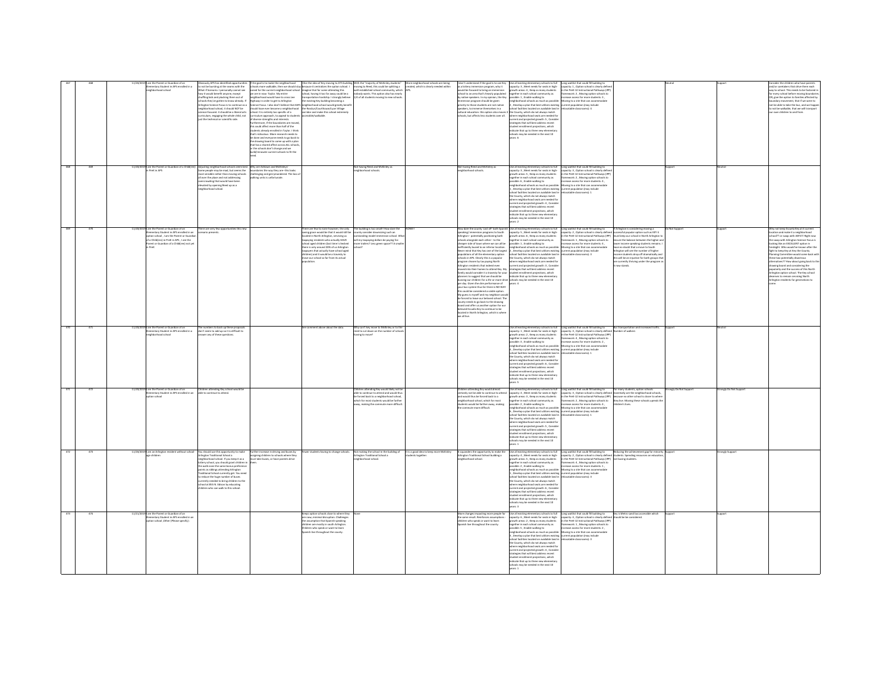| 467 | 468 | 11/28/2019 | I am the Parent or Guardian of an Elementary Student in APS enrolled in a neighborhood school | Obviously APS has identified opportunities to not be bursting at the seams with the What-if Scenarios. I personally cannot see how it would benefit anyone, except shuffling kids and plucking them out of schools they've gotten to know already. If Arlington Science Focus is to continue as a neighborhood school, it should NOT be science-focused - it should be a liberal arts curriculum, engaging the whole child, not just the technical or scientific side. | If the goal is to make the neighborhood schools more walkable, then we should stay zoned for the current neighborhood school we are in now: Taylor. My entire neighborhood would have to cross Lee Highway in order to get to Arlington Science Focus. I also don't believe that ASFS should have ever become a neighborhood school. It is entirely too specific of a curriculum approach, to appeal to students of diverse strengths and interests. Furthermore, if the boundaries are moved, this could affect more than half of the students already enrolled in Taylor. I think that's ridiculous. More research needs to be done and everyone needs to go back to the drawing board to come up with a plan that has a shared effect across ALL schools, or the schools don't change and we build/renovate current schools to fit the need. | I like the idea of Key moving to ATS building because it centralizes the option school. I imagine that for some attending this school, having it too far away could be a transportation hardship. I strongly believe the existing Key building becoming a neighborhood school would greatly benefit the Rosslyn/Courthouse/Lyon Village corridor and make this school extremely accessible/walkable. | With the "majority of McKinley students" moving to Reed, this could be splitting a well-established school community, which nobody wants. This option also has nearly 1/4 of all students moving to new schools. | More neighborhood schools are being created, which is clearly needed within APS. | I don't understand: if the goal is to use Key as a lottery immersion program, why it would be focused to bring an immersion school to an area that's heavily populated by native speakers. In my opinion, the Key immersion program should be given priority to those students that are not native speakers, to immerse themselves in a cultural education. This option also moves it to the County, which do not always match schools, but affects less students over all. | Use all existing elementary schools to full capacity: 3 , Meet needs for seats in high-growth areas: 4 , Keep as many students together in each school community as possible: 1 , Enable walking to neighborhood schools as much as possible: 2 , Develop a plan that best utilizes existing school facilities located on available land in the County, which do not always match where neighborhood seats are needed for current and projected growth: 5 , Consider strategies that will best address recent student enrollment projections, which indicate that up to three new elementary schools may be needed in the next 10 years: 6 | Long waitlist that could fill building to capacity: 1 , Option school is clearly defined in the PreK-12 Instructional Pathways (IPP) framework: 2 , Moving option schools to increase access for more students: 4 , Moving to a site that can accommodate current population (may include relocatable classrooms): 3 | | Neutral | Support | Consider the children who have parents and/or caretakers that drive them each way to school. This needs to be factored in for every school before moving boundaries. OR, give the option to families affected by boundary movement, that if we were to not be able to take the bus, and we happen to not be walkable, that we will transport our own children to and from. |
|---|---|---|---|---|---|---|---|---|---|---|---|---|---|---|---|
| 468 | 469 | 11/28/2019 | I am the Parent or Guardian of a Child(ren) in PreK in APS | Adjusting neighborhood schools seem best. Some people may be mad, but seems the most sensible rather than moving schools all over the place and not addressing overcrowding that would have been elevated by opening Reed up as a neighborhood school. | Why are Ashlawn and McKinley's boundaries the way they are- this looks challenging and gerrymandered. The loss of walking units is unfortunate. | | Not having Reed and McKinley as neighborhood schools. | | Not having Reed and McKinley as neighborhood schools. | Use all existing elementary schools to full capacity: 3 , Meet needs for seats in high-growth areas: 5 , Keep as many students together in each school community as possible: 4 , Enable walking to neighborhood schools as much as possible: 6 , Develop a plan that best utilizes existing school facilities located on available land in the County, which do not always match where neighborhood seats are needed for current and projected growth: 1 , Consider strategies that will best address recent student enrollment projections, which indicate that up to three new elementary schools may be needed in the next 10 years: 2 | Long waitlist that could fill building to capacity: 2 , Option school is clearly defined in the PreK-12 Instructional Pathways (IPP) framework: 3 , Moving option schools to increase access for more students: 4 , Moving to a site that can accommodate current population (may include relocatable classrooms): 1 | | Support | Neutral | |
| 469 | 470 | 11/28/2019 | I am the Parent or Guardian of an option school , I am the Parent or Guardian of a Child(ren) in PreK in APS , I am the Parent or Guardian of a Child(ren) not yet in PreK | There are very few opportunities this new scenario presents. | | There are few to none however, the only saving grace would be that it would still be located in North Arlington, servicing as taxpaying residents who actually HAVE school aged children (last time I checked there is only around 20% of us Arlington taxpayers that actually have school aged children) and it would be a travesty to move our school so far from its actual population. | The building is too small! How dare the county consider downsizing such an outstanding model immersion school. What are taxpaying dollars be paying for: more trailers? Less green space?! A smaller school? | NONE!! | How dare the county 'cast off' both Spanish speaking/ immersion programs to South Arlington - potentially positioning both schools alongside each other - to the cheaper side of town where we can all be inefficiently bussed to an inferior location. Never mind that Key has one of the largest populations of all the elementary option schools in APS. Clearly this is a popular program chosen by tax paying North Arlington residents that indeed even moved into their homes to attend Key. My family would consider it a travesty for your planners to suggest that we should be bussing our children for a 1hr or more drive per day. Given the dire performance of your bus system thus far there is NO WAY this could be considered a viable option. My guess is myself and my neighbors would be forced to leave our beloved school. The county needs to go back to the drawing board and offer us another option for our beloved Escuela Key to continue to be located in North Arlington, which is where we all live. | Use all existing elementary schools to full capacity: 5 , Meet needs for seats in high-growth areas: 6 , Keep as many students together in each school community as possible: 1 , Enable walking to neighborhood schools as much as possible: 2 , Develop a plan that best utilizes existing school facilities located on available land in the County, which do not always match where neighborhood seats are needed for current and projected growth: 4 , Consider strategies that will best address recent student enrollment projections, which indicate that up to three new elementary schools may be needed in the next 10 years: 3 | Long waitlist that could fill building to capacity: 2 , Option school is clearly defined in the PreK-12 Instructional Pathways (IPP) framework: 1 , Moving option schools to increase access for more students: 4 , Moving to a site that can accommodate current population (may include relocatable classrooms): 3 | If Arlington is considering moving a successful popular option such as KEY it would keep our school in North Arlington to ensure the balance between the higher and lower income speaking students remains. I have no doubt that a move to South Arlington will see the number of higher income students drop off dramatically and this will be an injustice for both groups that are currently thriving under the program as it now stands. | Do Not Support | Support | Why not keep Escuela Key at it current location and make it a neighborhood school?? or swap with ASFS?? Right now the swap with Arlington Science Focus is looking like an EXCELLENT option in hindsight. Who would've known after the fight to keep Key at Key the County Planning Committee would come back with these two potentially disastrous alternatives?? How about going back to the drawing board and considering the popularity and the success of this North Arlington option school. The Key school deserves to remain servicing North Arlington residents for generations to come. |
| 470 | 471 | 11/28/2019 | I am the Parent or Guardian of an Elementary Student in APS enrolled in a neighborhood school | The numbers to back up these proposals don't seem to add up so it is difficult to answer any of these questions. | | See comment above about the data. | Why can't Key move to McKinley or to the need to cut down on the number of schools having to move? | | | Use all existing elementary schools to full capacity: 1 , Meet needs for seats in high-growth areas: 2 , Keep as many students together in each school community as possible: 5 , Enable walking to neighborhood schools as much as possible: 3 , Develop a plan that best utilizes existing school facilities located on available land in the County, which do not always match where neighborhood seats are needed for current and projected growth: 4 , Consider strategies that will best address recent student enrollment projections, which indicate that up to three new elementary schools may be needed in the next 10 years: 6 | Long waitlist that could fill building to capacity: 3 , Option school is clearly defined in the PreK-12 Instructional Pathways (IPP) framework: 4 , Moving option schools to increase access for more students: 2 , Moving to a site that can accommodate current population (may include relocatable classrooms): 1 | Bus transportation and increased traffic. Number of walkers | Support | Neutral | |
| 471 | 472 | 11/28/2019 | I am the Parent or Guardian of an Elementary Student in APS enrolled in an option school | Children attending Key school would be able to continue to attend. | | | Children attending Key would likely not be able to continue to attend and would thus be forced back to a neighborhood school, which for most students would be farther away, making the commute more difficult. | | Children attending Key would almost certainly not be able to continue to attend and would thus be forced back to a neighborhood school, which for most students would be farther away, making the commute more difficult. | Use all existing elementary schools to full capacity: 4 , Meet needs for seats in high-growth areas: 3 , Keep as many students together in each school community as possible: 2 , Enable walking to neighborhood schools as much as possible: 6 , Develop a plan that best utilizes existing school facilities located on available land in the County, which do not always match where neighborhood seats are needed for current and projected growth: 5 , Consider strategies that will best address recent student enrollment projections, which indicate that up to three new elementary schools may be needed in the next 10 years: 1 | Long waitlist that could fill building to capacity: 3 , Option school is clearly defined in the PreK-12 Instructional Pathways (IPP) framework: 2 , Moving option schools to increase access for more students: 4 , Moving to a site that can accommodate current population (may include relocatable classrooms): 1 | For many students, option schools essentially are the neighborhood schools, because no other school is closer to where they live. Moving these schools upends the children's lives. | Strongly Do Not Support | Strongly Do Not Support | |
| 472 | 473 | 11/28/2019 | I am an Arlington resident without school-age children | You should use this opportunity to make Arlington Traditional School a neighborhood school. If you keep it as a lottery school, you should grant children in the walk zone the same bonus preference points as siblings attending Arlington Traditional School currently get. You need to reduce the huge number of buses currently needed to bring children to the school at 855 N. Edison by educating children who can walk to this school. | Further increase in driving and buses by assigning children to schools where they must take buses, or have parents drive them. | Fewer students having to change schools. | Not making the school in the building of Arlington Traditional School a neighborhood school. | It is a good idea to keep more McKinley students together. | It squanders the opportunity to make the Arlington Traditional School building a neighborhood school. | Use all existing elementary schools to full capacity: 4 , Meet needs for seats in high-growth areas: 5 , Keep as many students together in each school community as possible: 2 , Enable walking to neighborhood schools as much as possible: 1 , Develop a plan that best utilizes existing school facilities located on available land in the County, which do not always match where neighborhood seats are needed for current and projected growth: 6 , Consider strategies that will best address recent student enrollment projections, which indicate that up to three new elementary schools may be needed in the next 10 years: 3 | Long waitlist that could fill building to capacity: 2 , Option school is clearly defined in the PreK-12 Instructional Pathways (IPP) framework: 4 , Moving option schools to increase access for more students: 1 , Moving to a site that can accommodate current population (may include relocatable classrooms): 3 | Reducing the achievement gap for minority students. Spending resources on education, not busing students. | Support | Strongly Support | |
| 473 | 474 | 11/29/2019 | I am the Parent or Guardian of an Elementary Student in APS enrolled in an option school , Other (Please specify) : | | | Keeps option schools close to where they are now; minimal disruption. Challenges the assumption that Spanish speaking children are mostly in South Arlington. Children who speak or want to learn Spanish live throughout the county. | None | | More changes impacting more people for the same result. Reinforces assumptions - children who speak or want to learn Spanish live throughout the county. | Use all existing elementary schools to full capacity: 6 , Meet needs for seats in high-growth areas: 2 , Keep as many students together in each school community as possible: 5 , Enable walking to neighborhood schools as much as possible: 3 , Develop a plan that best utilizes existing school facilities located on available land in the County, which do not always match where neighborhood seats are needed for current and projected growth: 4 , Consider strategies that will best address recent student enrollment projections, which indicate that up to three new elementary schools may be needed in the next 10 years: 1 | Long waitlist that could fill building to capacity: 4 , Option school is clearly defined in the PreK-12 Instructional Pathways (IPP) framework: 1 , Moving option schools to increase access for more students: 2 , Moving to a site that can accommodate current population (may include relocatable classrooms): 3 | Key is Metro and bus accessible which should be considered. | Support | Support | |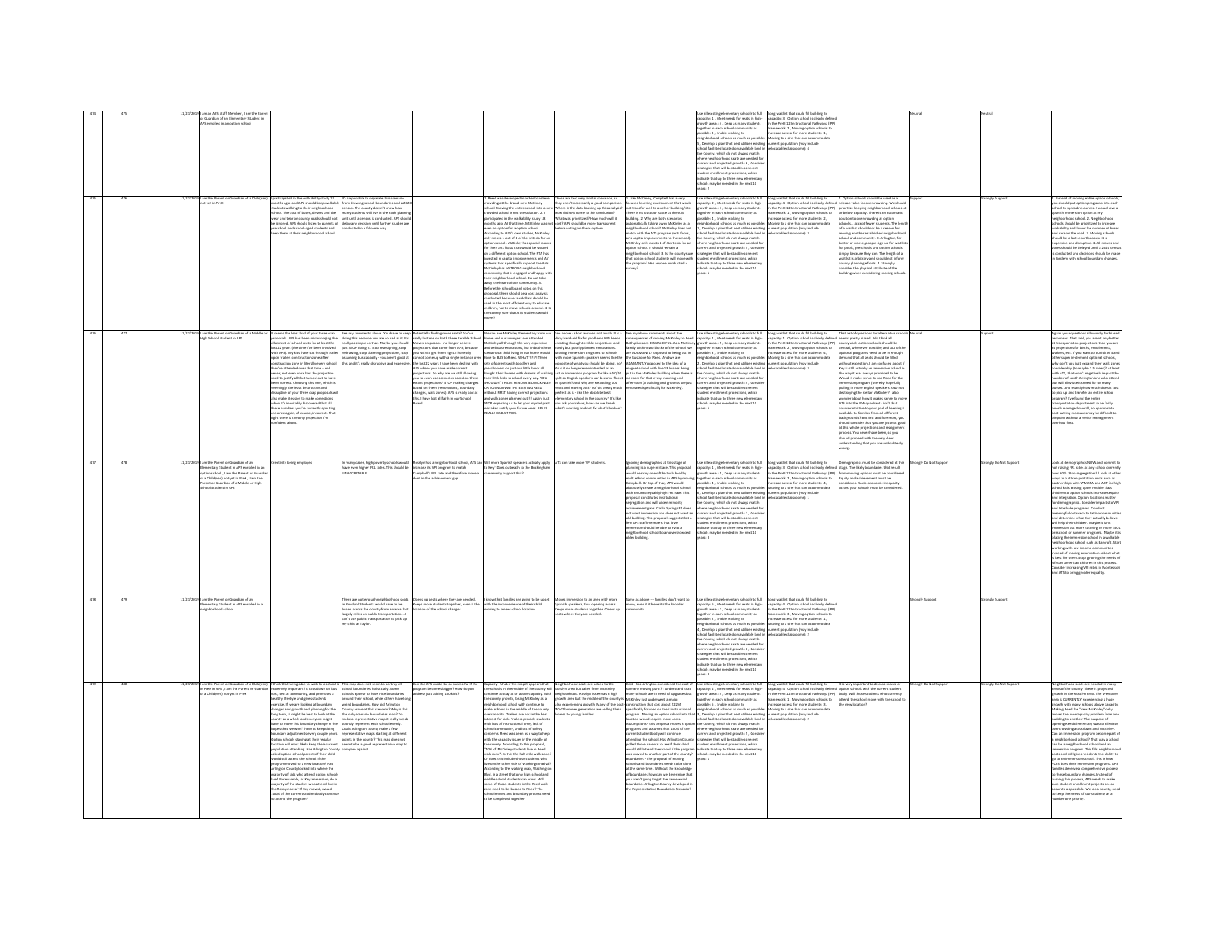| | | | | | | | | | | | | | | | | |
|---|---|---|---|---|---|---|---|---|---|---|---|---|---|---|---|---|
| 474 | 475 | | 11/21/2019 | I am an APS Staff Member ; I am the Parent or Guardian of an Elementary Student in APS enrolled in an option school | | | | | | | Use all existing elementary schools to full capacity: 1 , Meet needs for seats in high-growth areas: 3 , Keep as many students together in each school community as possible: 4 , Enable walking to neighborhood schools as much as possible: 5 , Develop a plan that best utilizes existing school facilities located on available land in the County, which do not always match where neighborhood seats are needed for current and projected growth: 6 , Consider strategies that will best address recent student enrollment projections, which indicate that up to three new elementary schools may be needed in the next 10 years: 2 | Long waitlist that could fill building to capacity: 4 , Option school is clearly defined in the PreK-12 Instructional Pathways (IPP) framework: 2 , Moving option schools to increase access for more students: 1 , Moving to a site that can accommodate current population (may include relocatable classrooms): 3 | | Neutral | Neutral | |
| 475 | 476 | | 11/21/2019 | I am the Parent or Guardian of a Child(ren) not yet in PreK | I participated in the walkability study 18 months ago, and APS should keep walkable students walking to their neighborhood school. The cost of buses, drivers and the wear and tear on county roads should not be ignored. APS should listen to parents of preschool and school aged students and keep them at their neighborhood school. | It's impossible to separate this scenario from drawing school boundaries and a 2020 census. The county doesn't know how many students will live in the each planning unit until a census is conducted. APS should delay any decision until further studies are conducted in a fulsome way. | | 1. Reed was developed in order to relieve crowding at the brand new McKinley school. Moving the entire school into a new crowded school is not the solution. 2. I participated in the walkability study 18 months ago. At that time, McKinley was not even an option for a option school. According to APS's own studies, McKinley only meets 1 out of 6 of the criteria for an option school. McKinley has special rooms for their arts focus that would be wasted on a different option school. The PTA has invested in capital improvements and AV systems that specifically support the Arts. McKinley has a STRONG neighborhood community that is engaged and happy with their neighborhood school. Do not take away the heart of our community. 3. Before the school board votes on this proposal, there should be a cost analysis conducted because tax dollars should be used in the most efficient way to educate children, not to move schools around. 4. Is the county sure that ATS students would move? | There are two very similar scenarios, so they aren't necessarily a good comparison. Where is the data backing up this analysis? How did APS come to this conclusion? What was prioritized? How much will it cost? APS should be more transparent before voting on these options. | 1. Cite McKinley. Campbell has a very focused learning environment that would not transfer well to another building/site. There is no outdoor space at the ATS building. 2. Why are both scenarios automatically taking away McKinley as a neighborhood school? McKinley does not match with the ATS program (arts focus, arts capital improvements to the school). McKinley only meets 1 of 3 criteria for an option school. It should remain a neighborhood school. 3. Is the county sure that option school students will move with the program? Has anyone conducted a survey? | Use all existing elementary schools to full capacity: 2 , Meet needs for seats in high-growth areas: 3 , Keep as many students together in each school community as possible: 4 , Enable walking to neighborhood schools as much as possible: 1 , Develop a plan that best utilizes existing school facilities located on available land in the County, which do not always match where neighborhood seats are needed for current and projected growth: 5 , Consider strategies that will best address recent student enrollment projections, which indicate that up to three new elementary schools may be needed in the next 10 years: 6 | Long waitlist that could fill building to capacity: 4 , Option school is clearly defined in the PreK-12 Instructional Pathways (IPP) framework: 2 , Moving option schools to increase access for more students: 1 , Moving to a site that can accommodate current population (may include relocatable classrooms): 3 | 1. Option schools should be used as a release valve for overcrowding. We should prioritize keeping neighborhood schools at or below capacity. There is an automatic solution to overcrowding at option schools... accept fewer students. The length of a waitlist should not be a reason for moving another established neighborhood school and community. In Arlington, for better or worse, people sign up for waitlists for pools, preschools and option schools simply because they can. The length of a waitlist is arbitrary and should not inform county planning efforts. 2. Strongly consider the physical attribute of the building when considering moving schools. | Support | Strongly Support | 1. Instead of moving entire option schools, you should put option programs into each school to spread resources. I would love a Spanish immersion option at my neighborhood school. 2. Neighborhood schools should be prioritized to increase walkability and lower the number of buses and cars on the road. 3. Moving schools should be a last resort because it is expensive and disruptive. 4. All moves and votes should be considered until a 2020 census is conducted and decisions should be made in tandem with school boundary changes. |
| 476 | 477 | | 11/21/2019 | I am the Parent or Guardian of a Middle or High School Student in APS | It seems the least bad of your three crap proposals. APS has been mismanaging the allotment of school seats for at least the last 10 years (the time I've been involved with APS). My kids have sat through trailer upon trailer, construction zone after construction zone in literally every school they've attended over that time - and never, not even once has the projection used to justify all that turned out to have been correct. Choosing this one, which is seemingly the least destruction and disruptive of your three crap proposals will also make it easier to make corrections when it's inevitably discovered that all these numbers you're currently spouting are once again, of course, incorrect. That right there is the only projection I'm confident about. | See my comments above. You have to keep doing this because you're so bad at it. It's really as simple as that. Maybe you should just STOP doing it. Stop reassigning, stop mirroring, stop planning projections, stop assuming bus capacity - you don't good at this and it's really disruptive and expensive. | Potentially finding more seats? You've really lost me on both these terrible School Moves proposals. I no longer believe projections that come from APS, because you NEVER get them right. I honestly cannot come up with a single instance over the last 10 years I have been dealing with APS where you have made correct projections. So why are we still allowing you to even use scenarios based on these errant projections? STOP making changes based on them (renovations, boundary changes, walk zones). APS is really bad at this. I have lost all faith in our School Board. | We can see McKinley theoretically from our home and our youngest son attended McKinley all through the very expensive and tedious renovations, but in both these scenarios a child living in our home would have to BUS to Reed. WHAT?!?!?! Three sets of parents with toddlers and preschoolers on just our little block all bought their homes with dreams of walking their little kids to school every day. YOU SHOULDN'T HAVE RENOVATED MCKINLEY OR TORN DOWN THE EXISTING REED without FIRST having correct projections and a set plan of use!!!! Again, just STOP expecting us to let your myriad past mistakes justify your future ones. APS IS REALLY BAD AT THIS. | See above - short answer: not much. It is a dirty band-aid fix for problems APS keeps creating through terrible projections and costly but poorly planned renovations. Moving immersion programs to schools with more Spanish speakers seems like the opposite of what you should be doing, no? Or is it no longer even intended as an actual immersion program for the 50/50 split so English speakers can become fluent in Spanish? And why are we adding 100 seats and moving ATS? Isn't it pretty much perfect as is - like the absolute best elementary school in the county? It's like you ask yourselves, how can we break what's working and not fix what's broken? | See my above comments about the consequences of moving McKinley to Reed. Both plans are DISGRACEFUL. As a McKinley family within two blocks of the school, we are ADAMANTLY opposed to being put in the bus zone for Reed. And we are ADAMANTLY opposed to the idea of a magnet school with like 10 buses being put in the McKinley building when there is no room for that every morning and afternoon (a building and grounds we just renovated specifically for McKinley). | Use all existing elementary schools to full capacity: 1 , Meet needs for seats in high-growth areas: 5 , Keep as many students together in each school community as possible: 3 , Enable walking to neighborhood schools as much as possible: 4 , Develop a plan that best utilizes existing school facilities located on available land in the County, which do not always match where neighborhood seats are needed for current and projected growth: 2 , Consider strategies that will best address recent student enrollment projections, which indicate that up to three new elementary schools may be needed in the next 10 years: 6 | Long waitlist that could fill building to capacity: 4 , Option school is clearly defined in the PreK-12 Instructional Pathways (IPP) framework: 2 , Moving option schools to increase access for more students: 1 , Moving to a site that can accommodate current population (may include relocatable classrooms): 3 | Not set of questions for alternative schools seems pretty biased. I do think all countywide option schools should be central, wherever possible, and ALL of the optional programs need to be a enough demand that all seats should be filled without a mandate. I am confused about if Key is still actually an immersion school in the way it was always promoted to be. Would it make sense to use Reed for the immersion program (thereby hopefully pulling in more English speakers AND not destroying the stellar McKinley)? I also wonder about how it makes sense to move ATS into the NW quadrant - isn't that counterintuitive to your goal of keeping it available to families from all different backgrounds? But first and foremost, you should consider that you are just not good at this whole projections and realignment process. You never have been, so you should proceed with the very clear understanding that you are undoubtedly wrong. | Neutral | Support | Agree, your questions allow only for biased responses. That said, you aren't any better at transportation projections than you are at projections for births, enrollments, walkers, etc. If you want to punish ATS and other super in-demand optional schools, why don't you just expand their walk zones considerably (to maybe 1.5 miles)? At least with ATS, that was always promised in the number of south Arlingtonians who attend but will alleviate the need for so many busses. And exactly how much does it cost to pick up and transfer an entire school program? I've found the entire transportation department to be fairly poorly managed overall, so appropriate cost-cutting measures may be difficult to pinpoint without a serious management overhaul first. |
| 477 | 478 | | 11/21/2019 | I am the Parent or Guardian of an Elementary Student in APS enrolled in an option school ; I am the Parent or Guardian of a Child(ren) not yet in PreK ; I am the Parent or Guardian of a Middle or High School Student in APS | Creatively being employed | In many cases, high poverty schools would have even higher FRL rates. This should be UNACCEPTABLE. | Rosslyn has a neighborhood school, ATS can increase its VPI program to match Campbell's FRL rate and therefore make a dent in the achievement gap. | Will more Spanish speakers actually apply to Key? Does outreach to the Buckingham community support this? | ATS can take more VPI students. | Ignoring demographics at this stage of planning is a huge mistake. This proposal would destroy one of the truly healthy multi-ethnic communities in APS by moving Campbell. On top of that, APS would absolutely create a neighborhood school with an unacceptably high FRL rate. This proposal constitutes institutional segregation and will widen minority achievement gaps. Carlin Springs ES does not want immersion and does not want an add building. This proposal suggests that a few APS staff members that love immersion should be able to evict a neighborhood school to an overcrowded older building. | Use all existing elementary schools to full capacity: 1 , Meet needs for seats in high-growth areas: 3 , Keep as many students together in each school community as possible: 4 , Enable walking to neighborhood schools as much as possible: 6 , Develop a plan that best utilizes existing school facilities located on available land in the County, which do not always match where neighborhood seats are needed for current and projected growth: 2 , Consider strategies that will best address recent student enrollment projections, which indicate that up to three new elementary schools may be needed in the next 10 years: 5 | Long waitlist that could fill building to capacity: 4 , Option school is clearly defined in the PreK-12 Instructional Pathways (IPP) framework: 2 , Moving option schools to increase access for more students: 3 , Moving to a site that can accommodate current population (may include relocatable classrooms): 1 | Demographics must be considered at this stage. The likely boundaries that result from moving options must be considered. Equity and achievement must be considered. Socio-economic inequality across your schools must be considered. | Strongly Do Not Support | Strongly Do Not Support | Look at demographics NOW and commit to not raising FRL rates at any school currently over 60%. Stop segregation!!! Look at other ways to cut transportation costs such as partnerships with WMATA and ART for high school kids. Busing upper middle class children to option schools increases equity and integration. Option locations matter for demographics. Consider impacts to VPI and Interlude programs. Conduct meaningful outreach to Latino communities and determine what they actually believe will help their children. Maybe it's not immersion but maintaining or more ESOL preschool or summer programs. Maybe it is placing the immersion school in a walkable neighborhood school such as Barcroft. Start working with low income communities instead of making assumptions about what is best for them. Stop ignoring the needs of African American children in this process. Consider increasing VPI rates in Montessori and ATS to bring greater equality. |
| 478 | 479 | | 11/21/2019 | I am the Parent or Guardian of an Elementary Student in APS enrolled in a neighborhood school | | There are not enough neighborhood seats in Rosslyn! Students would have to be bused across the county from an area that largely relies on public transportation... I can't use public transportation to pick up my child at Taylor. | Opens up seats where they are needed. Keeps more students together, even if the location of the school changes. | I know that families are going to be upset with the inconvenience of their child moving to a new school location. | Moves immersion to an area with more Spanish speakers, thus opening access. Keeps more students together. Opens up seats where they are needed. | Same as above -- Families don't want to move, even if it benefits the broader community. | Use all existing elementary schools to full capacity: 5 , Meet needs for seats in high-growth areas: 4 , Keep as many students together in each school community as possible: 6 , Enable walking to neighborhood schools as much as possible: 2 , Develop a plan that best utilizes existing school facilities located on available land in the County, which do not always match where neighborhood seats are needed for current and projected growth: 1 , Consider strategies that will best address recent student enrollment projections, which indicate that up to three new elementary schools may be needed in the next 10 years: 3 | Long waitlist that could fill building to capacity: 3 , Option school is clearly defined in the PreK-12 Instructional Pathways (IPP) framework: 1 , Moving option schools to increase access for more students: 4 , Moving to a site that can accommodate current population (may include relocatable classrooms): 2 | | Strongly Support | Strongly Support | |
| 479 | 480 | | 11/21/2019 | I am the Parent or Guardian of a Child(ren) in PreK in APS ; I am the Parent or Guardian of a Child(ren) not yet in PreK | I think that being able to walk to a school is extremely important! It cuts down on bus cost, sets a community, and promotes a healthy lifestyle and gives students exercise. If we are looking at boundary changes and growth and planning for the long term, it might be best to look at the county as a whole and everyone might have to move this boundary change in the hopes that we won't have to keep doing boundary adjustments every couple years. Option schools staying at their regular location will most likely keep their current population attending. Has Arlington County asked option school parents if their child would still attend the school, if the program moved to a new location? Has Arlington County looked into where the majority of kids who attend option schools live? For example, at Key Immersion, do a majority of the students who attend live in the Rosslyn area? If they moved, would 100% of the current student body continue to attend the program? | This map does not seem to portray all school boundaries holistically. Some schools appear to have nice boundaries around their school, while others have long weird boundaries. How did Arlington County arrive at this scenario? Why is this the only scenario to boundaries map? To make a representative map it really needs to truly represent each school evenly. Could Arlington county make a few representative maps starting at different points in the county? This map does not seem to be a good representative map to compare against. | Can the ATS model be as successful if the program becomes bigger? How do you address just adding 180 kids? | Capacity - Under this map it appears that the schools in the middle of the county will continue to stay at or above capacity. With the county growth, losing McKinley as a neighborhood school with continue to make schools in the middle of the county overcapacity. Trailers are not in the best interest for kids. Trailers provide students with loss of instructional time, lack of school community, and lots of safety concerns. Reed was seen as a way to help with the capacity issues in the middle of the county. According to this proposal, "40% of McKinley students live in Reed walk zone". Is this the half mile walk zone? Or does this include those students who live on the other side of Washington Blvd? According to the walking map, Washington Blvd. is a street that only high school and middle school students can cross. Will some of those students in the Reed walk zone need to be bussed to Reed? The school moves and boundary process need to be completed together. | Neighborhood seats are added to the Rosslyn area but taken from McKinley. Neighborhood Rosslyn is seen as a high growth corridor but the middle of the county is also experiencing growth. Many of the post-WW2 boomer generation are selling their homes to young families. | Cost - Has Arlington considered the cost of so many moving parts? I understand that many schools are in need of upgrades but McKinley just underwent a major construction that cost about $20M specifically focused on their instructional program. Moving an option school into that location would require more costs. Assumptions - this proposal moves 3 option programs and assumes that 100% of the current student body will continue attending the school. Has Arlington County polled those parents to see if their child would still attend the school if the program was moved to another part of the county? Boundaries - The proposal of moving schools and boundaries needs to be done at the same time. Without the knowledge of boundaries how can we determine that you aren't going to get the same weird boundaries Arlington County developed in the Representative Boundaries Scenario? | Use all existing elementary schools to full capacity: 3 , Meet needs for seats in high-growth areas: 4 , Keep as many students together in each school community as possible: 6 , Enable walking to neighborhood schools as much as possible: 2 , Develop a plan that best utilizes existing school facilities located on available land in the County, which do not always match where neighborhood seats are needed for current and projected growth: 5 , Consider strategies that will best address recent student enrollment projections, which indicate that up to three new elementary schools may be needed in the next 10 years: 1 | Long waitlist that could fill building to capacity: 4 , Option school is clearly defined in the PreK-12 Instructional Pathways (IPP) framework: 3 , Moving option schools to increase access for more students: 1 , Moving to a site that can accommodate current population (may include relocatable classrooms): 2 | It is very important to discuss moves of option schools with the current student body. Will those students who currently attend the school move with the school to the new location? | Strongly Do Not Support | Strongly Do Not Support | Neighborhood seats are needed in many areas of the county. There is projected growth in the Rosslyn area. The Westover area is CURRENTLY experiencing a huge growth with many schools above capacity. Making Reed the "new McKinley" only moves the overcapacity problem from one building to another. The purpose of opening Reed Elementary was to alleviate overcrowding at Ashlawn and McKinley. Can an immersion program become part of a neighborhood school? That way a school can be a neighborhood school and an immersion program. This fills neighborhood seats and still gives residents the ability to go to an immersion school. This is how FCPS does their immersion programs. APS families deserve a comprehensive process. In these boundary changes, instead of rushing this process, APS needs to make sure student enrollment projects are as accurate as possible. We, as a county, need to keep the needs of our students as a number one priority. |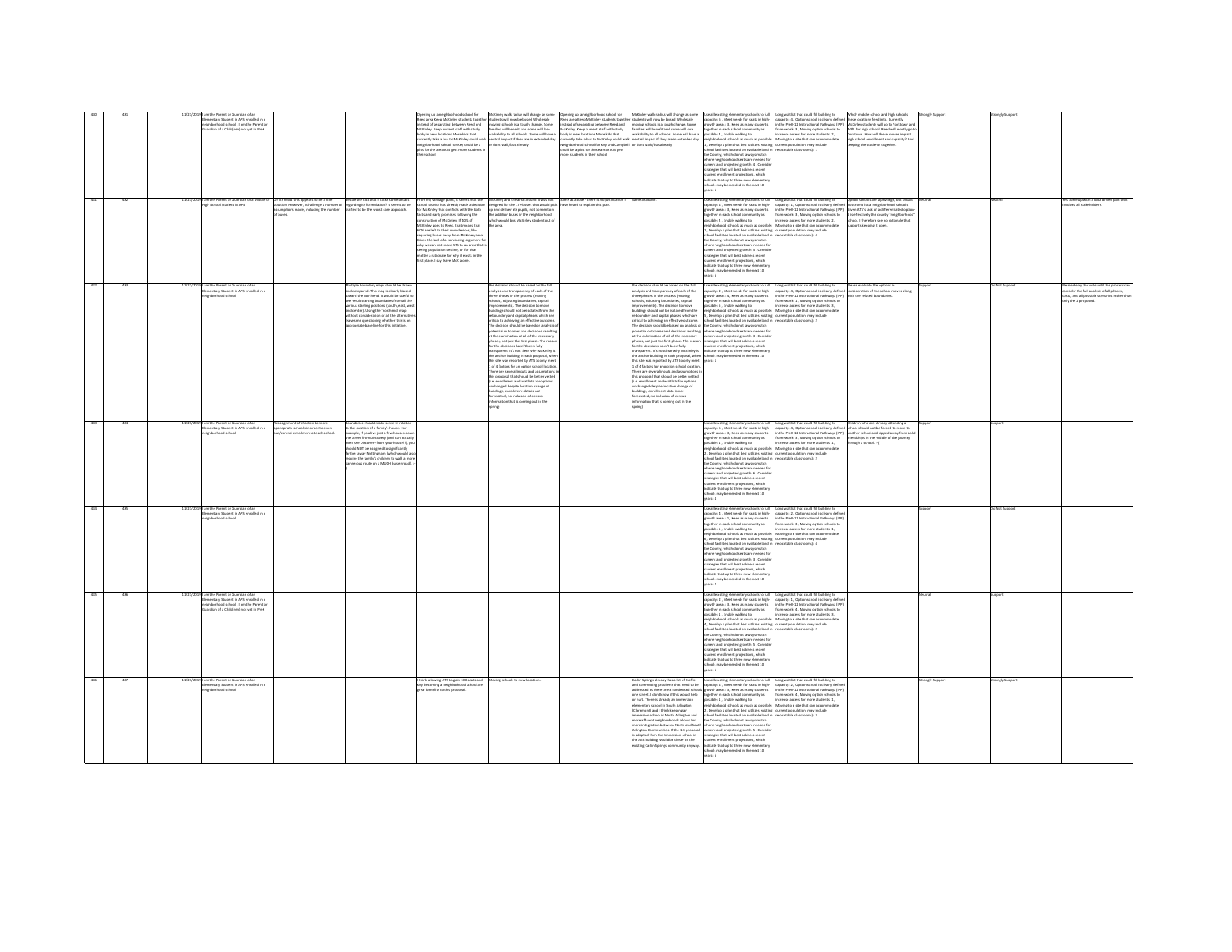| | | | | | | | | | | | | | | |
|---|---|---|---|---|---|---|---|---|---|---|---|---|---|---|
| 480 | 481 | 11/21/2019 I am the Parent or Guardian of an Elementary Student in APS enrolled in a neighborhood school , I am the Parent or Guardian of a Child(ren) not yet in PreK | | | Opening up a neighborhood school for Reed area Keep McKinley students together instead of separating between Reed and McKinley. Keep current staff with study body in new locations More kids that currently take a bus to McKinley could walk Neighborhood school for Key could be a plus for the area ATS gets more students in their school | McKinley walk radius will change as some students will now be bused Wholesale moving schools is a tough change. Some families will benefit and some will lose walkability to all schools. Some will have a neutral impact if they are in extended day or client walk/bus already | Opening up a neighborhood school for Reed area Keep McKinley students together instead of separating between Reed and McKinley. Keep current staff with study body in new locations More kids that currently take a bus to McKinley could walk Neighborhood school for Key and Campbell could be a plus for these areas ATS gets more students in their school | McKinley walk radius will change as some students will now be bused Wholesale moving schools is a tough change. Some families will benefit and some will lose walkability to all schools. Some will have a neutral impact if they are in extended day or client walk/bus already | Use all existing elementary schools to full capacity: 5 , Meet needs for seats in high-growth areas: 2 , Keep as many students together in each school community as possible: 2 , Enable walking to neighborhood schools as much as possible: 1 , Develop a plan that best utilizes existing school facilities located on available land in the County, which do not always match where neighborhood seats are needed for current and projected growth: 4 , Consider strategies that will best address recent student enrollment projections, which indicate that up to three new elementary schools may be needed in the next 10 years: 6 | Long waitlist that could fill building to capacity: 4 , Option school is clearly defined in the PreK-12 Instructional Pathways (IPP) framework: 4 , Moving option schools to increase access for more students: 2 , Moving to a site that can accommodate current population (may include relocatable classrooms): 1 | Which middle school and high schools these locations feed into. Currently McKinley students will go to Yorktown and W&L for high school. Reed will mostly go to Yorktown. How will these moves impact high school enrollment and capacity? And keeping the students together. | Strongly Support | Strongly Support | |
| 481 | 482 | 11/21/2019 I am the Parent or Guardian of a Middle or High School Student in APS | On its head, this appears to be a fine solution. However, I challenge a number of assumptions made, including the number of buses. | Beside the fact that it lacks some details regarding its formulation? It seems to be crafted to be the worst case approach. | From my vantage point, it seems that the school district has already made a decision for McKinley that conflicts with the both facts and early promises following the construction of McKinley. If 40% of McKinley goes to Reed, that means that 60% are left to their own devices, like requiring buses away from McKinley area. Given the lack of a convincing argument for why we can not move ATS to an area that is seeing population decline, or for that matter a rationale for why it needs in the first place. I say leave MAX alone. | McKinley and the area around it was not designed for the 17+ buses that would pick up and deliver its pupils, not to mention the addition buses in the neighborhood which would bus McKinley student out of the area. | Same as above - there is no justification I have heard to explain this plan. | Same as above. | Use all existing elementary schools to full capacity: 4 , Meet needs for seats in high-growth areas: 3 , Keep as many students together in each school community as possible: 2 , Enable walking to neighborhood schools as much as possible: 1 , Develop a plan that best utilizes existing school facilities located on available land in the County, which do not always match where neighborhood seats are needed for current and projected growth: 5 , Consider strategies that will best address recent student enrollment projections, which indicate that up to three new elementary schools may be needed in the next 10 years: 6 | Long waitlist that could fill building to capacity: 1 , Option school is clearly defined in the PreK-12 Instructional Pathways (IPP) framework: 2 , Moving option schools to increase access for more students: 3 , Moving to a site that can accommodate current population (may include relocatable classrooms): 4 | Option schools are a privilege, but should not trump local neighborhood schools. Given ATS's lack of a differentiated option it is effectively the county "neighborhood" school. I therefore see no rationale that supports keeping it open. | Neutral | Neutral | Yes come up with a data driven plan that involves all stakeholders. |
| 482 | 483 | 11/21/2019 I am the Parent or Guardian of an Elementary Student in APS enrolled in a neighborhood school | | Multiple boundary maps should be drawn and compared. This map is clearly biased toward the northeast. It would be useful to see result starting boundaries from all the various starting positions (south, east, west and center). Using the 'northeast' map without consideration of all the alternatives leaves me questioning whether this is an appropriate baseline for this initiative. | | The decision should be based on the full analysis and transparency of each of the three phases in the process (moving schools, adjusting boundaries, capital improvements). The decision to move buildings should not be isolated from the inboundary and capital phases which are critical to achieving an effective outcome. The decision should be based on analysis of potential outcomes and decisions resulting at the culmination of all of the necessary phases, not just the first phase. The reason for the decisions hasn't been fully transparent. It's not clear why McKinley is the anchor building in each proposal, when this site was reported by ATS to only meet 1 of 4 factors for an option school location. There are several inputs and assumptions in this proposal that should be better vetted (i.e. enrollment and waitlists for options unchanged despite location change of buildings, enrollment data is not forecasted, no inclusion of census information that is coming out in the spring) | | The decision should be based on the full analysis and transparency of each of the three phases in the process (moving schools, adjusting boundaries, capital improvements). The decision to move buildings should not be isolated from the inboundary and capital phases which are critical to achieving an effective outcome. The decision should be based on analysis of potential outcomes and decisions resulting at the culmination of all of the necessary phases, not just the first phase. The reason for the decisions hasn't been fully transparent. It's not clear why McKinley is the anchor building in each proposal, when this site was reported by ATS to only meet 1 of 4 factors for an option school location. There are several inputs and assumptions in this proposal that should be better vetted (i.e. enrollment and waitlists for options unchanged despite location change of buildings, enrollment data is not forecasted, no inclusion of census information that is coming out in the spring) | Use all existing elementary schools to full capacity: 2 , Meet needs for seats in high-growth areas: 4 , Keep as many students together in each school community as possible: 6 , Enable walking to neighborhood schools as much as possible: 5 , Develop a plan that best utilizes existing school facilities located on available land in the County, which do not always match where neighborhood seats are needed for current and projected growth: 3 , Consider strategies that will best address recent student enrollment projections, which indicate that up to three new elementary schools may be needed in the next 10 years: 1 | Long waitlist that could fill building to capacity: 4 , Option school is clearly defined in the PreK-12 Instructional Pathways (IPP) framework: 3 , Moving option schools to increase access for more students: 1 , Moving to a site that can accommodate current population (may include relocatable classrooms): 2 | Please evaluate the options in consideration of the school moves along with the related boundaries. | Support | Do Not Support | Please delay the vote until the process can consider the full analysis of all phases, costs, and all possible scenarios rather than only the 2 proposed. |
| 483 | 484 | 11/21/2019 I am the Parent or Guardian of an Elementary Student in APS enrolled in a neighborhood school | Reassignment of children to more appropriate schools in order to even out/control enrollment at each school. | Boundaries should make sense in relation to the location of a family's house. For example, if you live just a few houses down the street from Discovery (and can actually even see Discovery from your house!), you should NOT be assigned to significantly farther away Nottingham (which would also require the family's children to walk a more dangerous route on a MUCH busier road). :-( | | | | | Use all existing elementary schools to full capacity: 5 , Meet needs for seats in high-growth areas: 3 , Keep as many students together in each school community as possible: 2 , Enable walking to neighborhood schools as much as possible: 1 , Develop a plan that best utilizes existing school facilities located on available land in the County, which do not always match where neighborhood seats are needed for current and projected growth: 6 , Consider strategies that will best address recent student enrollment projections, which indicate that up to three new elementary schools may be needed in the next 10 years: 4 | Long waitlist that could fill building to capacity: 4 , Option school is clearly defined in the PreK-12 Instructional Pathways (IPP) framework: 2 , Moving option schools to increase access for more students: 1 , Moving to a site that can accommodate current population (may include relocatable classrooms): 3 | Children who are already attending a school should not be forced to move to another school and ripped away from solid friendships in the middle of the journey through a school. :-( | Support | Support | |
| 484 | 485 | 11/21/2019 I am the Parent or Guardian of an Elementary Student in APS enrolled in a neighborhood school | | | | | | | Use all existing elementary schools to full capacity: 4 , Meet needs for seats in high-growth areas: 3 , Keep as many students together in each school community as possible: 5 , Enable walking to neighborhood schools as much as possible: 6 , Develop a plan that best utilizes existing school facilities located on available land in the County, which do not always match where neighborhood seats are needed for current and projected growth: 1 , Consider strategies that will best address recent student enrollment projections, which indicate that up to three new elementary schools may be needed in the next 10 years: 2 | Long waitlist that could fill building to capacity: 2 , Option school is clearly defined in the PreK-12 Instructional Pathways (IPP) framework: 3 , Moving option schools to increase access for more students: 1 , Moving to a site that can accommodate current population (may include relocatable classrooms): 4 | | Support | Do Not Support | |
| 485 | 486 | 11/21/2019 I am the Parent or Guardian of an Elementary Student in APS enrolled in a neighborhood school , I am the Parent or Guardian of a Child(ren) not yet in PreK | | | | | | | Use all existing elementary schools to full capacity: 2 , Meet needs for seats in high-growth areas: 3 , Keep as many students together in each school community as possible: 1 , Enable walking to neighborhood schools as much as possible: 4 , Develop a plan that best utilizes existing school facilities located on available land in the County, which do not always match where neighborhood seats are needed for current and projected growth: 5 , Consider strategies that will best address recent student enrollment projections, which indicate that up to three new elementary schools may be needed in the next 10 years: 6 | Long waitlist that could fill building to capacity: 1 , Option school is clearly defined in the PreK-12 Instructional Pathways (IPP) framework: 4 , Moving option schools to increase access for more students: 3 , Moving to a site that can accommodate current population (may include relocatable classrooms): 2 | | Neutral | Support | |
| 486 | 487 | 11/21/2019 I am the Parent or Guardian of an Elementary Student in APS enrolled in a neighborhood school | | | I think allowing ATS to gain 100 seats and Key becoming a neighborhood school are great benefits to this proposal. | Moving schools to new locations | | Carlin Springs already has a lot of traffic and commuting problems that need to be addressed as there are 3 condensed schools are there. I don't know if this would help or hurt. There is already an immersion elementary school in South Arlington (Claremont) and I think keeping an immersion school in North Arlington and more affluent neighborhoods allows for more integration between North and South Arlington Communities. If the 1st proposal is adopted then the immersion school in the ATS building would be closer to the existing Carlin Springs community anyway. | Use all existing elementary schools to full capacity: 4 , Meet needs for seats in high-growth areas: 3 , Keep as many students together in each school community as possible: 1 , Enable walking to neighborhood schools as much as possible: 2 , Develop a plan that best utilizes existing school facilities located on available land in the County, which do not always match where neighborhood seats are needed for current and projected growth: 5 , Consider strategies that will best address recent student enrollment projections, which indicate that up to three new elementary schools may be needed in the next 10 years: 6 | Long waitlist that could fill building to capacity: 2 , Option school is clearly defined in the PreK-12 Instructional Pathways (IPP) framework: 4 , Moving option schools to increase access for more students: 1 , Moving to a site that can accommodate current population (may include relocatable classrooms): 3 | | Strongly Support | Strongly Support | |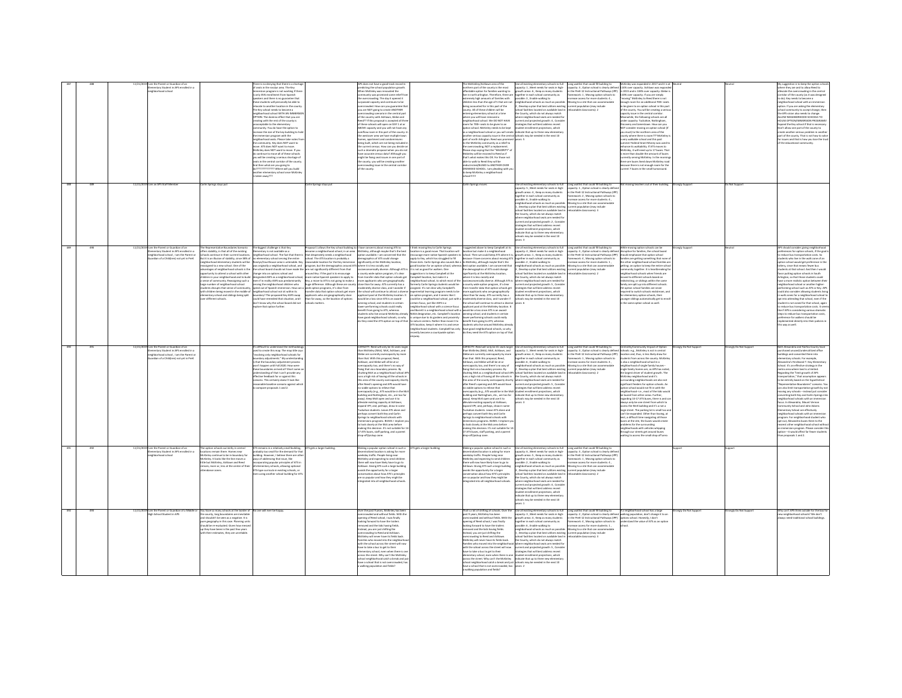| | | | | | | | | | | | | | | |
|---|---|---|---|---|---|---|---|---|---|---|---|---|---|---|
| 487 | 488 | 11/21/2019 | I am the Parent or Guardian of an Elementary Student in APS enrolled in a neighborhood school | | | | | | | | | | Neutral | Neutral |
| 488 | 489 | 11/21/2019 | I am an APS Staff Member | Carlin Springs stays put | | Carlin Springs stays put | | | Carlin Springs moves | | | Not moving teachers out of their building. | Strongly Support | Do Not Support |
| 489 | 490 | 11/21/2019 | I am the Parent or Guardian of an Elementary Student in APS enrolled in a neighborhood school, I am the Parent or Guardian of a Child(ren) not yet in PreK | | | | | | | | | | Strongly Support | Neutral |
| 490 | 491 | 11/21/2019 | I am the Parent or Guardian of an Elementary Student in APS enrolled in a neighborhood school, I am the Parent or Guardian of a Child(ren) not yet in PreK | | | | | | | | | | Strongly Do Not Support | Strongly Do Not Support |
| 491 | 492 | 11/21/2019 | I am the Parent or Guardian of an Elementary Student in APS enrolled in a neighborhood school | | | ATS gets a larger building. | | ATS gets a larger building. | | | | | Support | Support |
| 492 | 493 | 11/21/2019 | I am the Parent or Guardian of a Middle or High School Student in APS | | No one will ever be happy. | | | | | | | | Strongly Do Not Support | Strongly Do Not Support |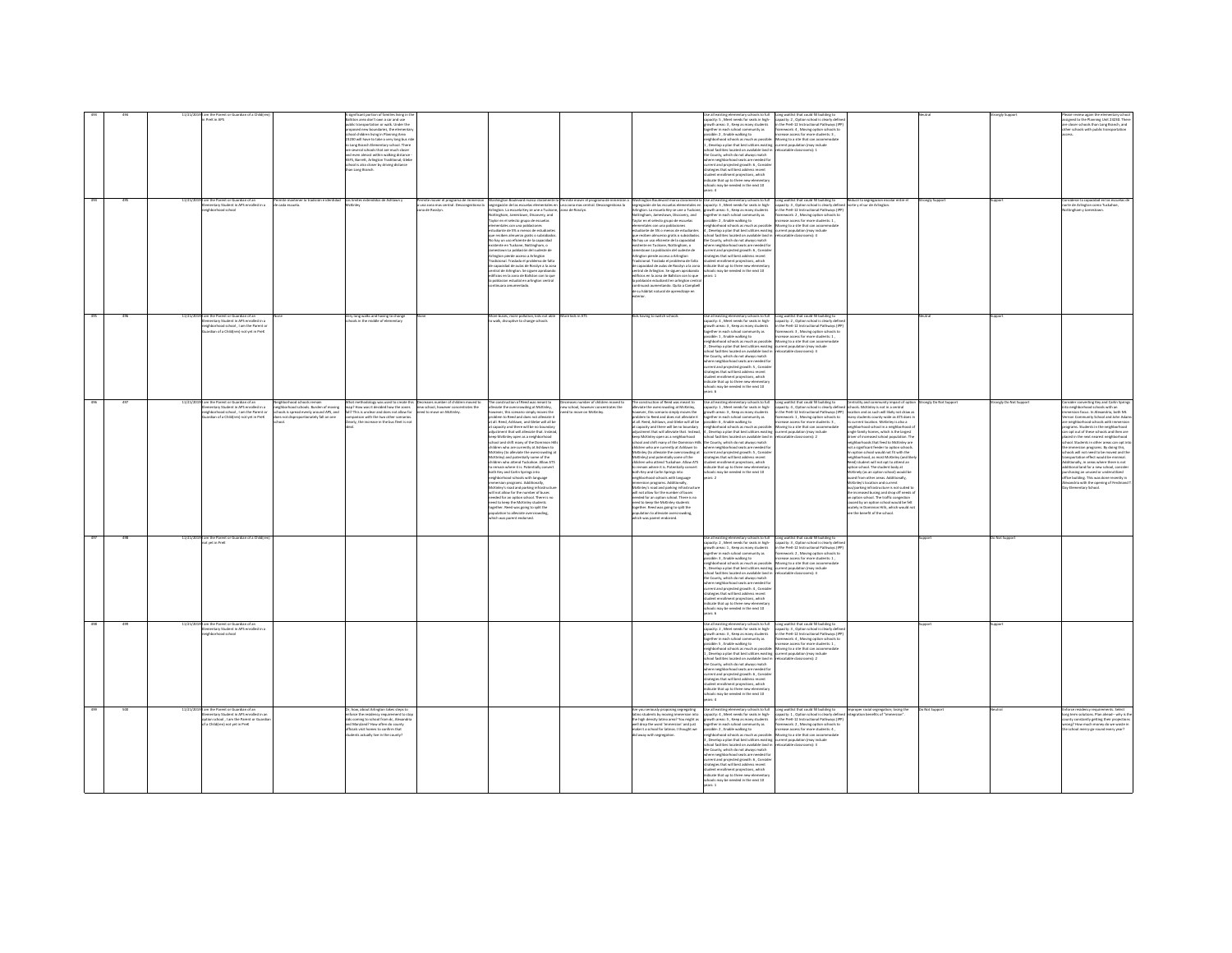| | | | | | | | | | | | | | | | |
|---|---|---|---|---|---|---|---|---|---|---|---|---|---|---|---|
| 494 | 494 | 11/21/2019 | I am the Parent or Guardian of a Child(ren) in PreK in APS | | A significant portion of families living in the Ballston area don't own a car and use public transportation or walk. Under the proposed new boundaries, the elementary school children living in Planning Area 23230 will have to take a very long bus ride to Long Branch Elementary school. There are several schools that are much closer and even almost within walking distance - Ashlawn, Barrett, Arlington Traditional; Glebe school is also closer by driving distance than Long Branch. | | | | | Use all existing elementary schools to full capacity: 5 ; Meet needs for seats in high-growth areas: 3 ; Keep as many students together in each school community as possible: 2 ; Enable walking to neighborhood schools as much as possible: 1 ; Develop a plan that best utilizes existing school facilities located on available land in the County, which do not always match where neighborhood seats are needed for current and projected growth: 6 ; Consider strategies that will best address recent student enrollment projections, which indicate that up to three new elementary schools may be needed in the next 10 years: 4 | Long waitlist that could fill building to capacity: 2 ; Option school is clearly defined in the PreK-12 Instructional Pathways (IPP) framework: 4 ; Moving option schools to increase access for more students: 3 ; Moving to a site that can accommodate current population (may include relocatable classrooms): 1 | | Neutral | Strongly Support | Please review again the elementary school assigned to the Planning Unit 23230. There are closer schools than Long Branch, and other schools with public transportation access. |
| 495 | 495 | 11/21/2019 | I am the Parent or Guardian of an Elementary Student in APS enrolled in a neighborhood school | Permite mantener la tradición e identidad de cada escuela. | Los límites existentes de Ashlawn y McKinley | Permite mover el programa de inmersion a una zona mas central. Desesgregaciona la zona de Rosslyn. | Washington Boulevard marca visiblemente la segregación de las escuelas elementales en Arlington. La escuela Key se une a Tuckahoe, Nottingham, Jamestown, Discovery, and Taylor en el selecto grupo de escuelas elementales con una poblaciones estudiante de 5% o menos de estudiantes que reciben almuerzo gratis o subsidiados. No hay un uso eficiente de la capacidad existente en Tuckahoe, Nottingham, o Jamestown La población del sudeste de Arlington pierde acceso a Arlington Tradicional. Traslada el problema de falta de capacidad de aulas de Rosslyn a la zona central de Arlington. Se siguen ajustando edificios en la zona de Ballston con lo que la población estudiatil en arlington central continuará aumentando. | Permite mover el programa de inmersion a una zona mas central. Desesgregaciona la zona de Rosslyn. | Washington Boulevard marca visiblemente la segregación de las escuelas elementales en Arlington. La escuela Key se une a Tuckahoe, Nottingham, Jamestown, Discovery, and Taylor en el selecto grupo de escuelas elementales con una poblaciones estudiante de 5% o menos de estudiantes que reciben almuerzo gratis o subsidiados. No hay un uso eficiente de la capacidad existente en Tuckahoe, Nottingham, o Jamestown La población del sudeste de Arlington pierde acceso a Arlington Tradicional. Traslada el problema de falta de capacidad de aulas de Rosslyn a la zona central de Arlington. Se siguen ajustando edificios en la zona de Ballston con lo que la población estudiatil en arlington central continuará aumentando. Quita a Campbell de su hábitat natural de aprendizaje en exterior | Use all existing elementary schools to full capacity: 2 ; Meet needs for seats in high-growth areas: 5 ; Keep as many students together in each school community as possible: 3 ; Enable walking to neighborhood schools as much as possible: 4 ; Develop a plan that best utilizes existing school facilities located on available land in the County, which do not always match where neighborhood seats are needed for current and projected growth: 6 ; Consider strategies that will best address recent student enrollment projections, which indicate that up to three new elementary schools may be needed in the next 10 years: 1 | Long waitlist that could fill building to capacity: 4 ; Option school is clearly defined in the PreK-12 Instructional Pathways (IPP) framework: 2 ; Moving option schools to increase access for more students: 1 ; Moving to a site that can accommodate current population (may include relocatable classrooms): 3 | Reducir la segregacion escolar entre el norte y el sur de Arlington | Strongly Support | Support | Considerer la capacidad no las escuelas de norte de Arlington como Tuckahoe, Nottingham y Jamestown. |
| 495 | 496 | 11/21/2019 | I am the Parent or Guardian of an Elementary Student in APS enrolled in a neighborhood school ; I am the Parent or Guardian of a Child(ren) not yet in PreK | None | Very long walks and having to change schools in the middle of elementary | None | More buses, more pollution, kids not able to walk, disruptive to change schools | More kids in ATS | Kids having to switch schools | Use all existing elementary schools to full capacity: 4 ; Meet needs for seats in high-growth areas: 3 ; Keep as many students together in each school community as possible: 1 ; Enable walking to neighborhood schools as much as possible: 2 ; Develop a plan that best utilizes existing school facilities located on available land in the County, which do not always match where neighborhood seats are needed for current and projected growth: 5 ; Consider strategies that will best address recent student enrollment projections, which indicate that up to three new elementary schools may be needed in the next 10 years: 6 | Long waitlist that could fill building to capacity: 2 ; Option school is clearly defined in the PreK-12 Instructional Pathways (IPP) framework: 3 ; Moving option schools to increase access for more students: 1 ; Moving to a site that can accommodate current population (may include relocatable classrooms): 4 | | Neutral | Support | |
| 496 | 497 | 11/21/2019 | I am the Parent or Guardian of an Elementary Student in APS enrolled in a neighborhood school ; I am the Parent or Guardian of a Child(ren) not yet in PreK | Neighborhood schools remain neighborhood schools. Burden of moving schools is spread evenly around APS, and does not disproportionately fall on one school. | What methodology was used to create this map? How was it decided how the zones fall? This is unclear and does not allow for comparison with the two other scenarios. Clearly, the increase in the bus fleet is not ideal. | Decreases number of children moved to new school, however concentrates the need to move on McKinley. | The construction of Reed was meant to alleviate the overcrowding at McKinley, however, this scenario simply moves the problem to Reed and does not alleviate it at all. Reed, Ashlawn, and Glebe will all be at capacity and there will be no boundary adjustment that will alleviate that. Instead, keep McKinley open as a neighborhood school and shift many of the Dominion Hills children who are currently at Ashlawn to McKinley (to alleviate the overcrowding at McKinley) and potentially some of the children who attend Tuckahoe. Allow ATS to remain where it is. Potentially convert both Key and Carlin Springs into neighborhood schools with language immersion programs. Additionally, McKinley's road and parking infrastructure will not allow for the number of buses needed for an option school. There is no need to keep the McKinley students together. Reed was going to split the population to alleviate overcrowding, which was parent endorsed. | Decreases number of children moved to new school, however concentrates the need to move on McKinley. | The construction of Reed was meant to alleviate the overcrowding at McKinley, however, this scenario simply moves the problem to Reed and does not alleviate it at all. Reed, Ashlawn, and Glebe will all be at capacity and there will be no boundary adjustment that will alleviate that. Instead, keep McKinley open as a neighborhood school and shift many of the Dominion Hills children who are currently at Ashlawn to McKinley (to alleviate the overcrowding at McKinley) and potentially some of the children who attend Tuckahoe. Allow ATS to remain where it is. Potentially convert both Key and Carlin Springs into neighborhood schools with language immersion programs. Additionally, McKinley's road and parking infrastructure will not allow for the number of buses needed for an option school. There is no need to keep the McKinley students together. Reed was going to split the population to alleviate overcrowding, which was parent endorsed. | Use all existing elementary schools to full capacity: 1 ; Meet needs for seats in high-growth areas: 3 ; Keep as many students together in each school community as possible: 4 ; Enable walking to neighborhood schools as much as possible: 6 ; Develop a plan that best utilizes existing school facilities located on available land in the County, which do not always match where neighborhood seats are needed for current and projected growth: 5 ; Consider strategies that will best address recent student enrollment projections, which indicate that up to three new elementary schools may be needed in the next 10 years: 2 | Long waitlist that could fill building to capacity: 3 ; Option school is clearly defined in the PreK-12 Instructional Pathways (IPP) framework: 1 ; Moving option schools to increase access for more students: 4 ; Moving to a site that can accommodate current population (may include relocatable classrooms): 2 | Centrality and community impact of option schools. McKinley is not in a central location and as such will likely not draw as many students county wide as ATS does in its current location. McKinley is also a neighborhood school in a neighborhood of single family homes, which is the largest driver of increased school population. The neighborhoods that feed to McKinley are not a significant feeder to option schools. An option school would not fit with the neighborhood, as most McKinley (and likely Reed) student will not opt to attend an option school. The student body at McKinley (as an option school) would be bused from other areas. Additionally, McKinley's location and current bus/parking infrastructure is not suited to the increased busing and drop off needs of an option school. The traffic congestion caused by an option school would be felt acutely in Dominion Hills, which would not see the benefit of the school. | Strongly Do Not Support | Strongly Do Not Support | Consider converting Key and Carlin Springs into neighborhood schools with an immersion focus. In Alexandria, both Mt Vernon Community School and John Adams are neighborhood schools with immersion programs. Students in the neighborhood can opt out of these schools and then are placed in the next nearest neighborhood school. Students in other areas can opt into the immersion programs. By doing this, schools will not need to be moved and the transportation effect would be minimal. Additionally, in areas where there is not additional land for a new school, consider purchasing an unused or underutilized office building. This was done recently in Alexandria with the opening of Ferdinand T. Day Elementary School. |
| 497 | 498 | 11/21/2019 | I am the Parent or Guardian of a Child(ren) not yet in PreK | | | | | | | Use all existing elementary schools to full capacity: 3 ; Meet needs for seats in high-growth areas: 1 ; Keep as many students together in each school community as possible: 2 ; Enable walking to neighborhood schools as much as possible: 5 ; Develop a plan that best utilizes existing school facilities located on available land in the County, which do not always match where neighborhood seats are needed for current and projected growth: 4 ; Consider strategies that will best address recent student enrollment projections, which indicate that up to three new elementary schools may be needed in the next 10 years: 6 | Long waitlist that could fill building to capacity: 4 ; Option school is clearly defined in the PreK-12 Instructional Pathways (IPP) framework: 2 ; Moving option schools to increase access for more students: 1 ; Moving to a site that can accommodate current population (may include relocatable classrooms): 3 | | Support | Do Not Support | |
| 498 | 499 | 11/21/2019 | I am the Parent or Guardian of an Elementary Student in APS enrolled in a neighborhood school | | | | | | | Use all existing elementary schools to full capacity: 2 ; Meet needs for seats in high-growth areas: 1 ; Keep as many students together in each school community as possible: 5 ; Enable walking to neighborhood schools as much as possible: 6 ; Develop a plan that best utilizes existing school facilities located on available land in the County, which do not always match where neighborhood seats are needed for current and projected growth: 3 ; Consider strategies that will best address recent student enrollment projections, which indicate that up to three new elementary schools may be needed in the next 10 years: 4 | Long waitlist that could fill building to capacity: 1 ; Option school is clearly defined in the PreK-12 Instructional Pathways (IPP) framework: 4 ; Moving option schools to increase access for more students: 3 ; Moving to a site that can accommodate current population (may include relocatable classrooms): 2 | | Support | Support | |
| 499 | 500 | 11/21/2019 | I am the Parent or Guardian of an Elementary Student in APS enrolled in an option school ; I am the Parent or Guardian of a Child(ren) not yet in PreK | | Dr. how, about Arlington takes steps to enforce the residency requirement to stop kids coming to school from DC, Alexandria and Maryland? How often do county officials visit homes to confirm that students actually live in the county? | | | | Are you seriously proposing segregating latino students by moving immersion into the high density latino areas? You might as well drop the word "immersion" and just make it a school for latinos. I thought we did away with segregation. | Use all existing elementary schools to full capacity: 4 ; Meet needs for seats in high-growth areas: 5 ; Keep as many students together in each school community as possible: 2 ; Enable walking to neighborhood schools as much as possible: 3 ; Develop a plan that best utilizes existing school facilities located on available land in the County, which do not always match where neighborhood seats are needed for current and projected growth: 6 ; Consider strategies that will best address recent student enrollment projections, which indicate that up to three new elementary schools may be needed in the next 10 years: 1 | Long waitlist that could fill building to capacity: 1 ; Option school is clearly defined in the PreK-12 Instructional Pathways (IPP) framework: 2 ; Moving option schools to increase access for more students: 4 ; Moving to a site that can accommodate current population (may include relocatable classrooms): 3 | Improper social segregation; losing the integration benefits of "immersion". | Do Not Support | Neutral | Enforce residency requirements. Select long term solutions. Plan ahead-- why is the county constantly getting their projections wrong? How much money do we waste in the school merry-go-round every year? |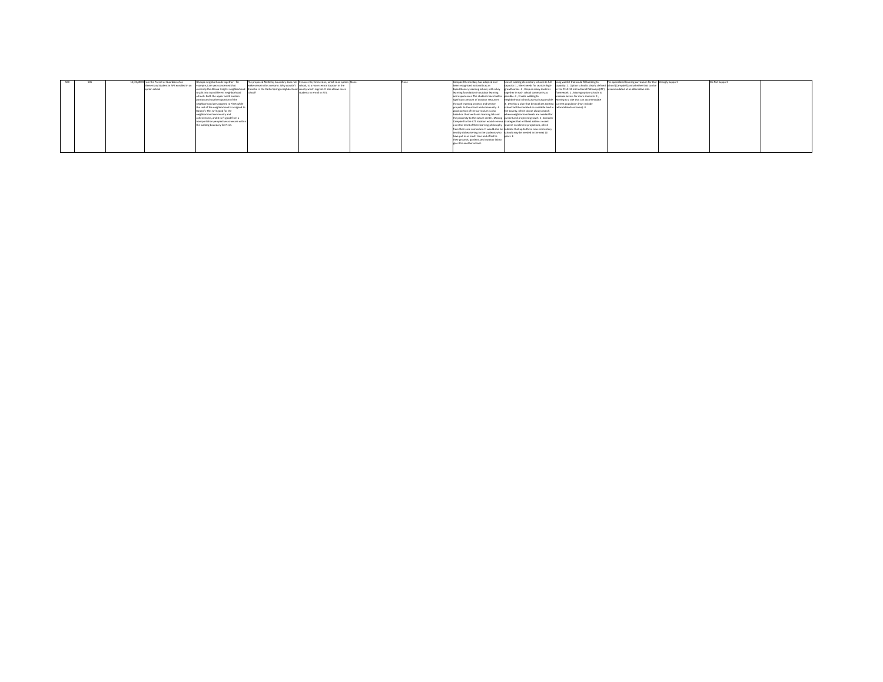| | | | | | | | | | | | | | | | | | |
|---|---|---|---|---|---|---|---|---|---|---|---|---|---|---|---|---|---|
| 500 | 501 | | 11/21/2019 | I am the Parent or Guardian of an Elementary Student in APS enrolled in an option school | It keeps neighborhoods together - for example, I am very concerned that currently the Alcova Heights neighborhood is split into two different neighborhood schools. Both the upper north eastern portion and southern portion of the neighborhood are assigned to Fleet while the rest of the neighborhood is assigned to Barcroft. This isn't good for the neighborhood community and cohesiveness, and it isn't good from a transportation perspective as we are within the walking boundary for Fleet. | The proposed McKinley boundary does not make sense in this scenario. Why wouldn't these be in the Carlin Springs neighborhood school? | It moves Key Immersion, which is an option school, to a more central location in the county which is great. It also allows more students to enroll in ATS. | None | None | Campbell Elementary has adopted and been recognized nationally as an Expeditionary Learning school, with a key learning foundation in outdoor learning and experiences. The students have both a significant amount of outdoor resources through learning projects and service projects to the school and community. A good portion of the curriculum is also based on their wetlands learning lab and the proximity to the nature center. Moving Campbell to the ATS location would remove a central tenet of their learning philosophy from them core curriculum. It would also be terribly disheartening to the students who have put in so much time and effort to their grounds, gardens, and outdoor lab to give it to another school. | Use all existing elementary schools to full capacity: 1 , Meet needs for seats in high-growth areas: 4 , Keep as many students together in each school community as possible: 2 , Enable walking to neighborhood schools as much as possible: 5 , Develop a plan that best utilizes existing school facilities located on available land in the County, which do not always match where neighborhood seats are needed for current and projected growth: 5 , Consider strategies that will best address recent student enrollment projections, which indicate that up to three new elementary schools may be needed in the next 10 years: 6 | Long waitlist that could fill building to capacity: 2 , Option school is clearly defined in the PreK-12 Instructional Pathways (IPP) framework: 1 , Moving option schools to increase access for more students: 4 , Moving to a site that can accommodate current population (may include relocatable classrooms): 3 | The specialized learning curriculum for this school (Campbell) and whether that can be accommodated at an alternative site. | Strongly Support | | Do Not Support | |